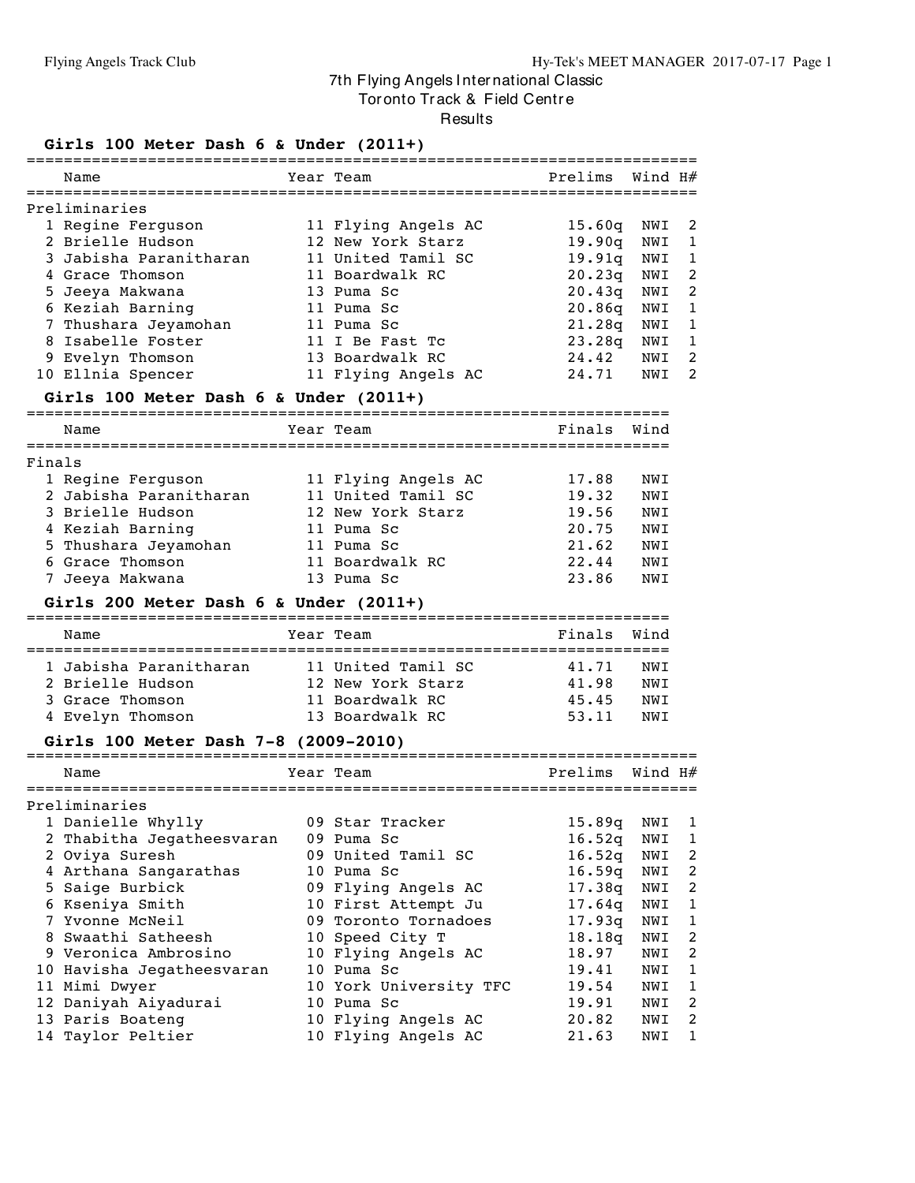# 7th Flying Angels International Classic

## Toronto Track & Field Centre

## Results

### Girls 100 Meter Dash 6 & Under (2011+)

Preliminaries

| | Name | Year | Team | Prelims | Wind | H# |
|---|---|---|---|---|---|---|
| 1 | Regine Ferguson | 11 | Flying Angels AC | 15.60q | NWI | 2 |
| 2 | Brielle Hudson | 12 | New York Starz | 19.90q | NWI | 1 |
| 3 | Jabisha Paranitharan | 11 | United Tamil SC | 19.91q | NWI | 1 |
| 4 | Grace Thomson | 11 | Boardwalk RC | 20.23q | NWI | 2 |
| 5 | Jeeya Makwana | 13 | Puma Sc | 20.43q | NWI | 2 |
| 6 | Keziah Barning | 11 | Puma Sc | 20.86q | NWI | 1 |
| 7 | Thushara Jeyamohan | 11 | Puma Sc | 21.28q | NWI | 1 |
| 8 | Isabelle Foster | 11 | I Be Fast Tc | 23.28q | NWI | 1 |
| 9 | Evelyn Thomson | 13 | Boardwalk RC | 24.42 | NWI | 2 |
| 10 | Ellnia Spencer | 11 | Flying Angels AC | 24.71 | NWI | 2 |

### Girls 100 Meter Dash 6 & Under (2011+)

Finals

| | Name | Year | Team | Finals | Wind |
|---|---|---|---|---|---|
| 1 | Regine Ferguson | 11 | Flying Angels AC | 17.88 | NWI |
| 2 | Jabisha Paranitharan | 11 | United Tamil SC | 19.32 | NWI |
| 3 | Brielle Hudson | 12 | New York Starz | 19.56 | NWI |
| 4 | Keziah Barning | 11 | Puma Sc | 20.75 | NWI |
| 5 | Thushara Jeyamohan | 11 | Puma Sc | 21.62 | NWI |
| 6 | Grace Thomson | 11 | Boardwalk RC | 22.44 | NWI |
| 7 | Jeeya Makwana | 13 | Puma Sc | 23.86 | NWI |

### Girls 200 Meter Dash 6 & Under (2011+)

| | Name | Year | Team | Finals | Wind |
|---|---|---|---|---|---|
| 1 | Jabisha Paranitharan | 11 | United Tamil SC | 41.71 | NWI |
| 2 | Brielle Hudson | 12 | New York Starz | 41.98 | NWI |
| 3 | Grace Thomson | 11 | Boardwalk RC | 45.45 | NWI |
| 4 | Evelyn Thomson | 13 | Boardwalk RC | 53.11 | NWI |

### Girls 100 Meter Dash 7-8 (2009-2010)

Preliminaries

| | Name | Year | Team | Prelims | Wind | H# |
|---|---|---|---|---|---|---|
| 1 | Danielle Whylly | 09 | Star Tracker | 15.89q | NWI | 1 |
| 2 | Thabitha Jegatheesvaran | 09 | Puma Sc | 16.52q | NWI | 1 |
| 2 | Oviya Suresh | 09 | United Tamil SC | 16.52q | NWI | 2 |
| 4 | Arthana Sangarathas | 10 | Puma Sc | 16.59q | NWI | 2 |
| 5 | Saige Burbick | 09 | Flying Angels AC | 17.38q | NWI | 2 |
| 6 | Kseniya Smith | 10 | First Attempt Ju | 17.64q | NWI | 1 |
| 7 | Yvonne McNeil | 09 | Toronto Tornadoes | 17.93q | NWI | 1 |
| 8 | Swaathi Satheesh | 10 | Speed City T | 18.18q | NWI | 2 |
| 9 | Veronica Ambrosino | 10 | Flying Angels AC | 18.97 | NWI | 2 |
| 10 | Havisha Jegatheesvaran | 10 | Puma Sc | 19.41 | NWI | 1 |
| 11 | Mimi Dwyer | 10 | York University TFC | 19.54 | NWI | 1 |
| 12 | Daniyah Aiyadurai | 10 | Puma Sc | 19.91 | NWI | 2 |
| 13 | Paris Boateng | 10 | Flying Angels AC | 20.82 | NWI | 2 |
| 14 | Taylor Peltier | 10 | Flying Angels AC | 21.63 | NWI | 1 |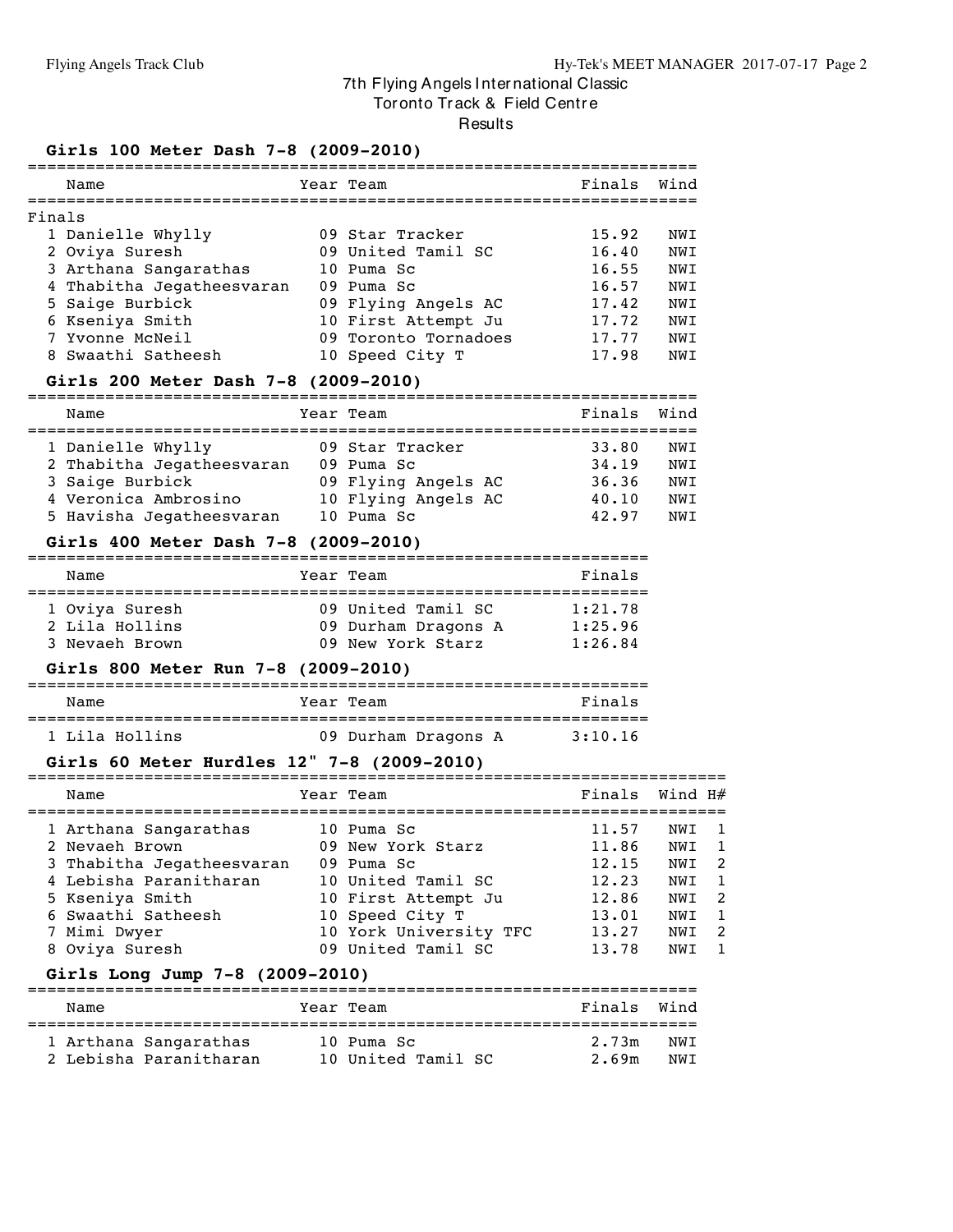# 7th Flying Angels International Classic

## Toronto Track & Field Centre

### Results

#### Girls 100 Meter Dash 7-8 (2009-2010)

Finals

| | Name | Year | Team | Finals | Wind |
|---|---|---|---|---|---|
| 1 | Danielle Whylly | 09 | Star Tracker | 15.92 | NWI |
| 2 | Oviya Suresh | 09 | United Tamil SC | 16.40 | NWI |
| 3 | Arthana Sangarathas | 10 | Puma Sc | 16.55 | NWI |
| 4 | Thabitha Jegatheesvaran | 09 | Puma Sc | 16.57 | NWI |
| 5 | Saige Burbick | 09 | Flying Angels AC | 17.42 | NWI |
| 6 | Kseniya Smith | 10 | First Attempt Ju | 17.72 | NWI |
| 7 | Yvonne McNeil | 09 | Toronto Tornadoes | 17.77 | NWI |
| 8 | Swaathi Satheesh | 10 | Speed City T | 17.98 | NWI |

#### Girls 200 Meter Dash 7-8 (2009-2010)

| | Name | Year | Team | Finals | Wind |
|---|---|---|---|---|---|
| 1 | Danielle Whylly | 09 | Star Tracker | 33.80 | NWI |
| 2 | Thabitha Jegatheesvaran | 09 | Puma Sc | 34.19 | NWI |
| 3 | Saige Burbick | 09 | Flying Angels AC | 36.36 | NWI |
| 4 | Veronica Ambrosino | 10 | Flying Angels AC | 40.10 | NWI |
| 5 | Havisha Jegatheesvaran | 10 | Puma Sc | 42.97 | NWI |

#### Girls 400 Meter Dash 7-8 (2009-2010)

| | Name | Year | Team | Finals |
|---|---|---|---|---|
| 1 | Oviya Suresh | 09 | United Tamil SC | 1:21.78 |
| 2 | Lila Hollins | 09 | Durham Dragons A | 1:25.96 |
| 3 | Nevaeh Brown | 09 | New York Starz | 1:26.84 |

#### Girls 800 Meter Run 7-8 (2009-2010)

| | Name | Year | Team | Finals |
|---|---|---|---|---|
| 1 | Lila Hollins | 09 | Durham Dragons A | 3:10.16 |

#### Girls 60 Meter Hurdles 12" 7-8 (2009-2010)

| | Name | Year | Team | Finals | Wind | H# |
|---|---|---|---|---|---|---|
| 1 | Arthana Sangarathas | 10 | Puma Sc | 11.57 | NWI | 1 |
| 2 | Nevaeh Brown | 09 | New York Starz | 11.86 | NWI | 1 |
| 3 | Thabitha Jegatheesvaran | 09 | Puma Sc | 12.15 | NWI | 2 |
| 4 | Lebisha Paranitharan | 10 | United Tamil SC | 12.23 | NWI | 1 |
| 5 | Kseniya Smith | 10 | First Attempt Ju | 12.86 | NWI | 2 |
| 6 | Swaathi Satheesh | 10 | Speed City T | 13.01 | NWI | 1 |
| 7 | Mimi Dwyer | 10 | York University TFC | 13.27 | NWI | 2 |
| 8 | Oviya Suresh | 09 | United Tamil SC | 13.78 | NWI | 1 |

#### Girls Long Jump 7-8 (2009-2010)

| | Name | Year | Team | Finals | Wind |
|---|---|---|---|---|---|
| 1 | Arthana Sangarathas | 10 | Puma Sc | 2.73m | NWI |
| 2 | Lebisha Paranitharan | 10 | United Tamil SC | 2.69m | NWI |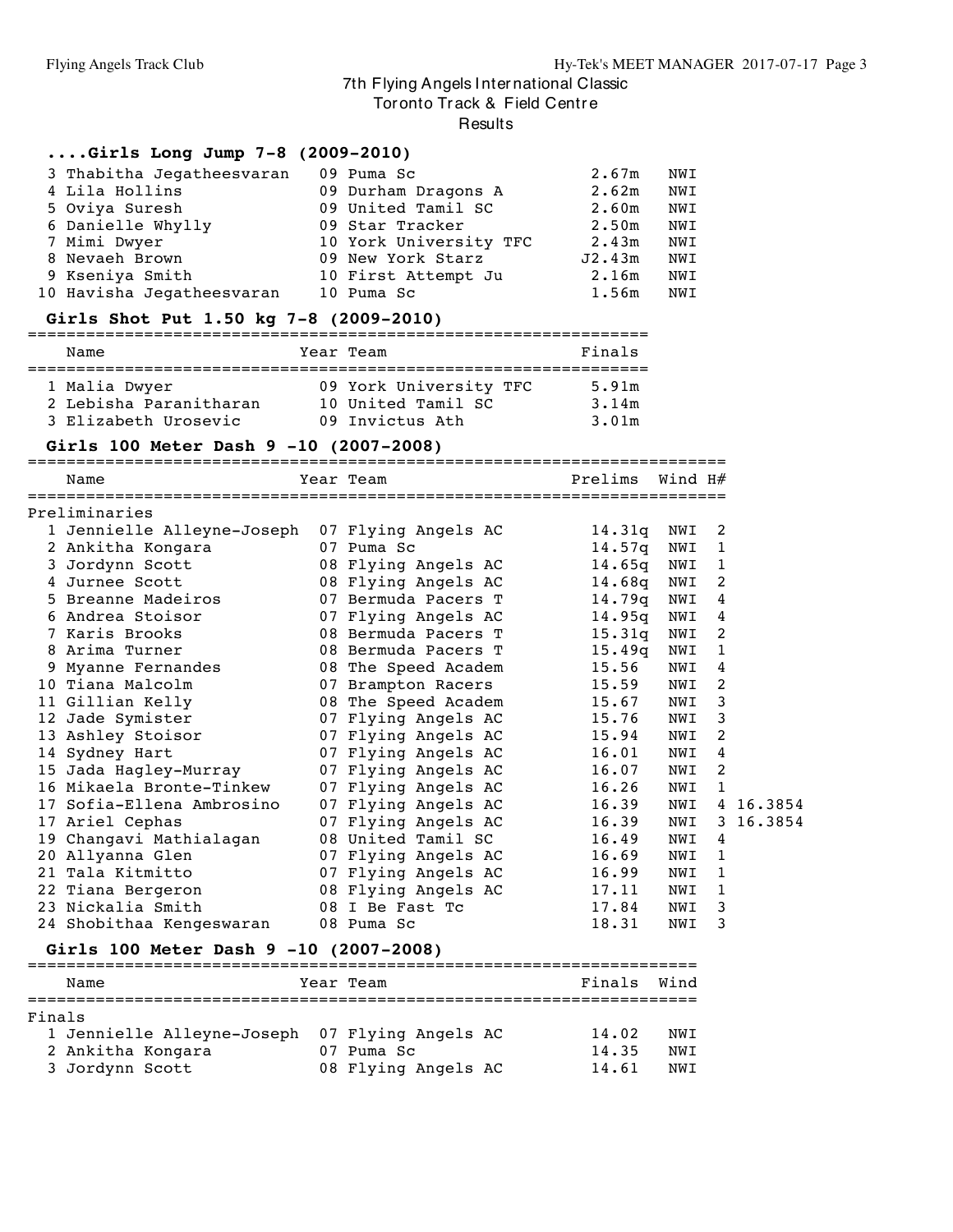# 7th Flying Angels International Classic

Toronto Track & Field Centre

Results

## ....Girls Long Jump 7-8 (2009-2010)

| Place | Name | Year | Team | Finals | Wind |
|---|---|---|---|---|---|
| 3 | Thabitha Jegatheesvaran | 09 | Puma Sc | 2.67m | NWI |
| 4 | Lila Hollins | 09 | Durham Dragons A | 2.62m | NWI |
| 5 | Oviya Suresh | 09 | United Tamil SC | 2.60m | NWI |
| 6 | Danielle Whylly | 09 | Star Tracker | 2.50m | NWI |
| 7 | Mimi Dwyer | 10 | York University TFC | 2.43m | NWI |
| 8 | Nevaeh Brown | 09 | New York Starz | J2.43m | NWI |
| 9 | Kseniya Smith | 10 | First Attempt Ju | 2.16m | NWI |
| 10 | Havisha Jegatheesvaran | 10 | Puma Sc | 1.56m | NWI |

## Girls Shot Put 1.50 kg 7-8 (2009-2010)

| Place | Name | Year | Team | Finals |
|---|---|---|---|---|
| 1 | Malia Dwyer | 09 | York University TFC | 5.91m |
| 2 | Lebisha Paranitharan | 10 | United Tamil SC | 3.14m |
| 3 | Elizabeth Urosevic | 09 | Invictus Ath | 3.01m |

## Girls 100 Meter Dash 9 -10 (2007-2008)

Preliminaries

| Place | Name | Year | Team | Prelims | Wind | H# | |
|---|---|---|---|---|---|---|---|
| 1 | Jennielle Alleyne-Joseph | 07 | Flying Angels AC | 14.31q | NWI | 2 | |
| 2 | Ankitha Kongara | 07 | Puma Sc | 14.57q | NWI | 1 | |
| 3 | Jordynn Scott | 08 | Flying Angels AC | 14.65q | NWI | 1 | |
| 4 | Jurnee Scott | 08 | Flying Angels AC | 14.68q | NWI | 2 | |
| 5 | Breanne Madeiros | 07 | Bermuda Pacers T | 14.79q | NWI | 4 | |
| 6 | Andrea Stoisor | 07 | Flying Angels AC | 14.95q | NWI | 4 | |
| 7 | Karis Brooks | 08 | Bermuda Pacers T | 15.31q | NWI | 2 | |
| 8 | Arima Turner | 08 | Bermuda Pacers T | 15.49q | NWI | 1 | |
| 9 | Myanne Fernandes | 08 | The Speed Academ | 15.56 | NWI | 4 | |
| 10 | Tiana Malcolm | 07 | Brampton Racers | 15.59 | NWI | 2 | |
| 11 | Gillian Kelly | 08 | The Speed Academ | 15.67 | NWI | 3 | |
| 12 | Jade Symister | 07 | Flying Angels AC | 15.76 | NWI | 3 | |
| 13 | Ashley Stoisor | 07 | Flying Angels AC | 15.94 | NWI | 2 | |
| 14 | Sydney Hart | 07 | Flying Angels AC | 16.01 | NWI | 4 | |
| 15 | Jada Hagley-Murray | 07 | Flying Angels AC | 16.07 | NWI | 2 | |
| 16 | Mikaela Bronte-Tinkew | 07 | Flying Angels AC | 16.26 | NWI | 1 | |
| 17 | Sofia-Ellena Ambrosino | 07 | Flying Angels AC | 16.39 | NWI | 4 | 16.3854 |
| 17 | Ariel Cephas | 07 | Flying Angels AC | 16.39 | NWI | 3 | 16.3854 |
| 19 | Changavi Mathialagan | 08 | United Tamil SC | 16.49 | NWI | 4 | |
| 20 | Allyanna Glen | 07 | Flying Angels AC | 16.69 | NWI | 1 | |
| 21 | Tala Kitmitto | 07 | Flying Angels AC | 16.99 | NWI | 1 | |
| 22 | Tiana Bergeron | 08 | Flying Angels AC | 17.11 | NWI | 1 | |
| 23 | Nickalia Smith | 08 | I Be Fast Tc | 17.84 | NWI | 3 | |
| 24 | Shobithaa Kengeswaran | 08 | Puma Sc | 18.31 | NWI | 3 | |

## Girls 100 Meter Dash 9 -10 (2007-2008)

Finals

| Place | Name | Year | Team | Finals | Wind |
|---|---|---|---|---|---|
| 1 | Jennielle Alleyne-Joseph | 07 | Flying Angels AC | 14.02 | NWI |
| 2 | Ankitha Kongara | 07 | Puma Sc | 14.35 | NWI |
| 3 | Jordynn Scott | 08 | Flying Angels AC | 14.61 | NWI |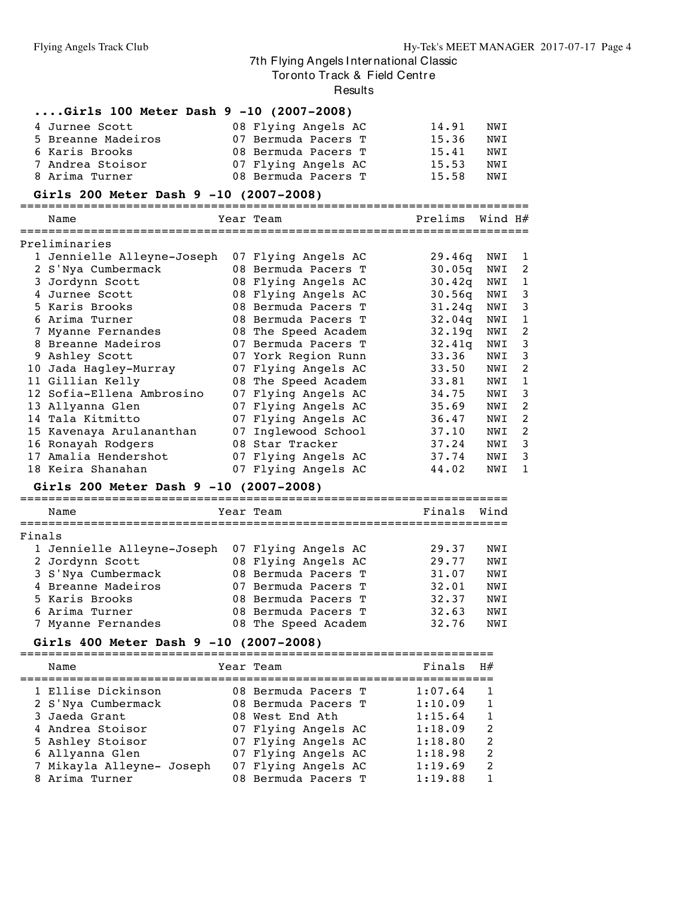# 7th Flying Angels International Classic

Toronto Track & Field Centre

Results

### ....Girls 100 Meter Dash 9 -10 (2007-2008)

| Place | Name | Year | Team | Finals | Wind |
|---|---|---|---|---|---|
| 4 | Jurnee Scott | 08 | Flying Angels AC | 14.91 | NWI |
| 5 | Breanne Madeiros | 07 | Bermuda Pacers T | 15.36 | NWI |
| 6 | Karis Brooks | 08 | Bermuda Pacers T | 15.41 | NWI |
| 7 | Andrea Stoisor | 07 | Flying Angels AC | 15.53 | NWI |
| 8 | Arima Turner | 08 | Bermuda Pacers T | 15.58 | NWI |

### Girls 200 Meter Dash 9 -10 (2007-2008)

Preliminaries

| Place | Name | Year | Team | Prelims | Wind | H# |
|---|---|---|---|---|---|---|
| 1 | Jennielle Alleyne-Joseph | 07 | Flying Angels AC | 29.46q | NWI | 1 |
| 2 | S'Nya Cumbermack | 08 | Bermuda Pacers T | 30.05q | NWI | 2 |
| 3 | Jordynn Scott | 08 | Flying Angels AC | 30.42q | NWI | 1 |
| 4 | Jurnee Scott | 08 | Flying Angels AC | 30.56q | NWI | 3 |
| 5 | Karis Brooks | 08 | Bermuda Pacers T | 31.24q | NWI | 3 |
| 6 | Arima Turner | 08 | Bermuda Pacers T | 32.04q | NWI | 1 |
| 7 | Myanne Fernandes | 08 | The Speed Academ | 32.19q | NWI | 2 |
| 8 | Breanne Madeiros | 07 | Bermuda Pacers T | 32.41q | NWI | 3 |
| 9 | Ashley Scott | 07 | York Region Runn | 33.36 | NWI | 3 |
| 10 | Jada Hagley-Murray | 07 | Flying Angels AC | 33.50 | NWI | 2 |
| 11 | Gillian Kelly | 08 | The Speed Academ | 33.81 | NWI | 1 |
| 12 | Sofia-Ellena Ambrosino | 07 | Flying Angels AC | 34.75 | NWI | 3 |
| 13 | Allyanna Glen | 07 | Flying Angels AC | 35.69 | NWI | 2 |
| 14 | Tala Kitmitto | 07 | Flying Angels AC | 36.47 | NWI | 2 |
| 15 | Kavenaya Arulananthan | 07 | Inglewood School | 37.10 | NWI | 2 |
| 16 | Ronayah Rodgers | 08 | Star Tracker | 37.24 | NWI | 3 |
| 17 | Amalia Hendershot | 07 | Flying Angels AC | 37.74 | NWI | 3 |
| 18 | Keira Shanahan | 07 | Flying Angels AC | 44.02 | NWI | 1 |

### Girls 200 Meter Dash 9 -10 (2007-2008)

Finals

| Place | Name | Year | Team | Finals | Wind |
|---|---|---|---|---|---|
| 1 | Jennielle Alleyne-Joseph | 07 | Flying Angels AC | 29.37 | NWI |
| 2 | Jordynn Scott | 08 | Flying Angels AC | 29.77 | NWI |
| 3 | S'Nya Cumbermack | 08 | Bermuda Pacers T | 31.07 | NWI |
| 4 | Breanne Madeiros | 07 | Bermuda Pacers T | 32.01 | NWI |
| 5 | Karis Brooks | 08 | Bermuda Pacers T | 32.37 | NWI |
| 6 | Arima Turner | 08 | Bermuda Pacers T | 32.63 | NWI |
| 7 | Myanne Fernandes | 08 | The Speed Academ | 32.76 | NWI |

### Girls 400 Meter Dash 9 -10 (2007-2008)

| Place | Name | Year | Team | Finals | H# |
|---|---|---|---|---|---|
| 1 | Ellise Dickinson | 08 | Bermuda Pacers T | 1:07.64 | 1 |
| 2 | S'Nya Cumbermack | 08 | Bermuda Pacers T | 1:10.09 | 1 |
| 3 | Jaeda Grant | 08 | West End Ath | 1:15.64 | 1 |
| 4 | Andrea Stoisor | 07 | Flying Angels AC | 1:18.09 | 2 |
| 5 | Ashley Stoisor | 07 | Flying Angels AC | 1:18.80 | 2 |
| 6 | Allyanna Glen | 07 | Flying Angels AC | 1:18.98 | 2 |
| 7 | Mikayla Alleyne- Joseph | 07 | Flying Angels AC | 1:19.69 | 2 |
| 8 | Arima Turner | 08 | Bermuda Pacers T | 1:19.88 | 1 |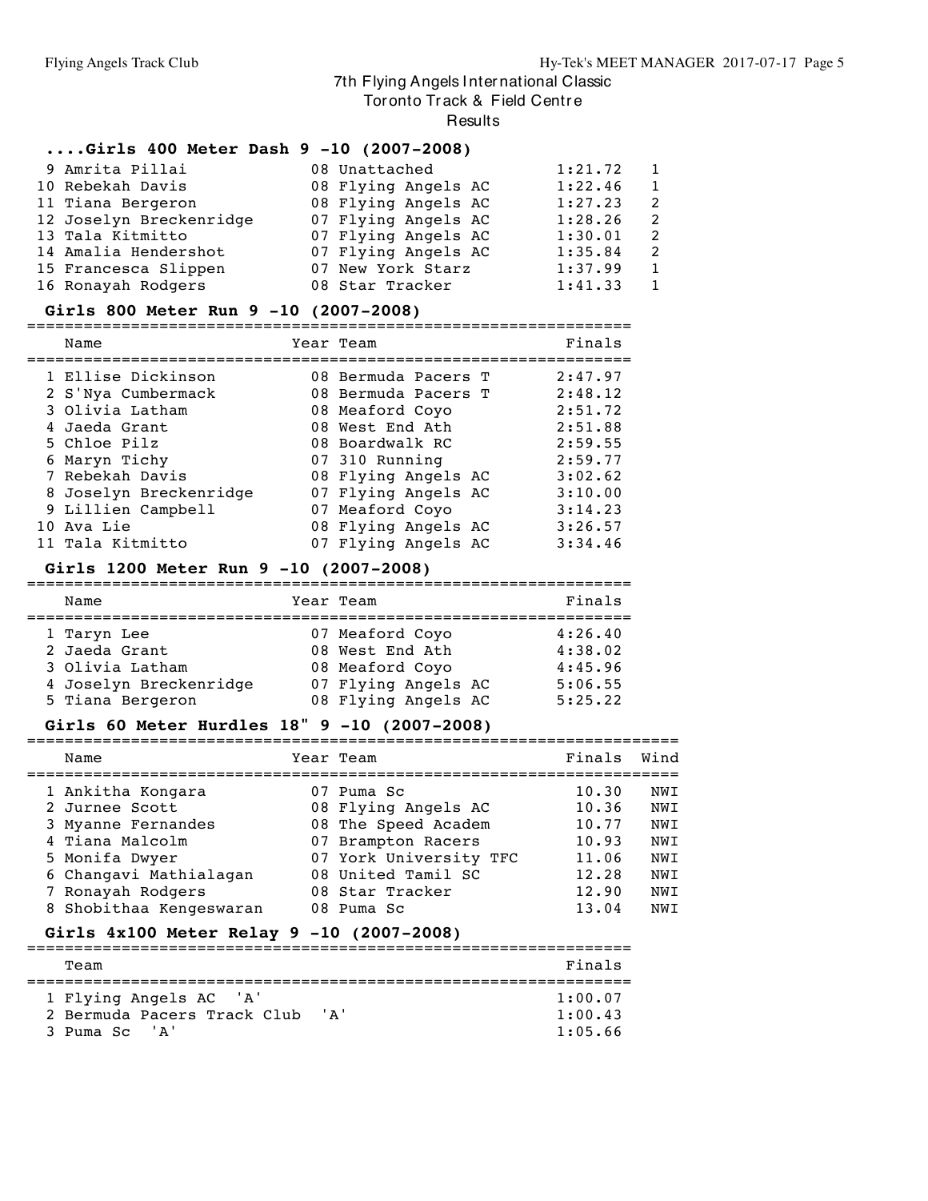# 7th Flying Angels International Classic
## Toronto Track & Field Centre
### Results

### ....Girls 400 Meter Dash 9 -10 (2007-2008)

| Place | Name | Year | Team | Finals | Heat |
|---|---|---|---|---|---|
| 9 | Amrita Pillai | 08 | Unattached | 1:21.72 | 1 |
| 10 | Rebekah Davis | 08 | Flying Angels AC | 1:22.46 | 1 |
| 11 | Tiana Bergeron | 08 | Flying Angels AC | 1:27.23 | 2 |
| 12 | Joselyn Breckenridge | 07 | Flying Angels AC | 1:28.26 | 2 |
| 13 | Tala Kitmitto | 07 | Flying Angels AC | 1:30.01 | 2 |
| 14 | Amalia Hendershot | 07 | Flying Angels AC | 1:35.84 | 2 |
| 15 | Francesca Slippen | 07 | New York Starz | 1:37.99 | 1 |
| 16 | Ronayah Rodgers | 08 | Star Tracker | 1:41.33 | 1 |

### Girls 800 Meter Run 9 -10 (2007-2008)

| Place | Name | Year | Team | Finals |
|---|---|---|---|---|
| 1 | Ellise Dickinson | 08 | Bermuda Pacers T | 2:47.97 |
| 2 | S'Nya Cumbermack | 08 | Bermuda Pacers T | 2:48.12 |
| 3 | Olivia Latham | 08 | Meaford Coyo | 2:51.72 |
| 4 | Jaeda Grant | 08 | West End Ath | 2:51.88 |
| 5 | Chloe Pilz | 08 | Boardwalk RC | 2:59.55 |
| 6 | Maryn Tichy | 07 | 310 Running | 2:59.77 |
| 7 | Rebekah Davis | 08 | Flying Angels AC | 3:02.62 |
| 8 | Joselyn Breckenridge | 07 | Flying Angels AC | 3:10.00 |
| 9 | Lillien Campbell | 07 | Meaford Coyo | 3:14.23 |
| 10 | Ava Lie | 08 | Flying Angels AC | 3:26.57 |
| 11 | Tala Kitmitto | 07 | Flying Angels AC | 3:34.46 |

### Girls 1200 Meter Run 9 -10 (2007-2008)

| Place | Name | Year | Team | Finals |
|---|---|---|---|---|
| 1 | Taryn Lee | 07 | Meaford Coyo | 4:26.40 |
| 2 | Jaeda Grant | 08 | West End Ath | 4:38.02 |
| 3 | Olivia Latham | 08 | Meaford Coyo | 4:45.96 |
| 4 | Joselyn Breckenridge | 07 | Flying Angels AC | 5:06.55 |
| 5 | Tiana Bergeron | 08 | Flying Angels AC | 5:25.22 |

### Girls 60 Meter Hurdles 18" 9 -10 (2007-2008)

| Place | Name | Year | Team | Finals | Wind |
|---|---|---|---|---|---|
| 1 | Ankitha Kongara | 07 | Puma Sc | 10.30 | NWI |
| 2 | Jurnee Scott | 08 | Flying Angels AC | 10.36 | NWI |
| 3 | Myanne Fernandes | 08 | The Speed Academ | 10.77 | NWI |
| 4 | Tiana Malcolm | 07 | Brampton Racers | 10.93 | NWI |
| 5 | Monifa Dwyer | 07 | York University TFC | 11.06 | NWI |
| 6 | Changavi Mathialagan | 08 | United Tamil SC | 12.28 | NWI |
| 7 | Ronayah Rodgers | 08 | Star Tracker | 12.90 | NWI |
| 8 | Shobithaa Kengeswaran | 08 | Puma Sc | 13.04 | NWI |

### Girls 4x100 Meter Relay 9 -10 (2007-2008)

| Place | Team | Finals |
|---|---|---|
| 1 | Flying Angels AC 'A' | 1:00.07 |
| 2 | Bermuda Pacers Track Club 'A' | 1:00.43 |
| 3 | Puma Sc 'A' | 1:05.66 |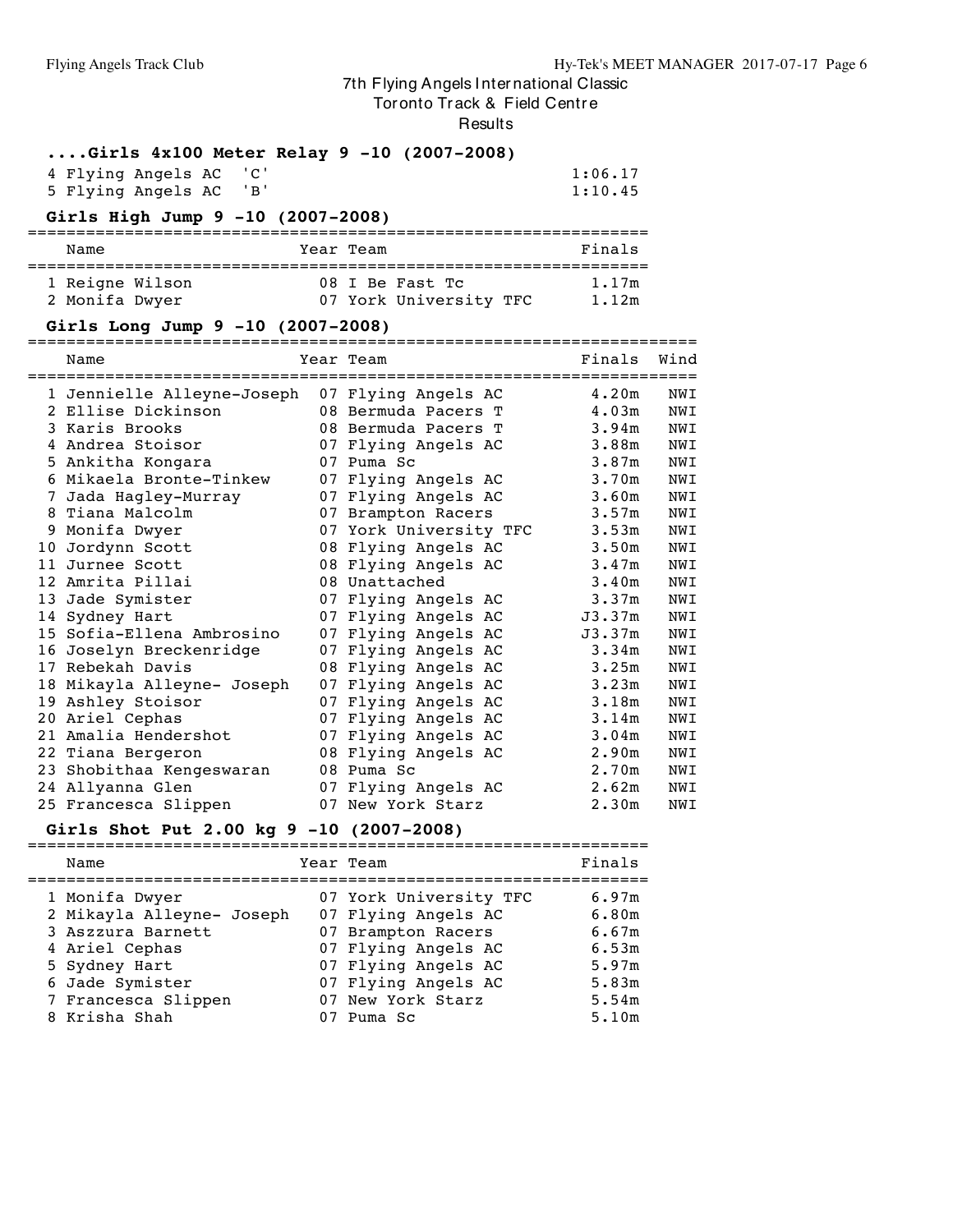7th Flying Angels International Classic
Toronto Track & Field Centre
Results

### ....Girls 4x100 Meter Relay 9 -10 (2007-2008)

| | Team | Finals |
|---|---|---|
| 4 | Flying Angels AC 'C' | 1:06.17 |
| 5 | Flying Angels AC 'B' | 1:10.45 |

### Girls High Jump 9 -10 (2007-2008)

| | Name | Year | Team | Finals |
|---|---|---|---|---|
| 1 | Reigne Wilson | 08 | I Be Fast Tc | 1.17m |
| 2 | Monifa Dwyer | 07 | York University TFC | 1.12m |

### Girls Long Jump 9 -10 (2007-2008)

| | Name | Year | Team | Finals | Wind |
|---|---|---|---|---|---|
| 1 | Jennielle Alleyne-Joseph | 07 | Flying Angels AC | 4.20m | NWI |
| 2 | Ellise Dickinson | 08 | Bermuda Pacers T | 4.03m | NWI |
| 3 | Karis Brooks | 08 | Bermuda Pacers T | 3.94m | NWI |
| 4 | Andrea Stoisor | 07 | Flying Angels AC | 3.88m | NWI |
| 5 | Ankitha Kongara | 07 | Puma Sc | 3.87m | NWI |
| 6 | Mikaela Bronte-Tinkew | 07 | Flying Angels AC | 3.70m | NWI |
| 7 | Jada Hagley-Murray | 07 | Flying Angels AC | 3.60m | NWI |
| 8 | Tiana Malcolm | 07 | Brampton Racers | 3.57m | NWI |
| 9 | Monifa Dwyer | 07 | York University TFC | 3.53m | NWI |
| 10 | Jordynn Scott | 08 | Flying Angels AC | 3.50m | NWI |
| 11 | Jurnee Scott | 08 | Flying Angels AC | 3.47m | NWI |
| 12 | Amrita Pillai | 08 | Unattached | 3.40m | NWI |
| 13 | Jade Symister | 07 | Flying Angels AC | 3.37m | NWI |
| 14 | Sydney Hart | 07 | Flying Angels AC | J3.37m | NWI |
| 15 | Sofia-Ellena Ambrosino | 07 | Flying Angels AC | J3.37m | NWI |
| 16 | Joselyn Breckenridge | 07 | Flying Angels AC | 3.34m | NWI |
| 17 | Rebekah Davis | 08 | Flying Angels AC | 3.25m | NWI |
| 18 | Mikayla Alleyne- Joseph | 07 | Flying Angels AC | 3.23m | NWI |
| 19 | Ashley Stoisor | 07 | Flying Angels AC | 3.18m | NWI |
| 20 | Ariel Cephas | 07 | Flying Angels AC | 3.14m | NWI |
| 21 | Amalia Hendershot | 07 | Flying Angels AC | 3.04m | NWI |
| 22 | Tiana Bergeron | 08 | Flying Angels AC | 2.90m | NWI |
| 23 | Shobithaa Kengeswaran | 08 | Puma Sc | 2.70m | NWI |
| 24 | Allyanna Glen | 07 | Flying Angels AC | 2.62m | NWI |
| 25 | Francesca Slippen | 07 | New York Starz | 2.30m | NWI |

### Girls Shot Put 2.00 kg 9 -10 (2007-2008)

| | Name | Year | Team | Finals |
|---|---|---|---|---|
| 1 | Monifa Dwyer | 07 | York University TFC | 6.97m |
| 2 | Mikayla Alleyne- Joseph | 07 | Flying Angels AC | 6.80m |
| 3 | Aszzura Barnett | 07 | Brampton Racers | 6.67m |
| 4 | Ariel Cephas | 07 | Flying Angels AC | 6.53m |
| 5 | Sydney Hart | 07 | Flying Angels AC | 5.97m |
| 6 | Jade Symister | 07 | Flying Angels AC | 5.83m |
| 7 | Francesca Slippen | 07 | New York Starz | 5.54m |
| 8 | Krisha Shah | 07 | Puma Sc | 5.10m |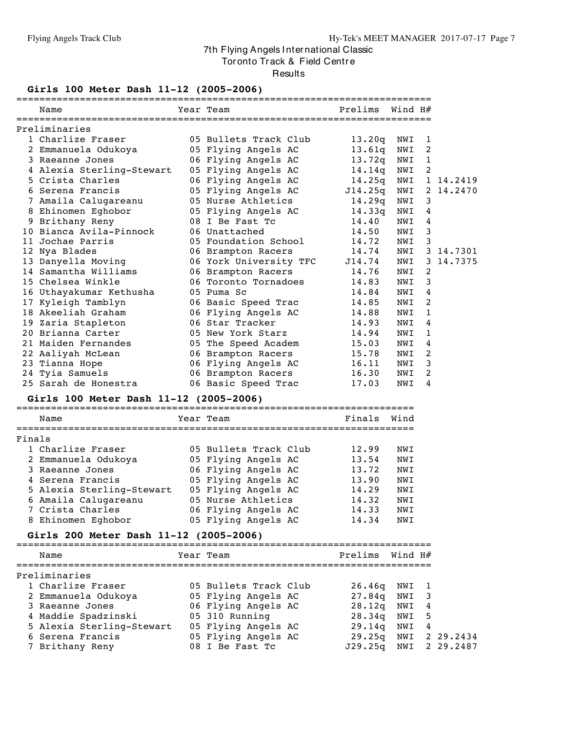# 7th Flying Angels International Classic

Toronto Track & Field Centre

Results

### Girls 100 Meter Dash 11-12 (2005-2006)

**Preliminaries**

| | Name | Year | Team | Prelims | Wind | H# | |
|---|---|---|---|---|---|---|---|
| 1 | Charlize Fraser | 05 | Bullets Track Club | 13.20q | NWI | 1 | |
| 2 | Emmanuela Odukoya | 05 | Flying Angels AC | 13.61q | NWI | 2 | |
| 3 | Raeanne Jones | 06 | Flying Angels AC | 13.72q | NWI | 1 | |
| 4 | Alexia Sterling-Stewart | 05 | Flying Angels AC | 14.14q | NWI | 2 | |
| 5 | Crista Charles | 06 | Flying Angels AC | 14.25q | NWI | 1 | 14.2419 |
| 6 | Serena Francis | 05 | Flying Angels AC | J14.25q | NWI | 2 | 14.2470 |
| 7 | Amaila Calugareanu | 05 | Nurse Athletics | 14.29q | NWI | 3 | |
| 8 | Ehinomen Eghobor | 05 | Flying Angels AC | 14.33q | NWI | 4 | |
| 9 | Brithany Reny | 08 | I Be Fast Tc | 14.40 | NWI | 4 | |
| 10 | Bianca Avila-Pinnock | 06 | Unattached | 14.50 | NWI | 3 | |
| 11 | Jochae Parris | 05 | Foundation School | 14.72 | NWI | 3 | |
| 12 | Nya Blades | 06 | Brampton Racers | 14.74 | NWI | 3 | 14.7301 |
| 13 | Danyella Moving | 06 | York University TFC | J14.74 | NWI | 3 | 14.7375 |
| 14 | Samantha Williams | 06 | Brampton Racers | 14.76 | NWI | 2 | |
| 15 | Chelsea Winkle | 06 | Toronto Tornadoes | 14.83 | NWI | 3 | |
| 16 | Uthayakumar Kethusha | 05 | Puma Sc | 14.84 | NWI | 4 | |
| 17 | Kyleigh Tamblyn | 06 | Basic Speed Trac | 14.85 | NWI | 2 | |
| 18 | Akeeliah Graham | 06 | Flying Angels AC | 14.88 | NWI | 1 | |
| 19 | Zaria Stapleton | 06 | Star Tracker | 14.93 | NWI | 4 | |
| 20 | Brianna Carter | 05 | New York Starz | 14.94 | NWI | 1 | |
| 21 | Maiden Fernandes | 05 | The Speed Academ | 15.03 | NWI | 4 | |
| 22 | Aaliyah McLean | 06 | Brampton Racers | 15.78 | NWI | 2 | |
| 23 | Tianna Hope | 06 | Flying Angels AC | 16.11 | NWI | 3 | |
| 24 | Tyia Samuels | 06 | Brampton Racers | 16.30 | NWI | 2 | |
| 25 | Sarah de Honestra | 06 | Basic Speed Trac | 17.03 | NWI | 4 | |

### Girls 100 Meter Dash 11-12 (2005-2006)

**Finals**

| | Name | Year | Team | Finals | Wind |
|---|---|---|---|---|---|
| 1 | Charlize Fraser | 05 | Bullets Track Club | 12.99 | NWI |
| 2 | Emmanuela Odukoya | 05 | Flying Angels AC | 13.54 | NWI |
| 3 | Raeanne Jones | 06 | Flying Angels AC | 13.72 | NWI |
| 4 | Serena Francis | 05 | Flying Angels AC | 13.90 | NWI |
| 5 | Alexia Sterling-Stewart | 05 | Flying Angels AC | 14.29 | NWI |
| 6 | Amaila Calugareanu | 05 | Nurse Athletics | 14.32 | NWI |
| 7 | Crista Charles | 06 | Flying Angels AC | 14.33 | NWI |
| 8 | Ehinomen Eghobor | 05 | Flying Angels AC | 14.34 | NWI |

### Girls 200 Meter Dash 11-12 (2005-2006)

**Preliminaries**

| | Name | Year | Team | Prelims | Wind | H# | |
|---|---|---|---|---|---|---|---|
| 1 | Charlize Fraser | 05 | Bullets Track Club | 26.46q | NWI | 1 | |
| 2 | Emmanuela Odukoya | 05 | Flying Angels AC | 27.84q | NWI | 3 | |
| 3 | Raeanne Jones | 06 | Flying Angels AC | 28.12q | NWI | 4 | |
| 4 | Maddie Spadzinski | 05 | 310 Running | 28.34q | NWI | 5 | |
| 5 | Alexia Sterling-Stewart | 05 | Flying Angels AC | 29.14q | NWI | 4 | |
| 6 | Serena Francis | 05 | Flying Angels AC | 29.25q | NWI | 2 | 29.2434 |
| 7 | Brithany Reny | 08 | I Be Fast Tc | J29.25q | NWI | 2 | 29.2487 |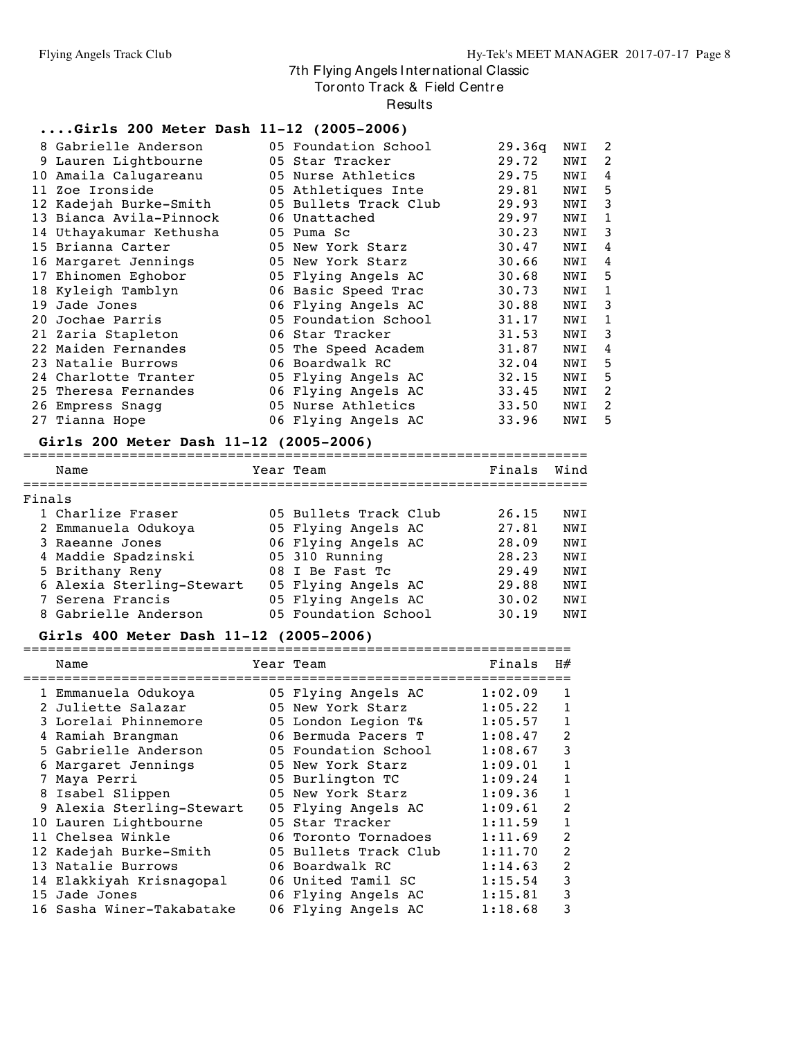7th Flying Angels International Classic
Toronto Track & Field Centre
Results

### ....Girls 200 Meter Dash 11-12 (2005-2006)

| Place | Name | Year | Team | Prelims | Wind | H# |
|---|---|---|---|---|---|---|
| 8 | Gabrielle Anderson | 05 | Foundation School | 29.36q | NWI | 2 |
| 9 | Lauren Lightbourne | 05 | Star Tracker | 29.72 | NWI | 2 |
| 10 | Amaila Calugareanu | 05 | Nurse Athletics | 29.75 | NWI | 4 |
| 11 | Zoe Ironside | 05 | Athletiques Inte | 29.81 | NWI | 5 |
| 12 | Kadejah Burke-Smith | 05 | Bullets Track Club | 29.93 | NWI | 3 |
| 13 | Bianca Avila-Pinnock | 06 | Unattached | 29.97 | NWI | 1 |
| 14 | Uthayakumar Kethusha | 05 | Puma Sc | 30.23 | NWI | 3 |
| 15 | Brianna Carter | 05 | New York Starz | 30.47 | NWI | 4 |
| 16 | Margaret Jennings | 05 | New York Starz | 30.66 | NWI | 4 |
| 17 | Ehinomen Eghobor | 05 | Flying Angels AC | 30.68 | NWI | 5 |
| 18 | Kyleigh Tamblyn | 06 | Basic Speed Trac | 30.73 | NWI | 1 |
| 19 | Jade Jones | 06 | Flying Angels AC | 30.88 | NWI | 3 |
| 20 | Jochae Parris | 05 | Foundation School | 31.17 | NWI | 1 |
| 21 | Zaria Stapleton | 06 | Star Tracker | 31.53 | NWI | 3 |
| 22 | Maiden Fernandes | 05 | The Speed Academ | 31.87 | NWI | 4 |
| 23 | Natalie Burrows | 06 | Boardwalk RC | 32.04 | NWI | 5 |
| 24 | Charlotte Tranter | 05 | Flying Angels AC | 32.15 | NWI | 5 |
| 25 | Theresa Fernandes | 06 | Flying Angels AC | 33.45 | NWI | 2 |
| 26 | Empress Snagg | 05 | Nurse Athletics | 33.50 | NWI | 2 |
| 27 | Tianna Hope | 06 | Flying Angels AC | 33.96 | NWI | 5 |

### Girls 200 Meter Dash 11-12 (2005-2006)

Finals

| Place | Name | Year | Team | Finals | Wind |
|---|---|---|---|---|---|
| 1 | Charlize Fraser | 05 | Bullets Track Club | 26.15 | NWI |
| 2 | Emmanuela Odukoya | 05 | Flying Angels AC | 27.81 | NWI |
| 3 | Raeanne Jones | 06 | Flying Angels AC | 28.09 | NWI |
| 4 | Maddie Spadzinski | 05 | 310 Running | 28.23 | NWI |
| 5 | Brithany Reny | 08 | I Be Fast Tc | 29.49 | NWI |
| 6 | Alexia Sterling-Stewart | 05 | Flying Angels AC | 29.88 | NWI |
| 7 | Serena Francis | 05 | Flying Angels AC | 30.02 | NWI |
| 8 | Gabrielle Anderson | 05 | Foundation School | 30.19 | NWI |

### Girls 400 Meter Dash 11-12 (2005-2006)

| Place | Name | Year | Team | Finals | H# |
|---|---|---|---|---|---|
| 1 | Emmanuela Odukoya | 05 | Flying Angels AC | 1:02.09 | 1 |
| 2 | Juliette Salazar | 05 | New York Starz | 1:05.22 | 1 |
| 3 | Lorelai Phinnemore | 05 | London Legion T& | 1:05.57 | 1 |
| 4 | Ramiah Brangman | 06 | Bermuda Pacers T | 1:08.47 | 2 |
| 5 | Gabrielle Anderson | 05 | Foundation School | 1:08.67 | 3 |
| 6 | Margaret Jennings | 05 | New York Starz | 1:09.01 | 1 |
| 7 | Maya Perri | 05 | Burlington TC | 1:09.24 | 1 |
| 8 | Isabel Slippen | 05 | New York Starz | 1:09.36 | 1 |
| 9 | Alexia Sterling-Stewart | 05 | Flying Angels AC | 1:09.61 | 2 |
| 10 | Lauren Lightbourne | 05 | Star Tracker | 1:11.59 | 1 |
| 11 | Chelsea Winkle | 06 | Toronto Tornadoes | 1:11.69 | 2 |
| 12 | Kadejah Burke-Smith | 05 | Bullets Track Club | 1:11.70 | 2 |
| 13 | Natalie Burrows | 06 | Boardwalk RC | 1:14.63 | 2 |
| 14 | Elakkiyah Krisnagopal | 06 | United Tamil SC | 1:15.54 | 3 |
| 15 | Jade Jones | 06 | Flying Angels AC | 1:15.81 | 3 |
| 16 | Sasha Winer-Takabatake | 06 | Flying Angels AC | 1:18.68 | 3 |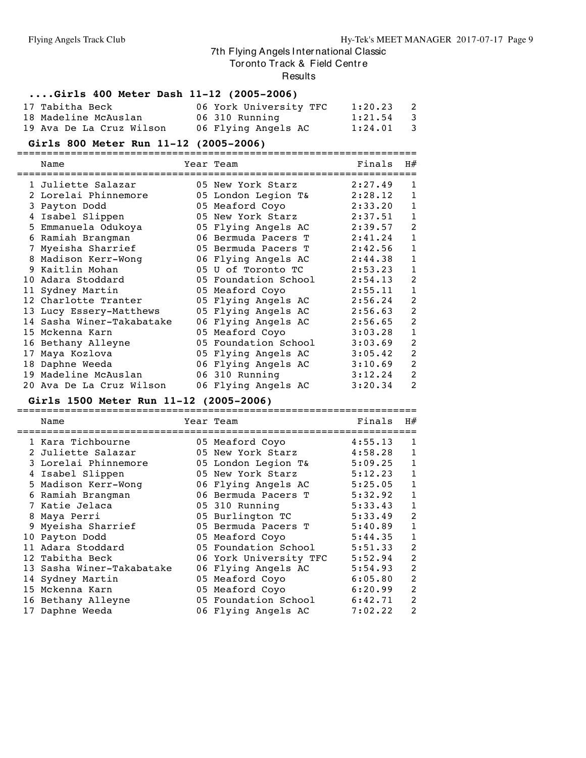# 7th Flying Angels International Classic

Toronto Track & Field Centre

Results

### ....Girls 400 Meter Dash 11-12 (2005-2006)

| | Name | Year | Team | Finals | H# |
|---|---|---|---|---|---|
| 17 | Tabitha Beck | 06 | York University TFC | 1:20.23 | 2 |
| 18 | Madeline McAuslan | 06 | 310 Running | 1:21.54 | 3 |
| 19 | Ava De La Cruz Wilson | 06 | Flying Angels AC | 1:24.01 | 3 |

### Girls 800 Meter Run 11-12 (2005-2006)

| | Name | Year | Team | Finals | H# |
|---|---|---|---|---|---|
| 1 | Juliette Salazar | 05 | New York Starz | 2:27.49 | 1 |
| 2 | Lorelai Phinnemore | 05 | London Legion T& | 2:28.12 | 1 |
| 3 | Payton Dodd | 05 | Meaford Coyo | 2:33.20 | 1 |
| 4 | Isabel Slippen | 05 | New York Starz | 2:37.51 | 1 |
| 5 | Emmanuela Odukoya | 05 | Flying Angels AC | 2:39.57 | 2 |
| 6 | Ramiah Brangman | 06 | Bermuda Pacers T | 2:41.24 | 1 |
| 7 | Myeisha Sharrief | 05 | Bermuda Pacers T | 2:42.56 | 1 |
| 8 | Madison Kerr-Wong | 06 | Flying Angels AC | 2:44.38 | 1 |
| 9 | Kaitlin Mohan | 05 | U of Toronto TC | 2:53.23 | 1 |
| 10 | Adara Stoddard | 05 | Foundation School | 2:54.13 | 2 |
| 11 | Sydney Martin | 05 | Meaford Coyo | 2:55.11 | 1 |
| 12 | Charlotte Tranter | 05 | Flying Angels AC | 2:56.24 | 2 |
| 13 | Lucy Essery-Matthews | 05 | Flying Angels AC | 2:56.63 | 2 |
| 14 | Sasha Winer-Takabatake | 06 | Flying Angels AC | 2:56.65 | 2 |
| 15 | Mckenna Karn | 05 | Meaford Coyo | 3:03.28 | 1 |
| 16 | Bethany Alleyne | 05 | Foundation School | 3:03.69 | 2 |
| 17 | Maya Kozlova | 05 | Flying Angels AC | 3:05.42 | 2 |
| 18 | Daphne Weeda | 06 | Flying Angels AC | 3:10.69 | 2 |
| 19 | Madeline McAuslan | 06 | 310 Running | 3:12.24 | 2 |
| 20 | Ava De La Cruz Wilson | 06 | Flying Angels AC | 3:20.34 | 2 |

### Girls 1500 Meter Run 11-12 (2005-2006)

| | Name | Year | Team | Finals | H# |
|---|---|---|---|---|---|
| 1 | Kara Tichbourne | 05 | Meaford Coyo | 4:55.13 | 1 |
| 2 | Juliette Salazar | 05 | New York Starz | 4:58.28 | 1 |
| 3 | Lorelai Phinnemore | 05 | London Legion T& | 5:09.25 | 1 |
| 4 | Isabel Slippen | 05 | New York Starz | 5:12.23 | 1 |
| 5 | Madison Kerr-Wong | 06 | Flying Angels AC | 5:25.05 | 1 |
| 6 | Ramiah Brangman | 06 | Bermuda Pacers T | 5:32.92 | 1 |
| 7 | Katie Jelaca | 05 | 310 Running | 5:33.43 | 1 |
| 8 | Maya Perri | 05 | Burlington TC | 5:33.49 | 2 |
| 9 | Myeisha Sharrief | 05 | Bermuda Pacers T | 5:40.89 | 1 |
| 10 | Payton Dodd | 05 | Meaford Coyo | 5:44.35 | 1 |
| 11 | Adara Stoddard | 05 | Foundation School | 5:51.33 | 2 |
| 12 | Tabitha Beck | 06 | York University TFC | 5:52.94 | 2 |
| 13 | Sasha Winer-Takabatake | 06 | Flying Angels AC | 5:54.93 | 2 |
| 14 | Sydney Martin | 05 | Meaford Coyo | 6:05.80 | 2 |
| 15 | Mckenna Karn | 05 | Meaford Coyo | 6:20.99 | 2 |
| 16 | Bethany Alleyne | 05 | Foundation School | 6:42.71 | 2 |
| 17 | Daphne Weeda | 06 | Flying Angels AC | 7:02.22 | 2 |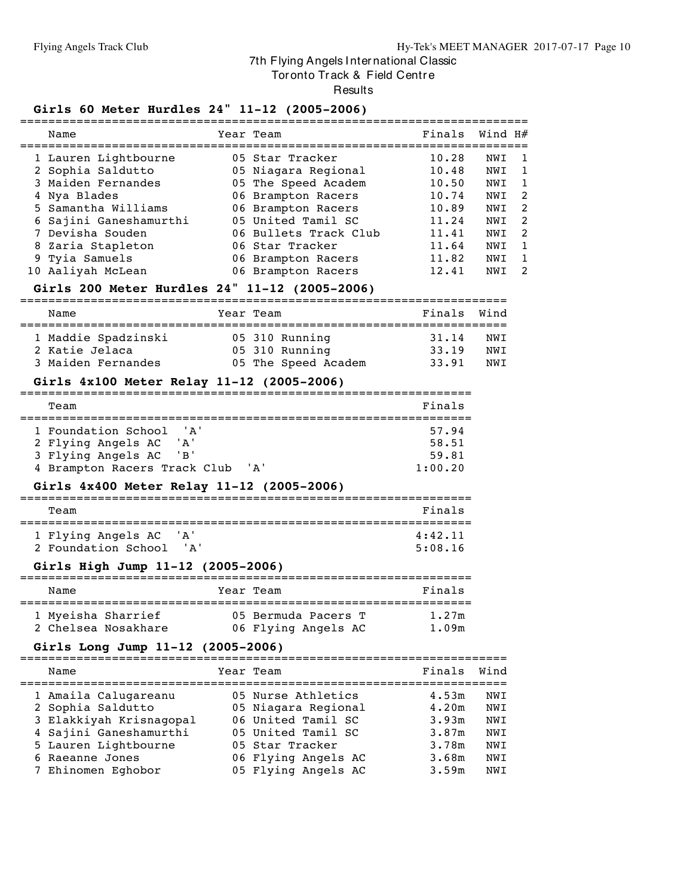7th Flying Angels International Classic
Toronto Track & Field Centre
Results

### Girls 60 Meter Hurdles 24" 11-12 (2005-2006)

| | Name | Year | Team | Finals | Wind | H# |
|---|---|---|---|---|---|---|
| 1 | Lauren Lightbourne | 05 | Star Tracker | 10.28 | NWI | 1 |
| 2 | Sophia Saldutto | 05 | Niagara Regional | 10.48 | NWI | 1 |
| 3 | Maiden Fernandes | 05 | The Speed Academ | 10.50 | NWI | 1 |
| 4 | Nya Blades | 06 | Brampton Racers | 10.74 | NWI | 2 |
| 5 | Samantha Williams | 06 | Brampton Racers | 10.89 | NWI | 2 |
| 6 | Sajini Ganeshamurthi | 05 | United Tamil SC | 11.24 | NWI | 2 |
| 7 | Devisha Souden | 06 | Bullets Track Club | 11.41 | NWI | 2 |
| 8 | Zaria Stapleton | 06 | Star Tracker | 11.64 | NWI | 1 |
| 9 | Tyia Samuels | 06 | Brampton Racers | 11.82 | NWI | 1 |
| 10 | Aaliyah McLean | 06 | Brampton Racers | 12.41 | NWI | 2 |

### Girls 200 Meter Hurdles 24" 11-12 (2005-2006)

| | Name | Year | Team | Finals | Wind |
|---|---|---|---|---|---|
| 1 | Maddie Spadzinski | 05 | 310 Running | 31.14 | NWI |
| 2 | Katie Jelaca | 05 | 310 Running | 33.19 | NWI |
| 3 | Maiden Fernandes | 05 | The Speed Academ | 33.91 | NWI |

### Girls 4x100 Meter Relay 11-12 (2005-2006)

| | Team | Finals |
|---|---|---|
| 1 | Foundation School 'A' | 57.94 |
| 2 | Flying Angels AC 'A' | 58.51 |
| 3 | Flying Angels AC 'B' | 59.81 |
| 4 | Brampton Racers Track Club 'A' | 1:00.20 |

### Girls 4x400 Meter Relay 11-12 (2005-2006)

| | Team | Finals |
|---|---|---|
| 1 | Flying Angels AC 'A' | 4:42.11 |
| 2 | Foundation School 'A' | 5:08.16 |

### Girls High Jump 11-12 (2005-2006)

| | Name | Year | Team | Finals |
|---|---|---|---|---|
| 1 | Myeisha Sharrief | 05 | Bermuda Pacers T | 1.27m |
| 2 | Chelsea Nosakhare | 06 | Flying Angels AC | 1.09m |

### Girls Long Jump 11-12 (2005-2006)

| | Name | Year | Team | Finals | Wind |
|---|---|---|---|---|---|
| 1 | Amaila Calugareanu | 05 | Nurse Athletics | 4.53m | NWI |
| 2 | Sophia Saldutto | 05 | Niagara Regional | 4.20m | NWI |
| 3 | Elakkiyah Krisnagopal | 06 | United Tamil SC | 3.93m | NWI |
| 4 | Sajini Ganeshamurthi | 05 | United Tamil SC | 3.87m | NWI |
| 5 | Lauren Lightbourne | 05 | Star Tracker | 3.78m | NWI |
| 6 | Raeanne Jones | 06 | Flying Angels AC | 3.68m | NWI |
| 7 | Ehinomen Eghobor | 05 | Flying Angels AC | 3.59m | NWI |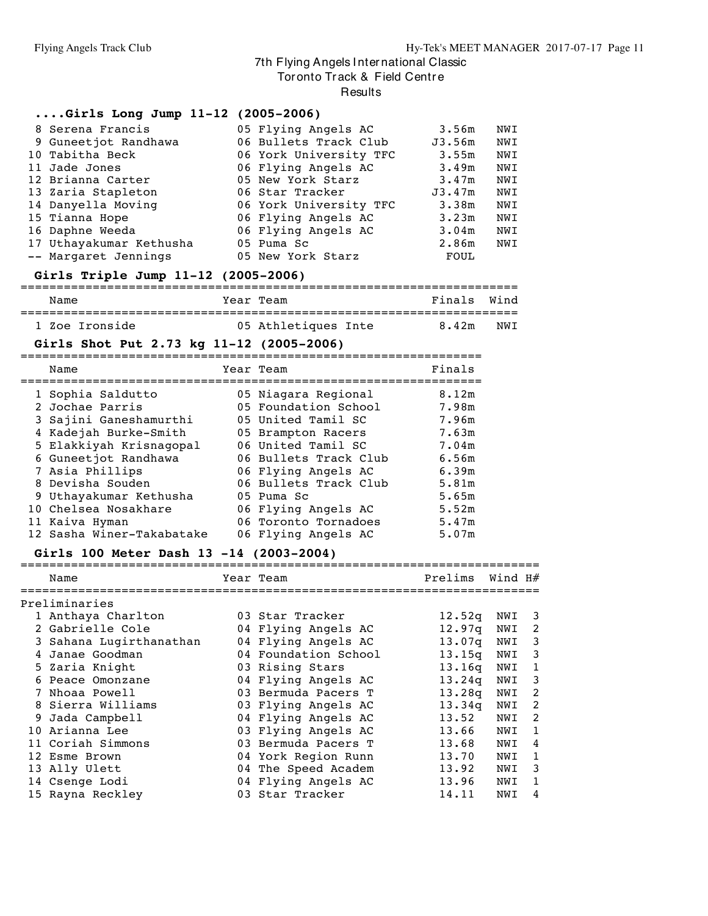# 7th Flying Angels International Classic
## Toronto Track & Field Centre
## Results

### ....Girls Long Jump 11-12 (2005-2006)

| Place | Name | Year | Team | Finals | Wind |
|---|---|---|---|---|---|
| 8 | Serena Francis | 05 | Flying Angels AC | 3.56m | NWI |
| 9 | Guneetjot Randhawa | 06 | Bullets Track Club | J3.56m | NWI |
| 10 | Tabitha Beck | 06 | York University TFC | 3.55m | NWI |
| 11 | Jade Jones | 06 | Flying Angels AC | 3.49m | NWI |
| 12 | Brianna Carter | 05 | New York Starz | 3.47m | NWI |
| 13 | Zaria Stapleton | 06 | Star Tracker | J3.47m | NWI |
| 14 | Danyella Moving | 06 | York University TFC | 3.38m | NWI |
| 15 | Tianna Hope | 06 | Flying Angels AC | 3.23m | NWI |
| 16 | Daphne Weeda | 06 | Flying Angels AC | 3.04m | NWI |
| 17 | Uthayakumar Kethusha | 05 | Puma Sc | 2.86m | NWI |
| -- | Margaret Jennings | 05 | New York Starz | FOUL | |

### Girls Triple Jump 11-12 (2005-2006)

| Place | Name | Year | Team | Finals | Wind |
|---|---|---|---|---|---|
| 1 | Zoe Ironside | 05 | Athletiques Inte | 8.42m | NWI |

### Girls Shot Put 2.73 kg 11-12 (2005-2006)

| Place | Name | Year | Team | Finals |
|---|---|---|---|---|
| 1 | Sophia Saldutto | 05 | Niagara Regional | 8.12m |
| 2 | Jochae Parris | 05 | Foundation School | 7.98m |
| 3 | Sajini Ganeshamurthi | 05 | United Tamil SC | 7.96m |
| 4 | Kadejah Burke-Smith | 05 | Brampton Racers | 7.63m |
| 5 | Elakkiyah Krisnagopal | 06 | United Tamil SC | 7.04m |
| 6 | Guneetjot Randhawa | 06 | Bullets Track Club | 6.56m |
| 7 | Asia Phillips | 06 | Flying Angels AC | 6.39m |
| 8 | Devisha Souden | 06 | Bullets Track Club | 5.81m |
| 9 | Uthayakumar Kethusha | 05 | Puma Sc | 5.65m |
| 10 | Chelsea Nosakhare | 06 | Flying Angels AC | 5.52m |
| 11 | Kaiva Hyman | 06 | Toronto Tornadoes | 5.47m |
| 12 | Sasha Winer-Takabatake | 06 | Flying Angels AC | 5.07m |

### Girls 100 Meter Dash 13 -14 (2003-2004)

Preliminaries

| Place | Name | Year | Team | Prelims | Wind | H# |
|---|---|---|---|---|---|---|
| 1 | Anthaya Charlton | 03 | Star Tracker | 12.52q | NWI | 3 |
| 2 | Gabrielle Cole | 04 | Flying Angels AC | 12.97q | NWI | 2 |
| 3 | Sahana Lugirthanathan | 04 | Flying Angels AC | 13.07q | NWI | 3 |
| 4 | Janae Goodman | 04 | Foundation School | 13.15q | NWI | 3 |
| 5 | Zaria Knight | 03 | Rising Stars | 13.16q | NWI | 1 |
| 6 | Peace Omonzane | 04 | Flying Angels AC | 13.24q | NWI | 3 |
| 7 | Nhoaa Powell | 03 | Bermuda Pacers T | 13.28q | NWI | 2 |
| 8 | Sierra Williams | 03 | Flying Angels AC | 13.34q | NWI | 2 |
| 9 | Jada Campbell | 04 | Flying Angels AC | 13.52 | NWI | 2 |
| 10 | Arianna Lee | 03 | Flying Angels AC | 13.66 | NWI | 1 |
| 11 | Coriah Simmons | 03 | Bermuda Pacers T | 13.68 | NWI | 4 |
| 12 | Esme Brown | 04 | York Region Runn | 13.70 | NWI | 1 |
| 13 | Ally Ulett | 04 | The Speed Academ | 13.92 | NWI | 3 |
| 14 | Csenge Lodi | 04 | Flying Angels AC | 13.96 | NWI | 1 |
| 15 | Rayna Reckley | 03 | Star Tracker | 14.11 | NWI | 4 |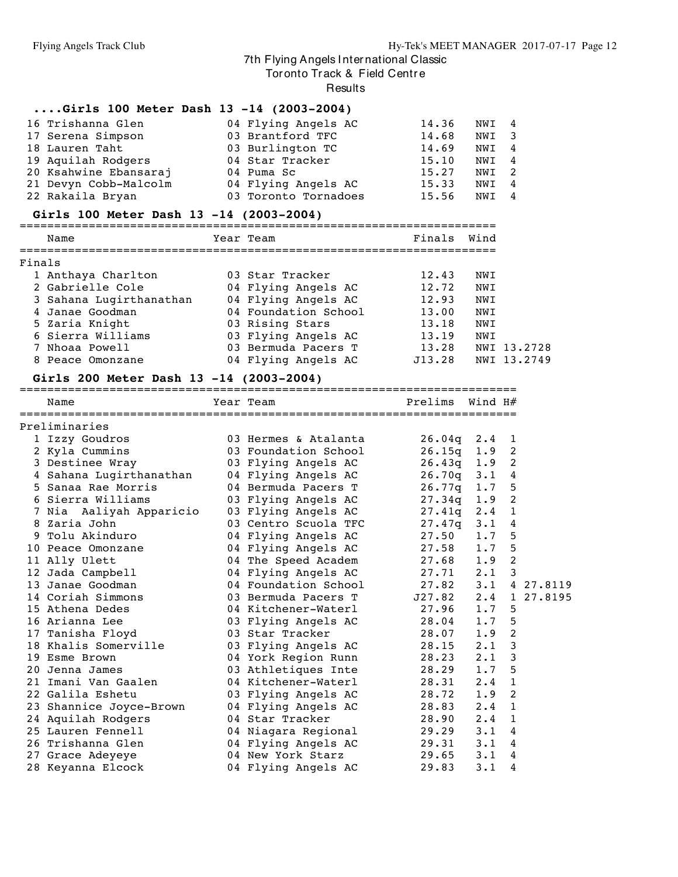7th Flying Angels International Classic
Toronto Track & Field Centre
Results

## ....Girls 100 Meter Dash 13 -14 (2003-2004)

| Place | Name | Year | Team | Time | Wind | H# |
|---|---|---|---|---|---|---|
| 16 | Trishanna Glen | 04 | Flying Angels AC | 14.36 | NWI | 4 |
| 17 | Serena Simpson | 03 | Brantford TFC | 14.68 | NWI | 3 |
| 18 | Lauren Taht | 03 | Burlington TC | 14.69 | NWI | 4 |
| 19 | Aquilah Rodgers | 04 | Star Tracker | 15.10 | NWI | 4 |
| 20 | Ksahwine Ebansaraj | 04 | Puma Sc | 15.27 | NWI | 2 |
| 21 | Devyn Cobb-Malcolm | 04 | Flying Angels AC | 15.33 | NWI | 4 |
| 22 | Rakaila Bryan | 03 | Toronto Tornadoes | 15.56 | NWI | 4 |

## Girls 100 Meter Dash 13 -14 (2003-2004)

Finals

| Place | Name | Year | Team | Finals | Wind | |
|---|---|---|---|---|---|---|
| 1 | Anthaya Charlton | 03 | Star Tracker | 12.43 | NWI | |
| 2 | Gabrielle Cole | 04 | Flying Angels AC | 12.72 | NWI | |
| 3 | Sahana Lugirthanathan | 04 | Flying Angels AC | 12.93 | NWI | |
| 4 | Janae Goodman | 04 | Foundation School | 13.00 | NWI | |
| 5 | Zaria Knight | 03 | Rising Stars | 13.18 | NWI | |
| 6 | Sierra Williams | 03 | Flying Angels AC | 13.19 | NWI | |
| 7 | Nhoaa Powell | 03 | Bermuda Pacers T | 13.28 | NWI | 13.2728 |
| 8 | Peace Omonzane | 04 | Flying Angels AC | J13.28 | NWI | 13.2749 |

## Girls 200 Meter Dash 13 -14 (2003-2004)

Preliminaries

| Place | Name | Year | Team | Prelims | Wind | H# | |
|---|---|---|---|---|---|---|---|
| 1 | Izzy Goudros | 03 | Hermes & Atalanta | 26.04q | 2.4 | 1 | |
| 2 | Kyla Cummins | 03 | Foundation School | 26.15q | 1.9 | 2 | |
| 3 | Destinee Wray | 03 | Flying Angels AC | 26.43q | 1.9 | 2 | |
| 4 | Sahana Lugirthanathan | 04 | Flying Angels AC | 26.70q | 3.1 | 4 | |
| 5 | Sanaa Rae Morris | 04 | Bermuda Pacers T | 26.77q | 1.7 | 5 | |
| 6 | Sierra Williams | 03 | Flying Angels AC | 27.34q | 1.9 | 2 | |
| 7 | Nia Aaliyah Apparicio | 03 | Flying Angels AC | 27.41q | 2.4 | 1 | |
| 8 | Zaria John | 03 | Centro Scuola TFC | 27.47q | 3.1 | 4 | |
| 9 | Tolu Akinduro | 04 | Flying Angels AC | 27.50 | 1.7 | 5 | |
| 10 | Peace Omonzane | 04 | Flying Angels AC | 27.58 | 1.7 | 5 | |
| 11 | Ally Ulett | 04 | The Speed Academ | 27.68 | 1.9 | 2 | |
| 12 | Jada Campbell | 04 | Flying Angels AC | 27.71 | 2.1 | 3 | |
| 13 | Janae Goodman | 04 | Foundation School | 27.82 | 3.1 | 4 | 27.8119 |
| 14 | Coriah Simmons | 03 | Bermuda Pacers T | J27.82 | 2.4 | 1 | 27.8195 |
| 15 | Athena Dedes | 04 | Kitchener-Waterl | 27.96 | 1.7 | 5 | |
| 16 | Arianna Lee | 03 | Flying Angels AC | 28.04 | 1.7 | 5 | |
| 17 | Tanisha Floyd | 03 | Star Tracker | 28.07 | 1.9 | 2 | |
| 18 | Khalis Somerville | 03 | Flying Angels AC | 28.15 | 2.1 | 3 | |
| 19 | Esme Brown | 04 | York Region Runn | 28.23 | 2.1 | 3 | |
| 20 | Jenna James | 03 | Athletiques Inte | 28.29 | 1.7 | 5 | |
| 21 | Imani Van Gaalen | 04 | Kitchener-Waterl | 28.31 | 2.4 | 1 | |
| 22 | Galila Eshetu | 03 | Flying Angels AC | 28.72 | 1.9 | 2 | |
| 23 | Shannice Joyce-Brown | 04 | Flying Angels AC | 28.83 | 2.4 | 1 | |
| 24 | Aquilah Rodgers | 04 | Star Tracker | 28.90 | 2.4 | 1 | |
| 25 | Lauren Fennell | 04 | Niagara Regional | 29.29 | 3.1 | 4 | |
| 26 | Trishanna Glen | 04 | Flying Angels AC | 29.31 | 3.1 | 4 | |
| 27 | Grace Adeyeye | 04 | New York Starz | 29.65 | 3.1 | 4 | |
| 28 | Keyanna Elcock | 04 | Flying Angels AC | 29.83 | 3.1 | 4 | |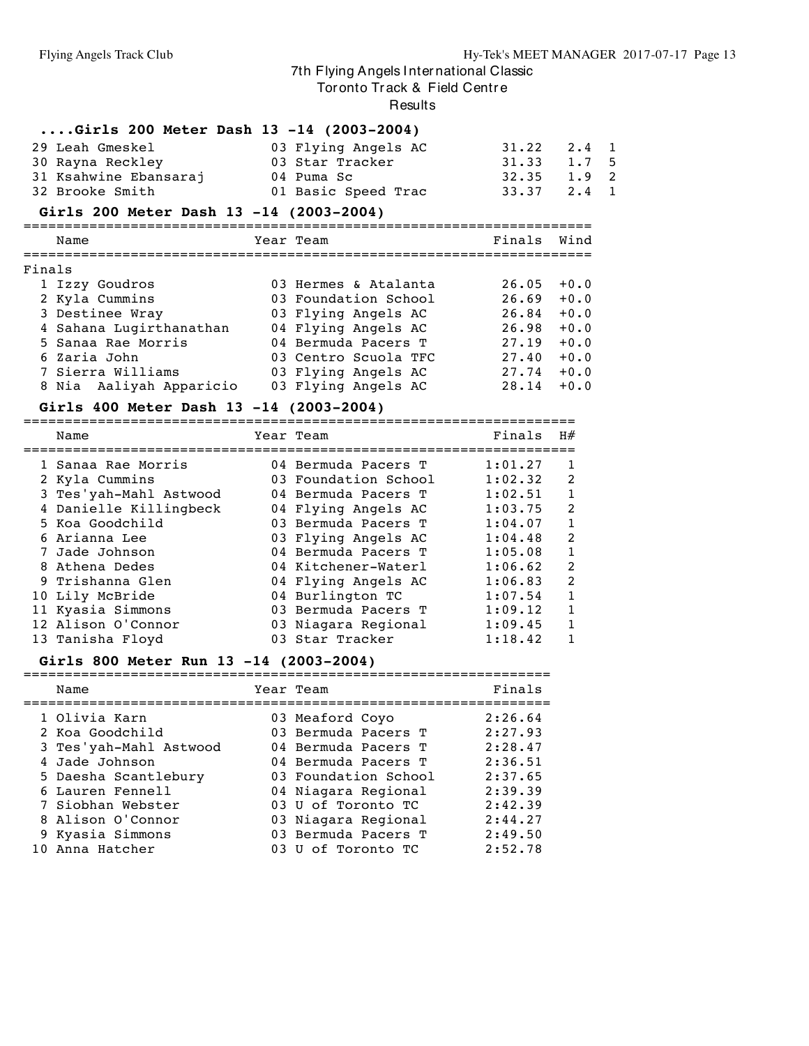# 7th Flying Angels International Classic

## Toronto Track & Field Centre

### Results

### ....Girls 200 Meter Dash 13 -14 (2003-2004)

| Place | Name | Year | Team | Finals | Wind | H# |
|---|---|---|---|---|---|---|
| 29 | Leah Gmeskel | 03 | Flying Angels AC | 31.22 | 2.4 | 1 |
| 30 | Rayna Reckley | 03 | Star Tracker | 31.33 | 1.7 | 5 |
| 31 | Ksahwine Ebansaraj | 04 | Puma Sc | 32.35 | 1.9 | 2 |
| 32 | Brooke Smith | 01 | Basic Speed Trac | 33.37 | 2.4 | 1 |

### Girls 200 Meter Dash 13 -14 (2003-2004)

Finals

| Place | Name | Year | Team | Finals | Wind |
|---|---|---|---|---|---|
| 1 | Izzy Goudros | 03 | Hermes & Atalanta | 26.05 | +0.0 |
| 2 | Kyla Cummins | 03 | Foundation School | 26.69 | +0.0 |
| 3 | Destinee Wray | 03 | Flying Angels AC | 26.84 | +0.0 |
| 4 | Sahana Lugirthanathan | 04 | Flying Angels AC | 26.98 | +0.0 |
| 5 | Sanaa Rae Morris | 04 | Bermuda Pacers T | 27.19 | +0.0 |
| 6 | Zaria John | 03 | Centro Scuola TFC | 27.40 | +0.0 |
| 7 | Sierra Williams | 03 | Flying Angels AC | 27.74 | +0.0 |
| 8 | Nia Aaliyah Apparicio | 03 | Flying Angels AC | 28.14 | +0.0 |

### Girls 400 Meter Dash 13 -14 (2003-2004)

| Place | Name | Year | Team | Finals | H# |
|---|---|---|---|---|---|
| 1 | Sanaa Rae Morris | 04 | Bermuda Pacers T | 1:01.27 | 1 |
| 2 | Kyla Cummins | 03 | Foundation School | 1:02.32 | 2 |
| 3 | Tes'yah-Mahl Astwood | 04 | Bermuda Pacers T | 1:02.51 | 1 |
| 4 | Danielle Killingbeck | 04 | Flying Angels AC | 1:03.75 | 2 |
| 5 | Koa Goodchild | 03 | Bermuda Pacers T | 1:04.07 | 1 |
| 6 | Arianna Lee | 03 | Flying Angels AC | 1:04.48 | 2 |
| 7 | Jade Johnson | 04 | Bermuda Pacers T | 1:05.08 | 1 |
| 8 | Athena Dedes | 04 | Kitchener-Waterl | 1:06.62 | 2 |
| 9 | Trishanna Glen | 04 | Flying Angels AC | 1:06.83 | 2 |
| 10 | Lily McBride | 04 | Burlington TC | 1:07.54 | 1 |
| 11 | Kyasia Simmons | 03 | Bermuda Pacers T | 1:09.12 | 1 |
| 12 | Alison O'Connor | 03 | Niagara Regional | 1:09.45 | 1 |
| 13 | Tanisha Floyd | 03 | Star Tracker | 1:18.42 | 1 |

### Girls 800 Meter Run 13 -14 (2003-2004)

| Place | Name | Year | Team | Finals |
|---|---|---|---|---|
| 1 | Olivia Karn | 03 | Meaford Coyo | 2:26.64 |
| 2 | Koa Goodchild | 03 | Bermuda Pacers T | 2:27.93 |
| 3 | Tes'yah-Mahl Astwood | 04 | Bermuda Pacers T | 2:28.47 |
| 4 | Jade Johnson | 04 | Bermuda Pacers T | 2:36.51 |
| 5 | Daesha Scantlebury | 03 | Foundation School | 2:37.65 |
| 6 | Lauren Fennell | 04 | Niagara Regional | 2:39.39 |
| 7 | Siobhan Webster | 03 | U of Toronto TC | 2:42.39 |
| 8 | Alison O'Connor | 03 | Niagara Regional | 2:44.27 |
| 9 | Kyasia Simmons | 03 | Bermuda Pacers T | 2:49.50 |
| 10 | Anna Hatcher | 03 | U of Toronto TC | 2:52.78 |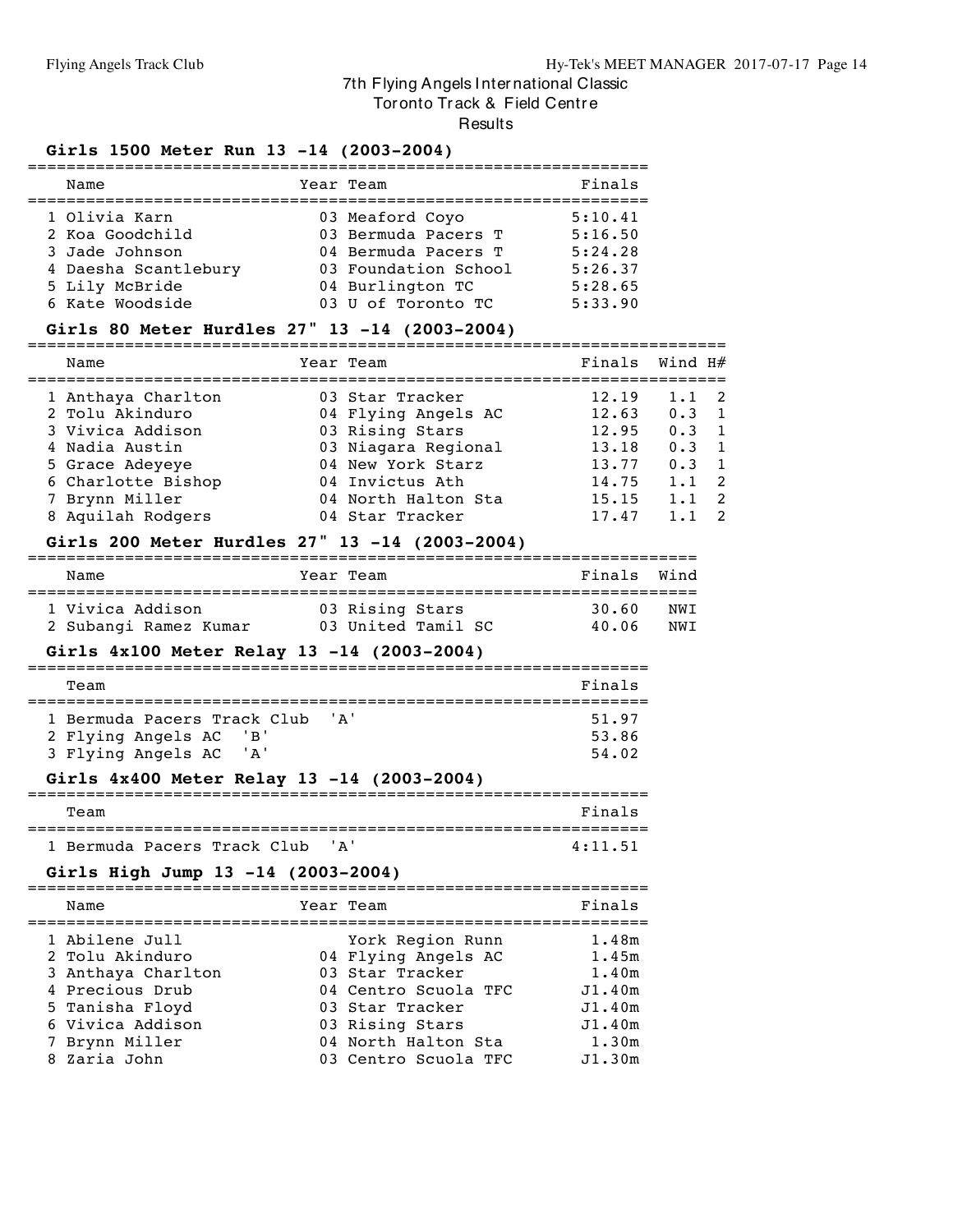# 7th Flying Angels International Classic
## Toronto Track & Field Centre
### Results

### Girls 1500 Meter Run 13 -14 (2003-2004)

| | Name | Year | Team | Finals |
|---|---|---|---|---|
| 1 | Olivia Karn | 03 | Meaford Coyo | 5:10.41 |
| 2 | Koa Goodchild | 03 | Bermuda Pacers T | 5:16.50 |
| 3 | Jade Johnson | 04 | Bermuda Pacers T | 5:24.28 |
| 4 | Daesha Scantlebury | 03 | Foundation School | 5:26.37 |
| 5 | Lily McBride | 04 | Burlington TC | 5:28.65 |
| 6 | Kate Woodside | 03 | U of Toronto TC | 5:33.90 |

### Girls 80 Meter Hurdles 27" 13 -14 (2003-2004)

| | Name | Year | Team | Finals | Wind | H# |
|---|---|---|---|---|---|---|
| 1 | Anthaya Charlton | 03 | Star Tracker | 12.19 | 1.1 | 2 |
| 2 | Tolu Akinduro | 04 | Flying Angels AC | 12.63 | 0.3 | 1 |
| 3 | Vivica Addison | 03 | Rising Stars | 12.95 | 0.3 | 1 |
| 4 | Nadia Austin | 03 | Niagara Regional | 13.18 | 0.3 | 1 |
| 5 | Grace Adeyeye | 04 | New York Starz | 13.77 | 0.3 | 1 |
| 6 | Charlotte Bishop | 04 | Invictus Ath | 14.75 | 1.1 | 2 |
| 7 | Brynn Miller | 04 | North Halton Sta | 15.15 | 1.1 | 2 |
| 8 | Aquilah Rodgers | 04 | Star Tracker | 17.47 | 1.1 | 2 |

### Girls 200 Meter Hurdles 27" 13 -14 (2003-2004)

| | Name | Year | Team | Finals | Wind |
|---|---|---|---|---|---|
| 1 | Vivica Addison | 03 | Rising Stars | 30.60 | NWI |
| 2 | Subangi Ramez Kumar | 03 | United Tamil SC | 40.06 | NWI |

### Girls 4x100 Meter Relay 13 -14 (2003-2004)

| | Team | Finals |
|---|---|---|
| 1 | Bermuda Pacers Track Club 'A' | 51.97 |
| 2 | Flying Angels AC 'B' | 53.86 |
| 3 | Flying Angels AC 'A' | 54.02 |

### Girls 4x400 Meter Relay 13 -14 (2003-2004)

| | Team | Finals |
|---|---|---|
| 1 | Bermuda Pacers Track Club 'A' | 4:11.51 |

### Girls High Jump 13 -14 (2003-2004)

| | Name | Year | Team | Finals |
|---|---|---|---|---|
| 1 | Abilene Jull | | York Region Runn | 1.48m |
| 2 | Tolu Akinduro | 04 | Flying Angels AC | 1.45m |
| 3 | Anthaya Charlton | 03 | Star Tracker | 1.40m |
| 4 | Precious Drub | 04 | Centro Scuola TFC | J1.40m |
| 5 | Tanisha Floyd | 03 | Star Tracker | J1.40m |
| 6 | Vivica Addison | 03 | Rising Stars | J1.40m |
| 7 | Brynn Miller | 04 | North Halton Sta | 1.30m |
| 8 | Zaria John | 03 | Centro Scuola TFC | J1.30m |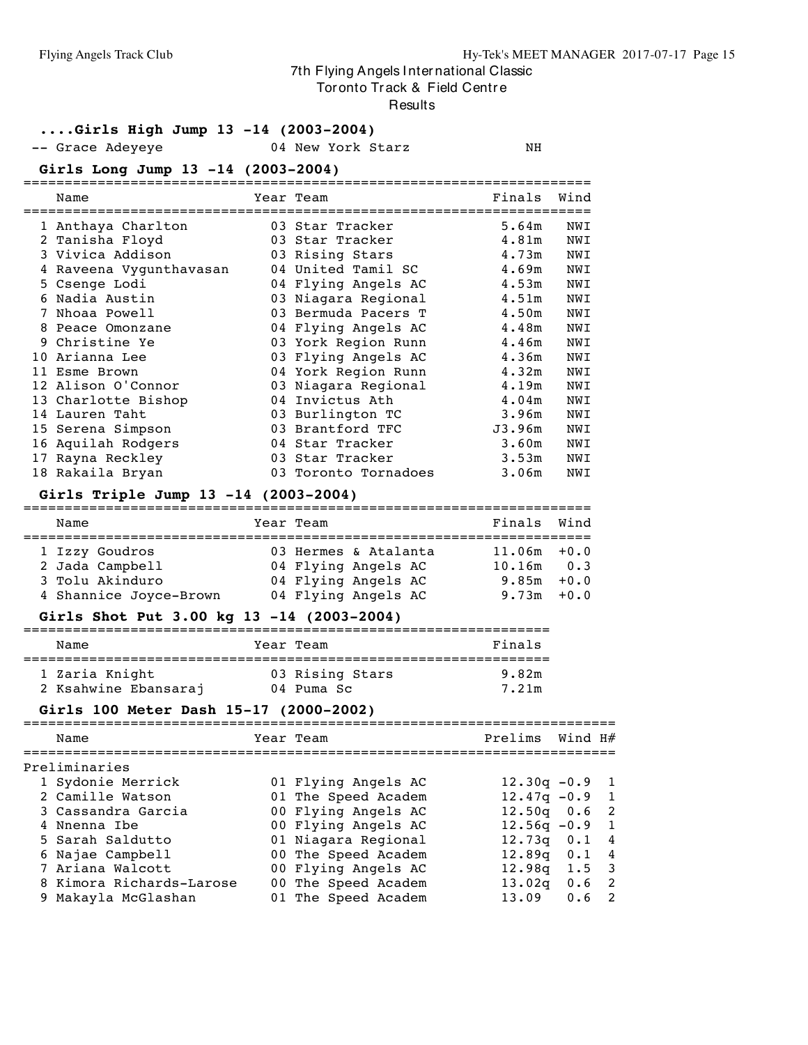# 7th Flying Angels International Classic
## Toronto Track & Field Centre
## Results

### ....Girls High Jump 13 -14 (2003-2004)

| Place | Name | Year | Team | Finals |
|---|---|---|---|---|
| -- | Grace Adeyeye | 04 | New York Starz | NH |

### Girls Long Jump 13 -14 (2003-2004)

| Place | Name | Year | Team | Finals | Wind |
|---|---|---|---|---|---|
| 1 | Anthaya Charlton | 03 | Star Tracker | 5.64m | NWI |
| 2 | Tanisha Floyd | 03 | Star Tracker | 4.81m | NWI |
| 3 | Vivica Addison | 03 | Rising Stars | 4.73m | NWI |
| 4 | Raveena Vygunthavasan | 04 | United Tamil SC | 4.69m | NWI |
| 5 | Csenge Lodi | 04 | Flying Angels AC | 4.53m | NWI |
| 6 | Nadia Austin | 03 | Niagara Regional | 4.51m | NWI |
| 7 | Nhoaa Powell | 03 | Bermuda Pacers T | 4.50m | NWI |
| 8 | Peace Omonzane | 04 | Flying Angels AC | 4.48m | NWI |
| 9 | Christine Ye | 03 | York Region Runn | 4.46m | NWI |
| 10 | Arianna Lee | 03 | Flying Angels AC | 4.36m | NWI |
| 11 | Esme Brown | 04 | York Region Runn | 4.32m | NWI |
| 12 | Alison O'Connor | 03 | Niagara Regional | 4.19m | NWI |
| 13 | Charlotte Bishop | 04 | Invictus Ath | 4.04m | NWI |
| 14 | Lauren Taht | 03 | Burlington TC | 3.96m | NWI |
| 15 | Serena Simpson | 03 | Brantford TFC | J3.96m | NWI |
| 16 | Aquilah Rodgers | 04 | Star Tracker | 3.60m | NWI |
| 17 | Rayna Reckley | 03 | Star Tracker | 3.53m | NWI |
| 18 | Rakaila Bryan | 03 | Toronto Tornadoes | 3.06m | NWI |

### Girls Triple Jump 13 -14 (2003-2004)

| Place | Name | Year | Team | Finals | Wind |
|---|---|---|---|---|---|
| 1 | Izzy Goudros | 03 | Hermes & Atalanta | 11.06m | +0.0 |
| 2 | Jada Campbell | 04 | Flying Angels AC | 10.16m | 0.3 |
| 3 | Tolu Akinduro | 04 | Flying Angels AC | 9.85m | +0.0 |
| 4 | Shannice Joyce-Brown | 04 | Flying Angels AC | 9.73m | +0.0 |

### Girls Shot Put 3.00 kg 13 -14 (2003-2004)

| Place | Name | Year | Team | Finals |
|---|---|---|---|---|
| 1 | Zaria Knight | 03 | Rising Stars | 9.82m |
| 2 | Ksahwine Ebansaraj | 04 | Puma Sc | 7.21m |

### Girls 100 Meter Dash 15-17 (2000-2002)

Preliminaries

| Place | Name | Year | Team | Prelims | Wind | H# |
|---|---|---|---|---|---|---|
| 1 | Sydonie Merrick | 01 | Flying Angels AC | 12.30q | -0.9 | 1 |
| 2 | Camille Watson | 01 | The Speed Academ | 12.47q | -0.9 | 1 |
| 3 | Cassandra Garcia | 00 | Flying Angels AC | 12.50q | 0.6 | 2 |
| 4 | Nnenna Ibe | 00 | Flying Angels AC | 12.56q | -0.9 | 1 |
| 5 | Sarah Saldutto | 01 | Niagara Regional | 12.73q | 0.1 | 4 |
| 6 | Najae Campbell | 00 | The Speed Academ | 12.89q | 0.1 | 4 |
| 7 | Ariana Walcott | 00 | Flying Angels AC | 12.98q | 1.5 | 3 |
| 8 | Kimora Richards-Larose | 00 | The Speed Academ | 13.02q | 0.6 | 2 |
| 9 | Makayla McGlashan | 01 | The Speed Academ | 13.09 | 0.6 | 2 |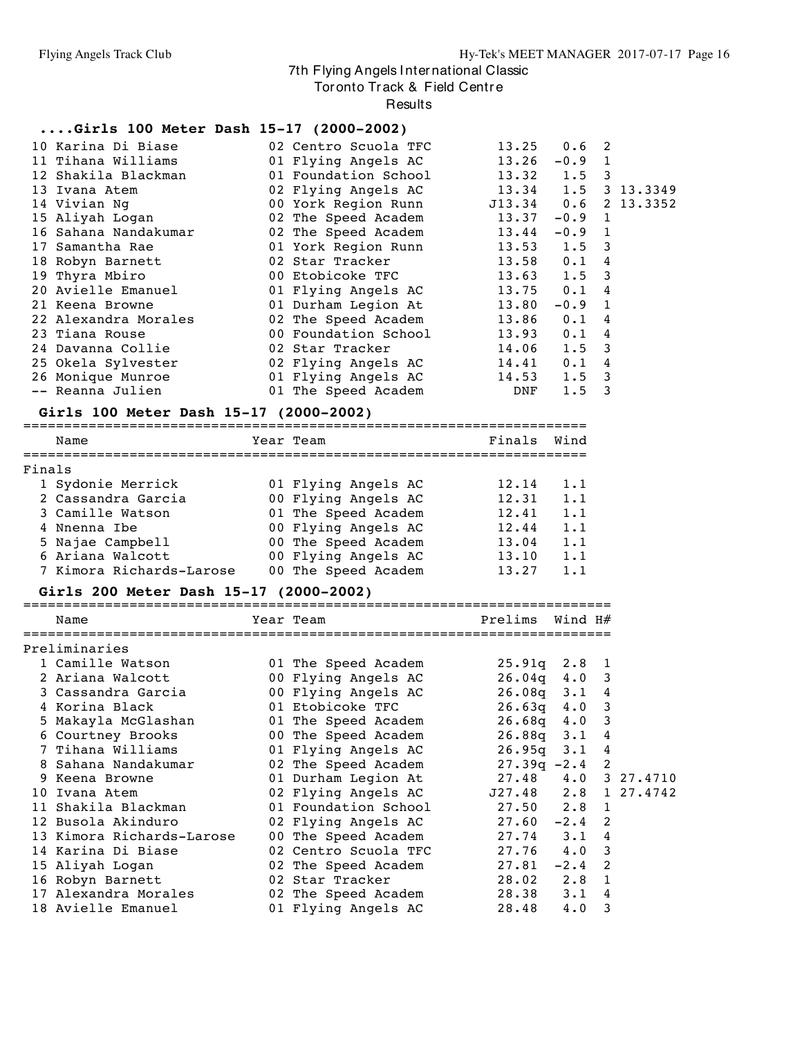# 7th Flying Angels International Classic

Toronto Track & Field Centre

Results

### ....Girls 100 Meter Dash 15-17 (2000-2002)

| Place | Name | Year | Team | Prelims | Wind | H# | |
|---|---|---|---|---|---|---|---|
| 10 | Karina Di Biase | 02 | Centro Scuola TFC | 13.25 | 0.6 | 2 | |
| 11 | Tihana Williams | 01 | Flying Angels AC | 13.26 | -0.9 | 1 | |
| 12 | Shakila Blackman | 01 | Foundation School | 13.32 | 1.5 | 3 | |
| 13 | Ivana Atem | 02 | Flying Angels AC | 13.34 | 1.5 | 3 | 13.3349 |
| 14 | Vivian Ng | 00 | York Region Runn | J13.34 | 0.6 | 2 | 13.3352 |
| 15 | Aliyah Logan | 02 | The Speed Academ | 13.37 | -0.9 | 1 | |
| 16 | Sahana Nandakumar | 02 | The Speed Academ | 13.44 | -0.9 | 1 | |
| 17 | Samantha Rae | 01 | York Region Runn | 13.53 | 1.5 | 3 | |
| 18 | Robyn Barnett | 02 | Star Tracker | 13.58 | 0.1 | 4 | |
| 19 | Thyra Mbiro | 00 | Etobicoke TFC | 13.63 | 1.5 | 3 | |
| 20 | Avielle Emanuel | 01 | Flying Angels AC | 13.75 | 0.1 | 4 | |
| 21 | Keena Browne | 01 | Durham Legion At | 13.80 | -0.9 | 1 | |
| 22 | Alexandra Morales | 02 | The Speed Academ | 13.86 | 0.1 | 4 | |
| 23 | Tiana Rouse | 00 | Foundation School | 13.93 | 0.1 | 4 | |
| 24 | Davanna Collie | 02 | Star Tracker | 14.06 | 1.5 | 3 | |
| 25 | Okela Sylvester | 02 | Flying Angels AC | 14.41 | 0.1 | 4 | |
| 26 | Monique Munroe | 01 | Flying Angels AC | 14.53 | 1.5 | 3 | |
| -- | Reanna Julien | 01 | The Speed Academ | DNF | 1.5 | 3 | |

### Girls 100 Meter Dash 15-17 (2000-2002)

Finals

| Place | Name | Year | Team | Finals | Wind |
|---|---|---|---|---|---|
| 1 | Sydonie Merrick | 01 | Flying Angels AC | 12.14 | 1.1 |
| 2 | Cassandra Garcia | 00 | Flying Angels AC | 12.31 | 1.1 |
| 3 | Camille Watson | 01 | The Speed Academ | 12.41 | 1.1 |
| 4 | Nnenna Ibe | 00 | Flying Angels AC | 12.44 | 1.1 |
| 5 | Najae Campbell | 00 | The Speed Academ | 13.04 | 1.1 |
| 6 | Ariana Walcott | 00 | Flying Angels AC | 13.10 | 1.1 |
| 7 | Kimora Richards-Larose | 00 | The Speed Academ | 13.27 | 1.1 |

### Girls 200 Meter Dash 15-17 (2000-2002)

Preliminaries

| Place | Name | Year | Team | Prelims | Wind | H# | |
|---|---|---|---|---|---|---|---|
| 1 | Camille Watson | 01 | The Speed Academ | 25.91q | 2.8 | 1 | |
| 2 | Ariana Walcott | 00 | Flying Angels AC | 26.04q | 4.0 | 3 | |
| 3 | Cassandra Garcia | 00 | Flying Angels AC | 26.08q | 3.1 | 4 | |
| 4 | Korina Black | 01 | Etobicoke TFC | 26.63q | 4.0 | 3 | |
| 5 | Makayla McGlashan | 01 | The Speed Academ | 26.68q | 4.0 | 3 | |
| 6 | Courtney Brooks | 00 | The Speed Academ | 26.88q | 3.1 | 4 | |
| 7 | Tihana Williams | 01 | Flying Angels AC | 26.95q | 3.1 | 4 | |
| 8 | Sahana Nandakumar | 02 | The Speed Academ | 27.39q | -2.4 | 2 | |
| 9 | Keena Browne | 01 | Durham Legion At | 27.48 | 4.0 | 3 | 27.4710 |
| 10 | Ivana Atem | 02 | Flying Angels AC | J27.48 | 2.8 | 1 | 27.4742 |
| 11 | Shakila Blackman | 01 | Foundation School | 27.50 | 2.8 | 1 | |
| 12 | Busola Akinduro | 02 | Flying Angels AC | 27.60 | -2.4 | 2 | |
| 13 | Kimora Richards-Larose | 00 | The Speed Academ | 27.74 | 3.1 | 4 | |
| 14 | Karina Di Biase | 02 | Centro Scuola TFC | 27.76 | 4.0 | 3 | |
| 15 | Aliyah Logan | 02 | The Speed Academ | 27.81 | -2.4 | 2 | |
| 16 | Robyn Barnett | 02 | Star Tracker | 28.02 | 2.8 | 1 | |
| 17 | Alexandra Morales | 02 | The Speed Academ | 28.38 | 3.1 | 4 | |
| 18 | Avielle Emanuel | 01 | Flying Angels AC | 28.48 | 4.0 | 3 | |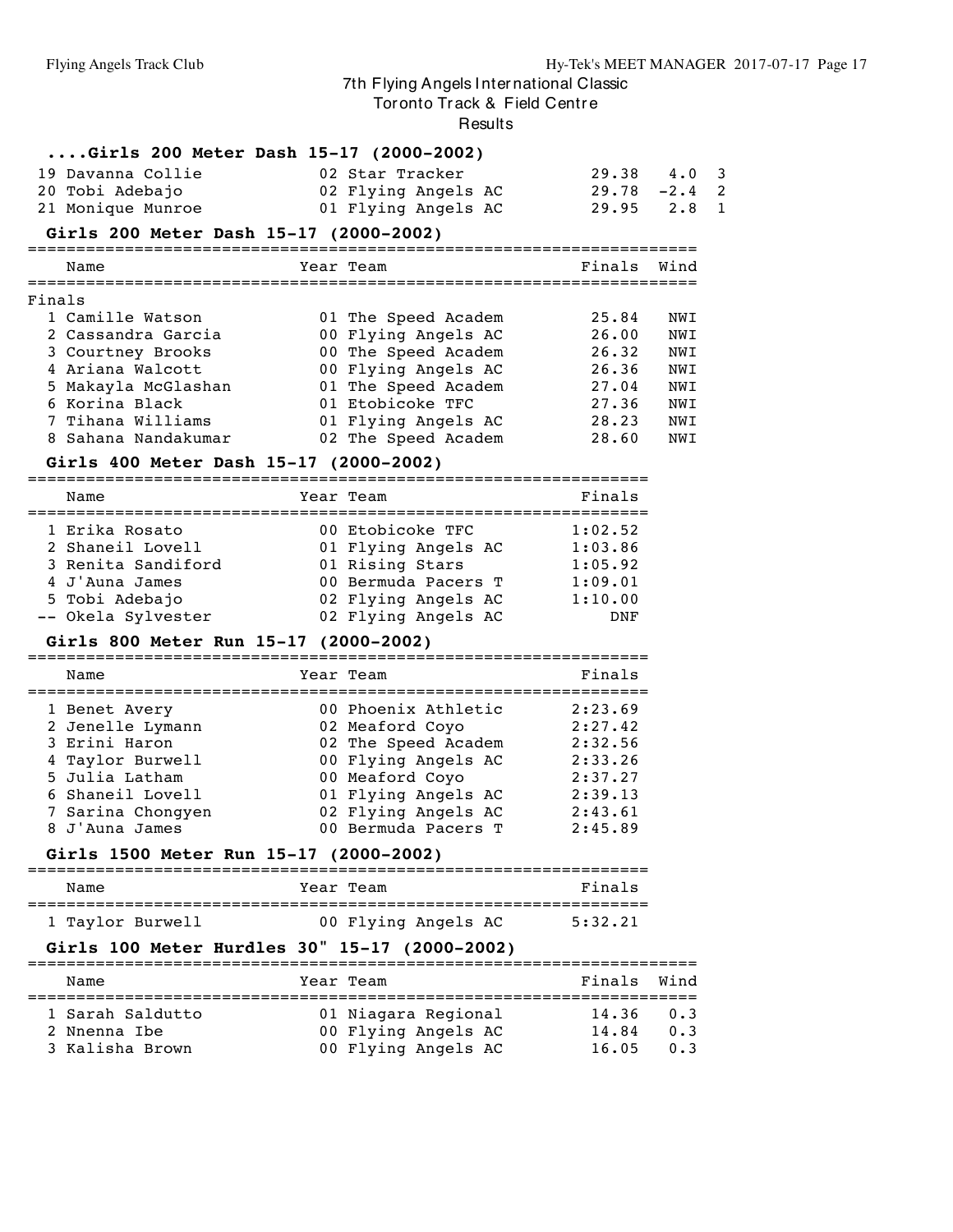# 7th Flying Angels International Classic

Toronto Track & Field Centre

Results

### ....Girls 200 Meter Dash 15-17 (2000-2002)

| Place | Name | Year | Team | Finals | Wind | Heat |
|---|---|---|---|---|---|---|
| 19 | Davanna Collie | 02 | Star Tracker | 29.38 | 4.0 | 3 |
| 20 | Tobi Adebajo | 02 | Flying Angels AC | 29.78 | -2.4 | 2 |
| 21 | Monique Munroe | 01 | Flying Angels AC | 29.95 | 2.8 | 1 |

### Girls 200 Meter Dash 15-17 (2000-2002)

Finals

| Place | Name | Year | Team | Finals | Wind |
|---|---|---|---|---|---|
| 1 | Camille Watson | 01 | The Speed Academ | 25.84 | NWI |
| 2 | Cassandra Garcia | 00 | Flying Angels AC | 26.00 | NWI |
| 3 | Courtney Brooks | 00 | The Speed Academ | 26.32 | NWI |
| 4 | Ariana Walcott | 00 | Flying Angels AC | 26.36 | NWI |
| 5 | Makayla McGlashan | 01 | The Speed Academ | 27.04 | NWI |
| 6 | Korina Black | 01 | Etobicoke TFC | 27.36 | NWI |
| 7 | Tihana Williams | 01 | Flying Angels AC | 28.23 | NWI |
| 8 | Sahana Nandakumar | 02 | The Speed Academ | 28.60 | NWI |

### Girls 400 Meter Dash 15-17 (2000-2002)

| Place | Name | Year | Team | Finals |
|---|---|---|---|---|
| 1 | Erika Rosato | 00 | Etobicoke TFC | 1:02.52 |
| 2 | Shaneil Lovell | 01 | Flying Angels AC | 1:03.86 |
| 3 | Renita Sandiford | 01 | Rising Stars | 1:05.92 |
| 4 | J'Auna James | 00 | Bermuda Pacers T | 1:09.01 |
| 5 | Tobi Adebajo | 02 | Flying Angels AC | 1:10.00 |
| -- | Okela Sylvester | 02 | Flying Angels AC | DNF |

### Girls 800 Meter Run 15-17 (2000-2002)

| Place | Name | Year | Team | Finals |
|---|---|---|---|---|
| 1 | Benet Avery | 00 | Phoenix Athletic | 2:23.69 |
| 2 | Jenelle Lymann | 02 | Meaford Coyo | 2:27.42 |
| 3 | Erini Haron | 02 | The Speed Academ | 2:32.56 |
| 4 | Taylor Burwell | 00 | Flying Angels AC | 2:33.26 |
| 5 | Julia Latham | 00 | Meaford Coyo | 2:37.27 |
| 6 | Shaneil Lovell | 01 | Flying Angels AC | 2:39.13 |
| 7 | Sarina Chongyen | 02 | Flying Angels AC | 2:43.61 |
| 8 | J'Auna James | 00 | Bermuda Pacers T | 2:45.89 |

### Girls 1500 Meter Run 15-17 (2000-2002)

| Place | Name | Year | Team | Finals |
|---|---|---|---|---|
| 1 | Taylor Burwell | 00 | Flying Angels AC | 5:32.21 |

### Girls 100 Meter Hurdles 30" 15-17 (2000-2002)

| Place | Name | Year | Team | Finals | Wind |
|---|---|---|---|---|---|
| 1 | Sarah Saldutto | 01 | Niagara Regional | 14.36 | 0.3 |
| 2 | Nnenna Ibe | 00 | Flying Angels AC | 14.84 | 0.3 |
| 3 | Kalisha Brown | 00 | Flying Angels AC | 16.05 | 0.3 |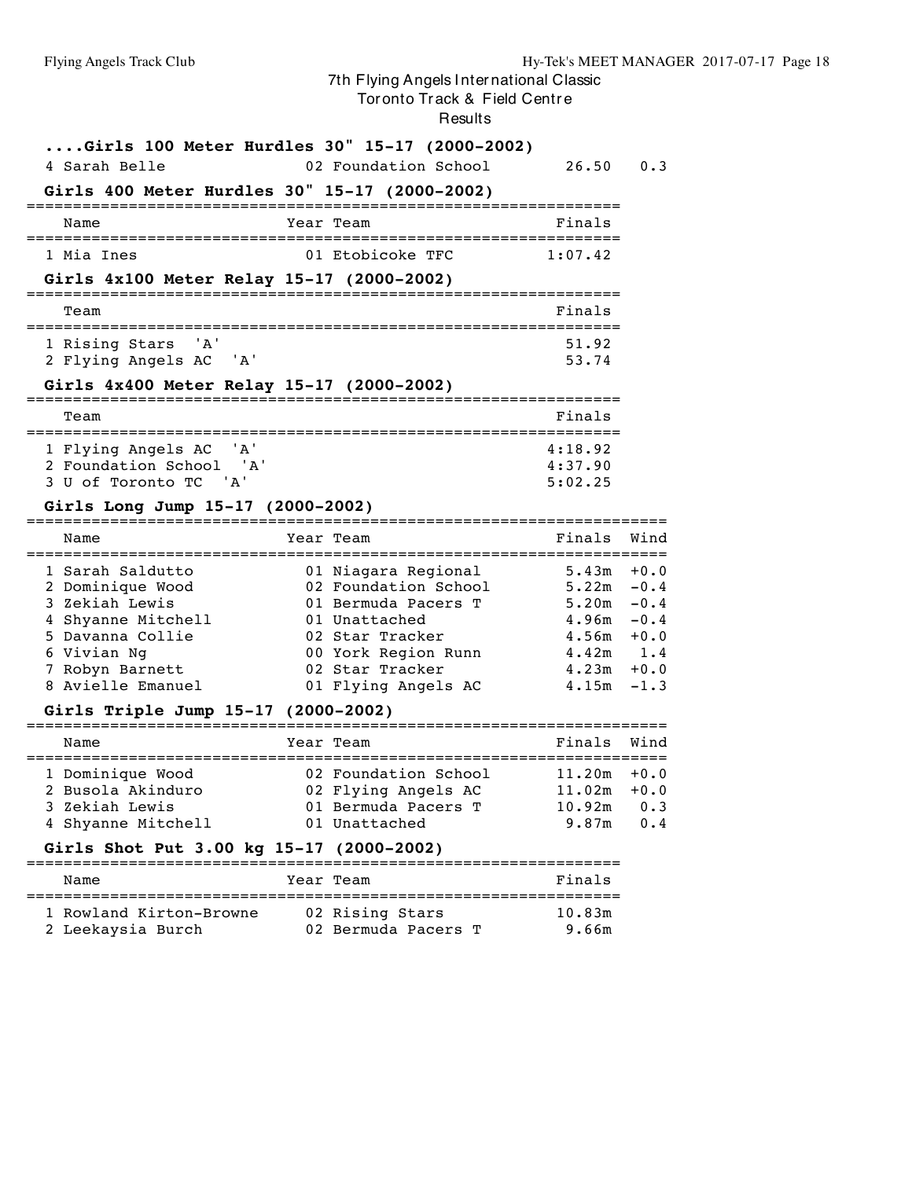7th Flying Angels International Classic
Toronto Track & Field Centre
Results

### ....Girls 100 Meter Hurdles 30" 15-17 (2000-2002)

| | Name | Year | Team | Finals | Wind |
|---|---|---|---|---|---|
| 4 | Sarah Belle | 02 | Foundation School | 26.50 | 0.3 |

### Girls 400 Meter Hurdles 30" 15-17 (2000-2002)

| | Name | Year | Team | Finals |
|---|---|---|---|---|
| 1 | Mia Ines | 01 | Etobicoke TFC | 1:07.42 |

### Girls 4x100 Meter Relay 15-17 (2000-2002)

| | Team | Finals |
|---|---|---|
| 1 | Rising Stars 'A' | 51.92 |
| 2 | Flying Angels AC 'A' | 53.74 |

### Girls 4x400 Meter Relay 15-17 (2000-2002)

| | Team | Finals |
|---|---|---|
| 1 | Flying Angels AC 'A' | 4:18.92 |
| 2 | Foundation School 'A' | 4:37.90 |
| 3 | U of Toronto TC 'A' | 5:02.25 |

### Girls Long Jump 15-17 (2000-2002)

| | Name | Year | Team | Finals | Wind |
|---|---|---|---|---|---|
| 1 | Sarah Saldutto | 01 | Niagara Regional | 5.43m | +0.0 |
| 2 | Dominique Wood | 02 | Foundation School | 5.22m | -0.4 |
| 3 | Zekiah Lewis | 01 | Bermuda Pacers T | 5.20m | -0.4 |
| 4 | Shyanne Mitchell | 01 | Unattached | 4.96m | -0.4 |
| 5 | Davanna Collie | 02 | Star Tracker | 4.56m | +0.0 |
| 6 | Vivian Ng | 00 | York Region Runn | 4.42m | 1.4 |
| 7 | Robyn Barnett | 02 | Star Tracker | 4.23m | +0.0 |
| 8 | Avielle Emanuel | 01 | Flying Angels AC | 4.15m | -1.3 |

### Girls Triple Jump 15-17 (2000-2002)

| | Name | Year | Team | Finals | Wind |
|---|---|---|---|---|---|
| 1 | Dominique Wood | 02 | Foundation School | 11.20m | +0.0 |
| 2 | Busola Akinduro | 02 | Flying Angels AC | 11.02m | +0.0 |
| 3 | Zekiah Lewis | 01 | Bermuda Pacers T | 10.92m | 0.3 |
| 4 | Shyanne Mitchell | 01 | Unattached | 9.87m | 0.4 |

### Girls Shot Put 3.00 kg 15-17 (2000-2002)

| | Name | Year | Team | Finals |
|---|---|---|---|---|
| 1 | Rowland Kirton-Browne | 02 | Rising Stars | 10.83m |
| 2 | Leekaysia Burch | 02 | Bermuda Pacers T | 9.66m |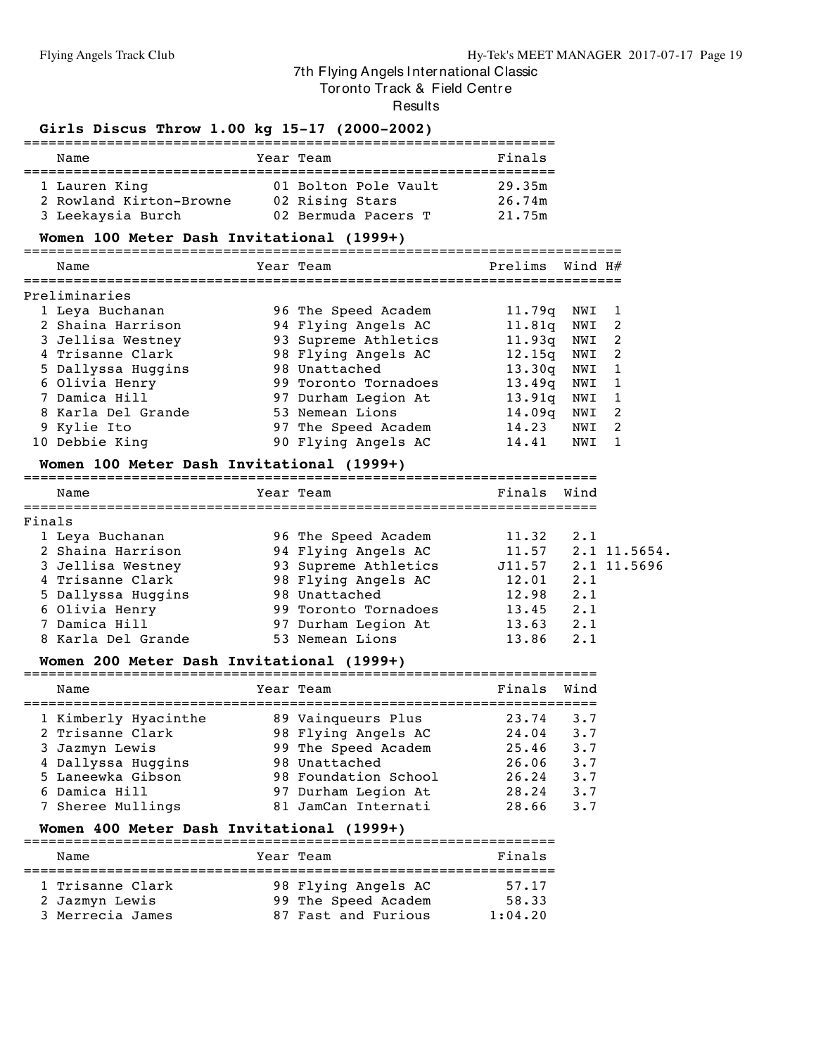7th Flying Angels International Classic
Toronto Track & Field Centre
Results

### Girls Discus Throw 1.00 kg 15-17 (2000-2002)

| | Name | Year | Team | Finals |
|---|---|---|---|---|
| 1 | Lauren King | 01 | Bolton Pole Vault | 29.35m |
| 2 | Rowland Kirton-Browne | 02 | Rising Stars | 26.74m |
| 3 | Leekaysia Burch | 02 | Bermuda Pacers T | 21.75m |

### Women 100 Meter Dash Invitational (1999+)

Preliminaries

| | Name | Year | Team | Prelims | Wind | H# |
|---|---|---|---|---|---|---|
| 1 | Leya Buchanan | 96 | The Speed Academ | 11.79q | NWI | 1 |
| 2 | Shaina Harrison | 94 | Flying Angels AC | 11.81q | NWI | 2 |
| 3 | Jellisa Westney | 93 | Supreme Athletics | 11.93q | NWI | 2 |
| 4 | Trisanne Clark | 98 | Flying Angels AC | 12.15q | NWI | 2 |
| 5 | Dallyssa Huggins | 98 | Unattached | 13.30q | NWI | 1 |
| 6 | Olivia Henry | 99 | Toronto Tornadoes | 13.49q | NWI | 1 |
| 7 | Damica Hill | 97 | Durham Legion At | 13.91q | NWI | 1 |
| 8 | Karla Del Grande | 53 | Nemean Lions | 14.09q | NWI | 2 |
| 9 | Kylie Ito | 97 | The Speed Academ | 14.23 | NWI | 2 |
| 10 | Debbie King | 90 | Flying Angels AC | 14.41 | NWI | 1 |

### Women 100 Meter Dash Invitational (1999+)

Finals

| | Name | Year | Team | Finals | Wind | |
|---|---|---|---|---|---|---|
| 1 | Leya Buchanan | 96 | The Speed Academ | 11.32 | 2.1 | |
| 2 | Shaina Harrison | 94 | Flying Angels AC | 11.57 | 2.1 | 11.5654. |
| 3 | Jellisa Westney | 93 | Supreme Athletics | J11.57 | 2.1 | 11.5696 |
| 4 | Trisanne Clark | 98 | Flying Angels AC | 12.01 | 2.1 | |
| 5 | Dallyssa Huggins | 98 | Unattached | 12.98 | 2.1 | |
| 6 | Olivia Henry | 99 | Toronto Tornadoes | 13.45 | 2.1 | |
| 7 | Damica Hill | 97 | Durham Legion At | 13.63 | 2.1 | |
| 8 | Karla Del Grande | 53 | Nemean Lions | 13.86 | 2.1 | |

### Women 200 Meter Dash Invitational (1999+)

| | Name | Year | Team | Finals | Wind |
|---|---|---|---|---|---|
| 1 | Kimberly Hyacinthe | 89 | Vainqueurs Plus | 23.74 | 3.7 |
| 2 | Trisanne Clark | 98 | Flying Angels AC | 24.04 | 3.7 |
| 3 | Jazmyn Lewis | 99 | The Speed Academ | 25.46 | 3.7 |
| 4 | Dallyssa Huggins | 98 | Unattached | 26.06 | 3.7 |
| 5 | Laneewka Gibson | 98 | Foundation School | 26.24 | 3.7 |
| 6 | Damica Hill | 97 | Durham Legion At | 28.24 | 3.7 |
| 7 | Sheree Mullings | 81 | JamCan Internati | 28.66 | 3.7 |

### Women 400 Meter Dash Invitational (1999+)

| | Name | Year | Team | Finals |
|---|---|---|---|---|
| 1 | Trisanne Clark | 98 | Flying Angels AC | 57.17 |
| 2 | Jazmyn Lewis | 99 | The Speed Academ | 58.33 |
| 3 | Merrecia James | 87 | Fast and Furious | 1:04.20 |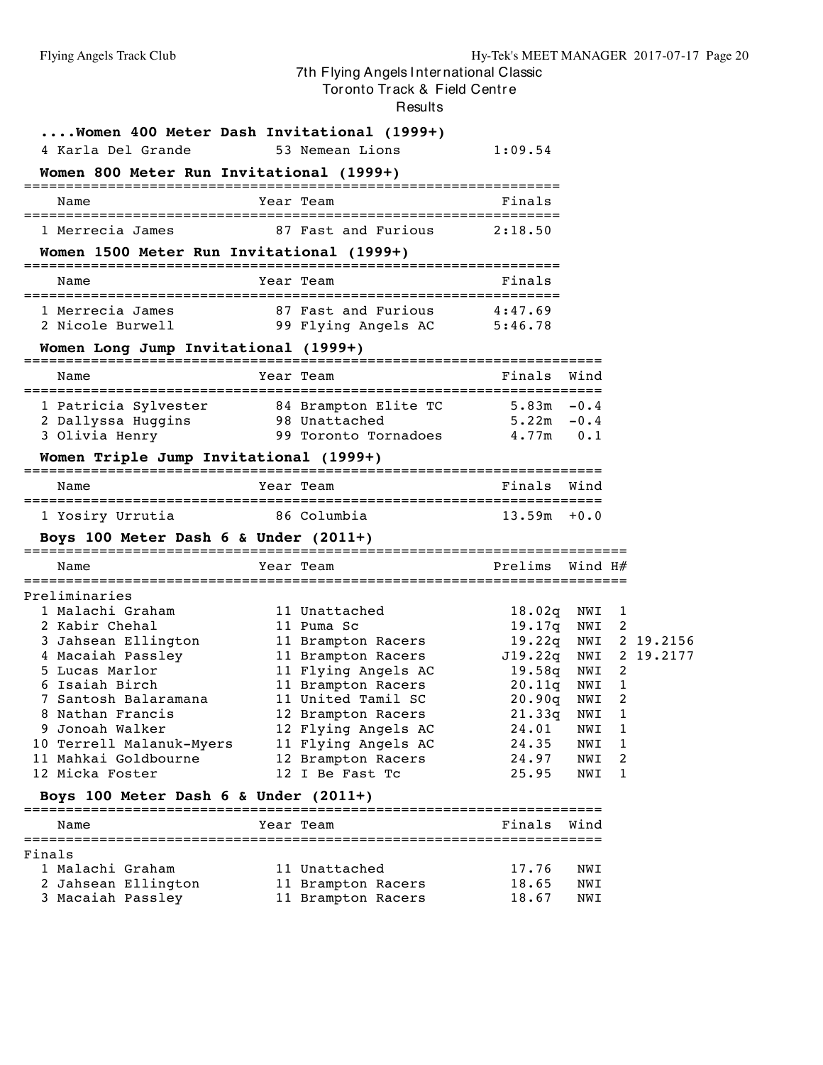7th Flying Angels International Classic

Toronto Track & Field Centre

Results

### ....Women 400 Meter Dash Invitational (1999+)

| Place | Name | Year | Team | Finals |
|---|---|---|---|---|
| 4 | Karla Del Grande | 53 | Nemean Lions | 1:09.54 |

### Women 800 Meter Run Invitational (1999+)

| Place | Name | Year | Team | Finals |
|---|---|---|---|---|
| 1 | Merrecia James | 87 | Fast and Furious | 2:18.50 |

### Women 1500 Meter Run Invitational (1999+)

| Place | Name | Year | Team | Finals |
|---|---|---|---|---|
| 1 | Merrecia James | 87 | Fast and Furious | 4:47.69 |
| 2 | Nicole Burwell | 99 | Flying Angels AC | 5:46.78 |

### Women Long Jump Invitational (1999+)

| Place | Name | Year | Team | Finals | Wind |
|---|---|---|---|---|---|
| 1 | Patricia Sylvester | 84 | Brampton Elite TC | 5.83m | -0.4 |
| 2 | Dallyssa Huggins | 98 | Unattached | 5.22m | -0.4 |
| 3 | Olivia Henry | 99 | Toronto Tornadoes | 4.77m | 0.1 |

### Women Triple Jump Invitational (1999+)

| Place | Name | Year | Team | Finals | Wind |
|---|---|---|---|---|---|
| 1 | Yosiry Urrutia | 86 | Columbia | 13.59m | +0.0 |

### Boys 100 Meter Dash 6 & Under (2011+)

Preliminaries

| Place | Name | Year | Team | Prelims | Wind | H# | |
|---|---|---|---|---|---|---|---|
| 1 | Malachi Graham | 11 | Unattached | 18.02q | NWI | 1 | |
| 2 | Kabir Chehal | 11 | Puma Sc | 19.17q | NWI | 2 | |
| 3 | Jahsean Ellington | 11 | Brampton Racers | 19.22q | NWI | 2 | 19.2156 |
| 4 | Macaiah Passley | 11 | Brampton Racers | J19.22q | NWI | 2 | 19.2177 |
| 5 | Lucas Marlor | 11 | Flying Angels AC | 19.58q | NWI | 2 | |
| 6 | Isaiah Birch | 11 | Brampton Racers | 20.11q | NWI | 1 | |
| 7 | Santosh Balaramana | 11 | United Tamil SC | 20.90q | NWI | 2 | |
| 8 | Nathan Francis | 12 | Brampton Racers | 21.33q | NWI | 1 | |
| 9 | Jonoah Walker | 12 | Flying Angels AC | 24.01 | NWI | 1 | |
| 10 | Terrell Malanuk-Myers | 11 | Flying Angels AC | 24.35 | NWI | 1 | |
| 11 | Mahkai Goldbourne | 12 | Brampton Racers | 24.97 | NWI | 2 | |
| 12 | Micka Foster | 12 | I Be Fast Tc | 25.95 | NWI | 1 | |

### Boys 100 Meter Dash 6 & Under (2011+)

Finals

| Place | Name | Year | Team | Finals | Wind |
|---|---|---|---|---|---|
| 1 | Malachi Graham | 11 | Unattached | 17.76 | NWI |
| 2 | Jahsean Ellington | 11 | Brampton Racers | 18.65 | NWI |
| 3 | Macaiah Passley | 11 | Brampton Racers | 18.67 | NWI |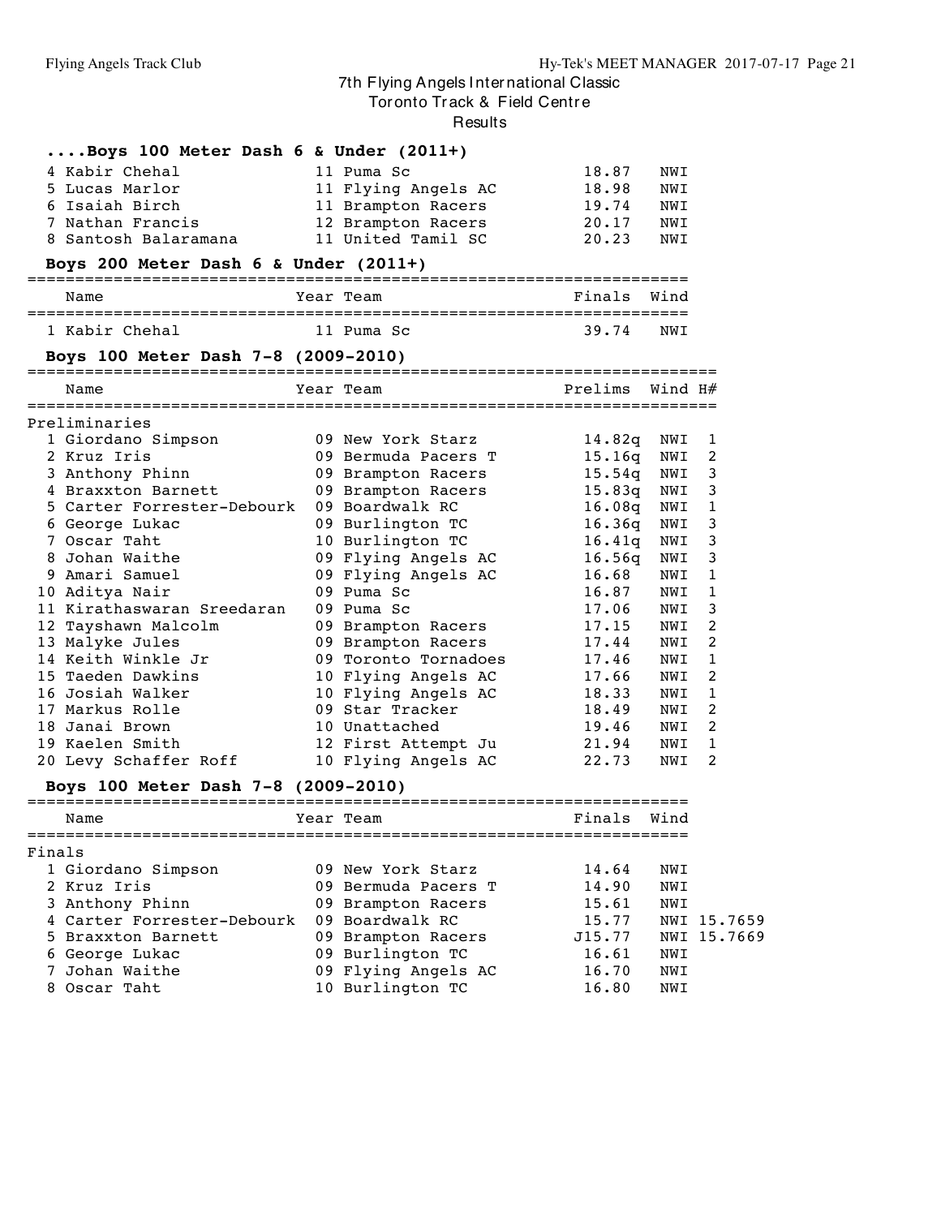# 7th Flying Angels International Classic

Toronto Track & Field Centre

Results

### ....Boys 100 Meter Dash 6 & Under (2011+)

| | Name | Year | Team | Finals | Wind |
|---|---|---|---|---|---|
| 4 | Kabir Chehal | 11 | Puma Sc | 18.87 | NWI |
| 5 | Lucas Marlor | 11 | Flying Angels AC | 18.98 | NWI |
| 6 | Isaiah Birch | 11 | Brampton Racers | 19.74 | NWI |
| 7 | Nathan Francis | 12 | Brampton Racers | 20.17 | NWI |
| 8 | Santosh Balaramana | 11 | United Tamil SC | 20.23 | NWI |

### Boys 200 Meter Dash 6 & Under (2011+)

| | Name | Year | Team | Finals | Wind |
|---|---|---|---|---|---|
| 1 | Kabir Chehal | 11 | Puma Sc | 39.74 | NWI |

### Boys 100 Meter Dash 7-8 (2009-2010)

Preliminaries

| | Name | Year | Team | Prelims | Wind | H# |
|---|---|---|---|---|---|---|
| 1 | Giordano Simpson | 09 | New York Starz | 14.82q | NWI | 1 |
| 2 | Kruz Iris | 09 | Bermuda Pacers T | 15.16q | NWI | 2 |
| 3 | Anthony Phinn | 09 | Brampton Racers | 15.54q | NWI | 3 |
| 4 | Braxxton Barnett | 09 | Brampton Racers | 15.83q | NWI | 3 |
| 5 | Carter Forrester-Debourk | 09 | Boardwalk RC | 16.08q | NWI | 1 |
| 6 | George Lukac | 09 | Burlington TC | 16.36q | NWI | 3 |
| 7 | Oscar Taht | 10 | Burlington TC | 16.41q | NWI | 3 |
| 8 | Johan Waithe | 09 | Flying Angels AC | 16.56q | NWI | 3 |
| 9 | Amari Samuel | 09 | Flying Angels AC | 16.68 | NWI | 1 |
| 10 | Aditya Nair | 09 | Puma Sc | 16.87 | NWI | 1 |
| 11 | Kirathaswaran Sreedaran | 09 | Puma Sc | 17.06 | NWI | 3 |
| 12 | Tayshawn Malcolm | 09 | Brampton Racers | 17.15 | NWI | 2 |
| 13 | Malyke Jules | 09 | Brampton Racers | 17.44 | NWI | 2 |
| 14 | Keith Winkle Jr | 09 | Toronto Tornadoes | 17.46 | NWI | 1 |
| 15 | Taeden Dawkins | 10 | Flying Angels AC | 17.66 | NWI | 2 |
| 16 | Josiah Walker | 10 | Flying Angels AC | 18.33 | NWI | 1 |
| 17 | Markus Rolle | 09 | Star Tracker | 18.49 | NWI | 2 |
| 18 | Janai Brown | 10 | Unattached | 19.46 | NWI | 2 |
| 19 | Kaelen Smith | 12 | First Attempt Ju | 21.94 | NWI | 1 |
| 20 | Levy Schaffer Roff | 10 | Flying Angels AC | 22.73 | NWI | 2 |

### Boys 100 Meter Dash 7-8 (2009-2010)

Finals

| | Name | Year | Team | Finals | Wind | |
|---|---|---|---|---|---|---|
| 1 | Giordano Simpson | 09 | New York Starz | 14.64 | NWI | |
| 2 | Kruz Iris | 09 | Bermuda Pacers T | 14.90 | NWI | |
| 3 | Anthony Phinn | 09 | Brampton Racers | 15.61 | NWI | |
| 4 | Carter Forrester-Debourk | 09 | Boardwalk RC | 15.77 | NWI | 15.7659 |
| 5 | Braxxton Barnett | 09 | Brampton Racers | J15.77 | NWI | 15.7669 |
| 6 | George Lukac | 09 | Burlington TC | 16.61 | NWI | |
| 7 | Johan Waithe | 09 | Flying Angels AC | 16.70 | NWI | |
| 8 | Oscar Taht | 10 | Burlington TC | 16.80 | NWI | |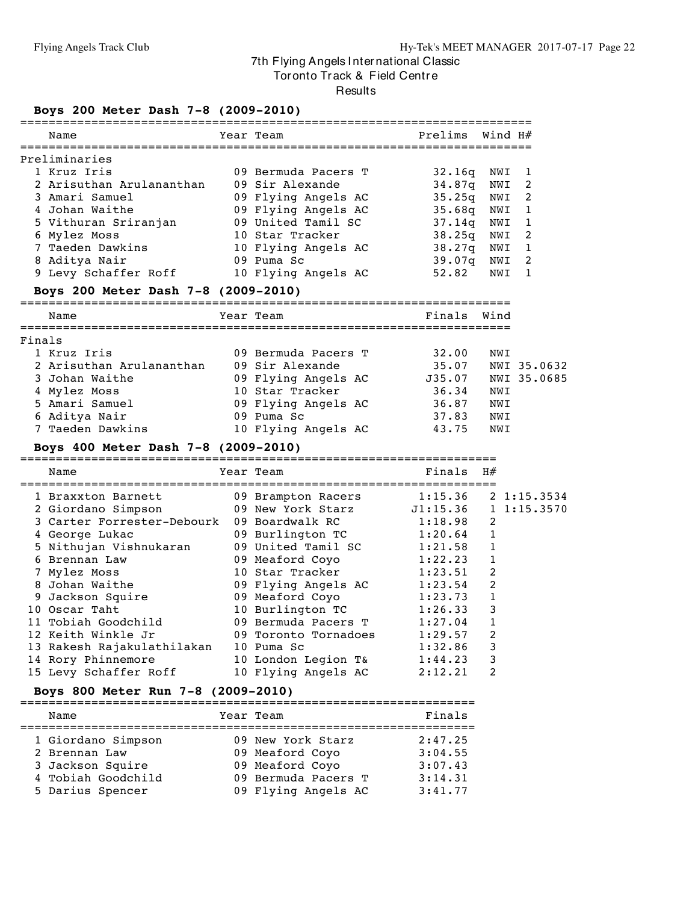# 7th Flying Angels International Classic

Toronto Track & Field Centre

Results

## Boys 200 Meter Dash 7-8 (2009-2010)

**Preliminaries**

| | Name | Year | Team | Prelims | Wind | H# |
|---|---|---|---|---|---|---|
| 1 | Kruz Iris | 09 | Bermuda Pacers T | 32.16q | NWI | 1 |
| 2 | Arisuthan Arulananthan | 09 | Sir Alexande | 34.87q | NWI | 2 |
| 3 | Amari Samuel | 09 | Flying Angels AC | 35.25q | NWI | 2 |
| 4 | Johan Waithe | 09 | Flying Angels AC | 35.68q | NWI | 1 |
| 5 | Vithuran Sriranjan | 09 | United Tamil SC | 37.14q | NWI | 1 |
| 6 | Mylez Moss | 10 | Star Tracker | 38.25q | NWI | 2 |
| 7 | Taeden Dawkins | 10 | Flying Angels AC | 38.27q | NWI | 1 |
| 8 | Aditya Nair | 09 | Puma Sc | 39.07q | NWI | 2 |
| 9 | Levy Schaffer Roff | 10 | Flying Angels AC | 52.82 | NWI | 1 |

## Boys 200 Meter Dash 7-8 (2009-2010)

**Finals**

| | Name | Year | Team | Finals | Wind | |
|---|---|---|---|---|---|---|
| 1 | Kruz Iris | 09 | Bermuda Pacers T | 32.00 | NWI | |
| 2 | Arisuthan Arulananthan | 09 | Sir Alexande | 35.07 | NWI | 35.0632 |
| 3 | Johan Waithe | 09 | Flying Angels AC | J35.07 | NWI | 35.0685 |
| 4 | Mylez Moss | 10 | Star Tracker | 36.34 | NWI | |
| 5 | Amari Samuel | 09 | Flying Angels AC | 36.87 | NWI | |
| 6 | Aditya Nair | 09 | Puma Sc | 37.83 | NWI | |
| 7 | Taeden Dawkins | 10 | Flying Angels AC | 43.75 | NWI | |

## Boys 400 Meter Dash 7-8 (2009-2010)

| | Name | Year | Team | Finals | H# | |
|---|---|---|---|---|---|---|
| 1 | Braxxton Barnett | 09 | Brampton Racers | 1:15.36 | 2 | 1:15.3534 |
| 2 | Giordano Simpson | 09 | New York Starz | J1:15.36 | 1 | 1:15.3570 |
| 3 | Carter Forrester-Debourk | 09 | Boardwalk RC | 1:18.98 | 2 | |
| 4 | George Lukac | 09 | Burlington TC | 1:20.64 | 1 | |
| 5 | Nithujan Vishnukaran | 09 | United Tamil SC | 1:21.58 | 1 | |
| 6 | Brennan Law | 09 | Meaford Coyo | 1:22.23 | 1 | |
| 7 | Mylez Moss | 10 | Star Tracker | 1:23.51 | 2 | |
| 8 | Johan Waithe | 09 | Flying Angels AC | 1:23.54 | 2 | |
| 9 | Jackson Squire | 09 | Meaford Coyo | 1:23.73 | 1 | |
| 10 | Oscar Taht | 10 | Burlington TC | 1:26.33 | 3 | |
| 11 | Tobiah Goodchild | 09 | Bermuda Pacers T | 1:27.04 | 1 | |
| 12 | Keith Winkle Jr | 09 | Toronto Tornadoes | 1:29.57 | 2 | |
| 13 | Rakesh Rajakulathilakan | 10 | Puma Sc | 1:32.86 | 3 | |
| 14 | Rory Phinnemore | 10 | London Legion T& | 1:44.23 | 3 | |
| 15 | Levy Schaffer Roff | 10 | Flying Angels AC | 2:12.21 | 2 | |

## Boys 800 Meter Run 7-8 (2009-2010)

| | Name | Year | Team | Finals |
|---|---|---|---|---|
| 1 | Giordano Simpson | 09 | New York Starz | 2:47.25 |
| 2 | Brennan Law | 09 | Meaford Coyo | 3:04.55 |
| 3 | Jackson Squire | 09 | Meaford Coyo | 3:07.43 |
| 4 | Tobiah Goodchild | 09 | Bermuda Pacers T | 3:14.31 |
| 5 | Darius Spencer | 09 | Flying Angels AC | 3:41.77 |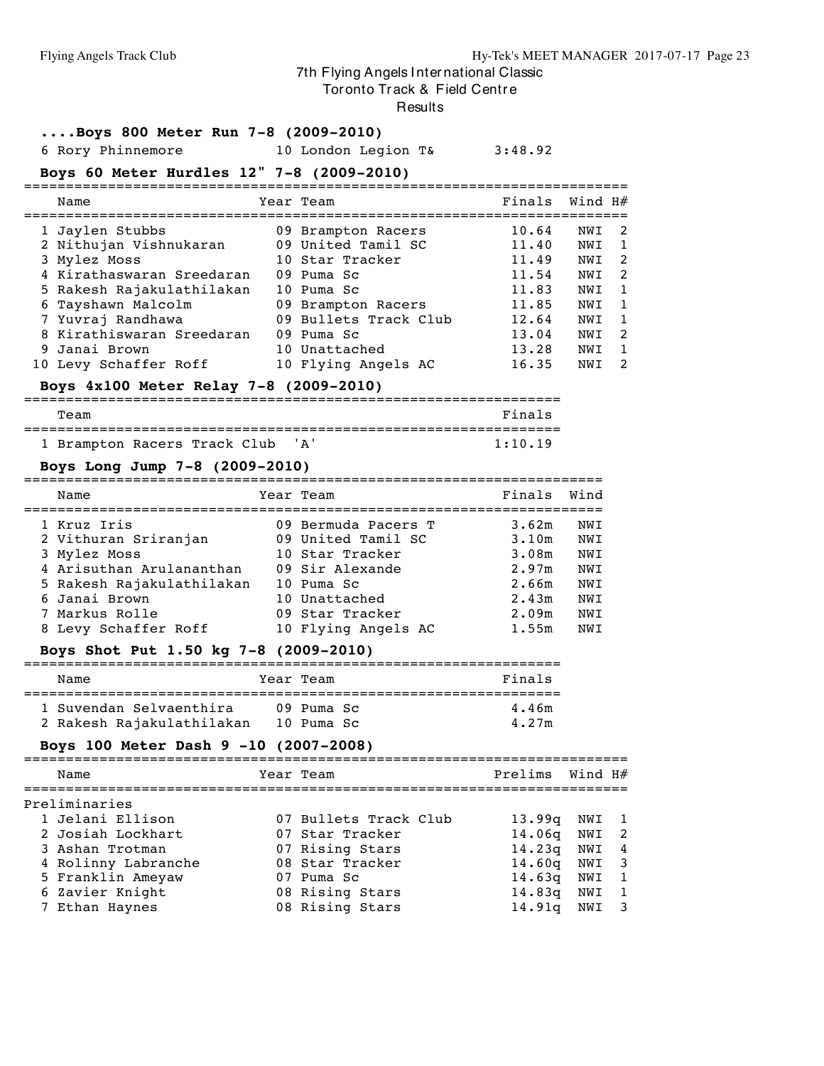# 7th Flying Angels International Classic

Toronto Track & Field Centre

Results

### ....Boys 800 Meter Run 7-8 (2009-2010)

| | Name | Year | Team | Finals |
|---|---|---|---|---|
| 6 | Rory Phinnemore | 10 | London Legion T& | 3:48.92 |

### Boys 60 Meter Hurdles 12" 7-8 (2009-2010)

| | Name | Year | Team | Finals | Wind | H# |
|---|---|---|---|---|---|---|
| 1 | Jaylen Stubbs | 09 | Brampton Racers | 10.64 | NWI | 2 |
| 2 | Nithujan Vishnukaran | 09 | United Tamil SC | 11.40 | NWI | 1 |
| 3 | Mylez Moss | 10 | Star Tracker | 11.49 | NWI | 2 |
| 4 | Kirathaswaran Sreedaran | 09 | Puma Sc | 11.54 | NWI | 2 |
| 5 | Rakesh Rajakulathilakan | 10 | Puma Sc | 11.83 | NWI | 1 |
| 6 | Tayshawn Malcolm | 09 | Brampton Racers | 11.85 | NWI | 1 |
| 7 | Yuvraj Randhawa | 09 | Bullets Track Club | 12.64 | NWI | 1 |
| 8 | Kirathiswaran Sreedaran | 09 | Puma Sc | 13.04 | NWI | 2 |
| 9 | Janai Brown | 10 | Unattached | 13.28 | NWI | 1 |
| 10 | Levy Schaffer Roff | 10 | Flying Angels AC | 16.35 | NWI | 2 |

### Boys 4x100 Meter Relay 7-8 (2009-2010)

| | Team | Finals |
|---|---|---|
| 1 | Brampton Racers Track Club 'A' | 1:10.19 |

### Boys Long Jump 7-8 (2009-2010)

| | Name | Year | Team | Finals | Wind |
|---|---|---|---|---|---|
| 1 | Kruz Iris | 09 | Bermuda Pacers T | 3.62m | NWI |
| 2 | Vithuran Sriranjan | 09 | United Tamil SC | 3.10m | NWI |
| 3 | Mylez Moss | 10 | Star Tracker | 3.08m | NWI |
| 4 | Arisuthan Arulananthan | 09 | Sir Alexande | 2.97m | NWI |
| 5 | Rakesh Rajakulathilakan | 10 | Puma Sc | 2.66m | NWI |
| 6 | Janai Brown | 10 | Unattached | 2.43m | NWI |
| 7 | Markus Rolle | 09 | Star Tracker | 2.09m | NWI |
| 8 | Levy Schaffer Roff | 10 | Flying Angels AC | 1.55m | NWI |

### Boys Shot Put 1.50 kg 7-8 (2009-2010)

| | Name | Year | Team | Finals |
|---|---|---|---|---|
| 1 | Suvendan Selvaenthira | 09 | Puma Sc | 4.46m |
| 2 | Rakesh Rajakulathilakan | 10 | Puma Sc | 4.27m |

### Boys 100 Meter Dash 9 -10 (2007-2008)

Preliminaries

| | Name | Year | Team | Prelims | Wind | H# |
|---|---|---|---|---|---|---|
| 1 | Jelani Ellison | 07 | Bullets Track Club | 13.99q | NWI | 1 |
| 2 | Josiah Lockhart | 07 | Star Tracker | 14.06q | NWI | 2 |
| 3 | Ashan Trotman | 07 | Rising Stars | 14.23q | NWI | 4 |
| 4 | Rolinny Labranche | 08 | Star Tracker | 14.60q | NWI | 3 |
| 5 | Franklin Ameyaw | 07 | Puma Sc | 14.63q | NWI | 1 |
| 6 | Zavier Knight | 08 | Rising Stars | 14.83q | NWI | 1 |
| 7 | Ethan Haynes | 08 | Rising Stars | 14.91q | NWI | 3 |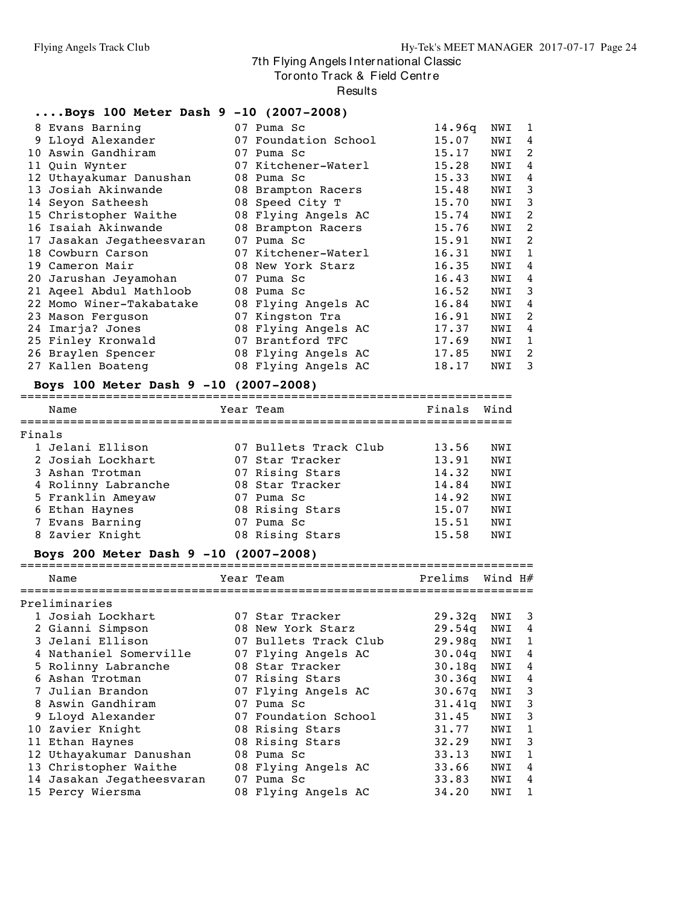# 7th Flying Angels International Classic
## Toronto Track & Field Centre
### Results

### ....Boys 100 Meter Dash 9 -10 (2007-2008)

| | Name | Year | Team | Prelims | Wind | H# |
|---|---|---|---|---|---|---|
| 8 | Evans Barning | 07 | Puma Sc | 14.96q | NWI | 1 |
| 9 | Lloyd Alexander | 07 | Foundation School | 15.07 | NWI | 4 |
| 10 | Aswin Gandhiram | 07 | Puma Sc | 15.17 | NWI | 2 |
| 11 | Quin Wynter | 07 | Kitchener-Waterl | 15.28 | NWI | 4 |
| 12 | Uthayakumar Danushan | 08 | Puma Sc | 15.33 | NWI | 4 |
| 13 | Josiah Akinwande | 08 | Brampton Racers | 15.48 | NWI | 3 |
| 14 | Seyon Satheesh | 08 | Speed City T | 15.70 | NWI | 3 |
| 15 | Christopher Waithe | 08 | Flying Angels AC | 15.74 | NWI | 2 |
| 16 | Isaiah Akinwande | 08 | Brampton Racers | 15.76 | NWI | 2 |
| 17 | Jasakan Jegatheesvaran | 07 | Puma Sc | 15.91 | NWI | 2 |
| 18 | Cowburn Carson | 07 | Kitchener-Waterl | 16.31 | NWI | 1 |
| 19 | Cameron Mair | 08 | New York Starz | 16.35 | NWI | 4 |
| 20 | Jarushan Jeyamohan | 07 | Puma Sc | 16.43 | NWI | 4 |
| 21 | Aqeel Abdul Mathloob | 08 | Puma Sc | 16.52 | NWI | 3 |
| 22 | Momo Winer-Takabatake | 08 | Flying Angels AC | 16.84 | NWI | 4 |
| 23 | Mason Ferguson | 07 | Kingston Tra | 16.91 | NWI | 2 |
| 24 | Imarja? Jones | 08 | Flying Angels AC | 17.37 | NWI | 4 |
| 25 | Finley Kronwald | 07 | Brantford TFC | 17.69 | NWI | 1 |
| 26 | Braylen Spencer | 08 | Flying Angels AC | 17.85 | NWI | 2 |
| 27 | Kallen Boateng | 08 | Flying Angels AC | 18.17 | NWI | 3 |

### Boys 100 Meter Dash 9 -10 (2007-2008)

Finals

| | Name | Year | Team | Finals | Wind |
|---|---|---|---|---|---|
| 1 | Jelani Ellison | 07 | Bullets Track Club | 13.56 | NWI |
| 2 | Josiah Lockhart | 07 | Star Tracker | 13.91 | NWI |
| 3 | Ashan Trotman | 07 | Rising Stars | 14.32 | NWI |
| 4 | Rolinny Labranche | 08 | Star Tracker | 14.84 | NWI |
| 5 | Franklin Ameyaw | 07 | Puma Sc | 14.92 | NWI |
| 6 | Ethan Haynes | 08 | Rising Stars | 15.07 | NWI |
| 7 | Evans Barning | 07 | Puma Sc | 15.51 | NWI |
| 8 | Zavier Knight | 08 | Rising Stars | 15.58 | NWI |

### Boys 200 Meter Dash 9 -10 (2007-2008)

Preliminaries

| | Name | Year | Team | Prelims | Wind | H# |
|---|---|---|---|---|---|---|
| 1 | Josiah Lockhart | 07 | Star Tracker | 29.32q | NWI | 3 |
| 2 | Gianni Simpson | 08 | New York Starz | 29.54q | NWI | 4 |
| 3 | Jelani Ellison | 07 | Bullets Track Club | 29.98q | NWI | 1 |
| 4 | Nathaniel Somerville | 07 | Flying Angels AC | 30.04q | NWI | 4 |
| 5 | Rolinny Labranche | 08 | Star Tracker | 30.18q | NWI | 4 |
| 6 | Ashan Trotman | 07 | Rising Stars | 30.36q | NWI | 4 |
| 7 | Julian Brandon | 07 | Flying Angels AC | 30.67q | NWI | 3 |
| 8 | Aswin Gandhiram | 07 | Puma Sc | 31.41q | NWI | 3 |
| 9 | Lloyd Alexander | 07 | Foundation School | 31.45 | NWI | 3 |
| 10 | Zavier Knight | 08 | Rising Stars | 31.77 | NWI | 1 |
| 11 | Ethan Haynes | 08 | Rising Stars | 32.29 | NWI | 3 |
| 12 | Uthayakumar Danushan | 08 | Puma Sc | 33.13 | NWI | 1 |
| 13 | Christopher Waithe | 08 | Flying Angels AC | 33.66 | NWI | 4 |
| 14 | Jasakan Jegatheesvaran | 07 | Puma Sc | 33.83 | NWI | 4 |
| 15 | Percy Wiersma | 08 | Flying Angels AC | 34.20 | NWI | 1 |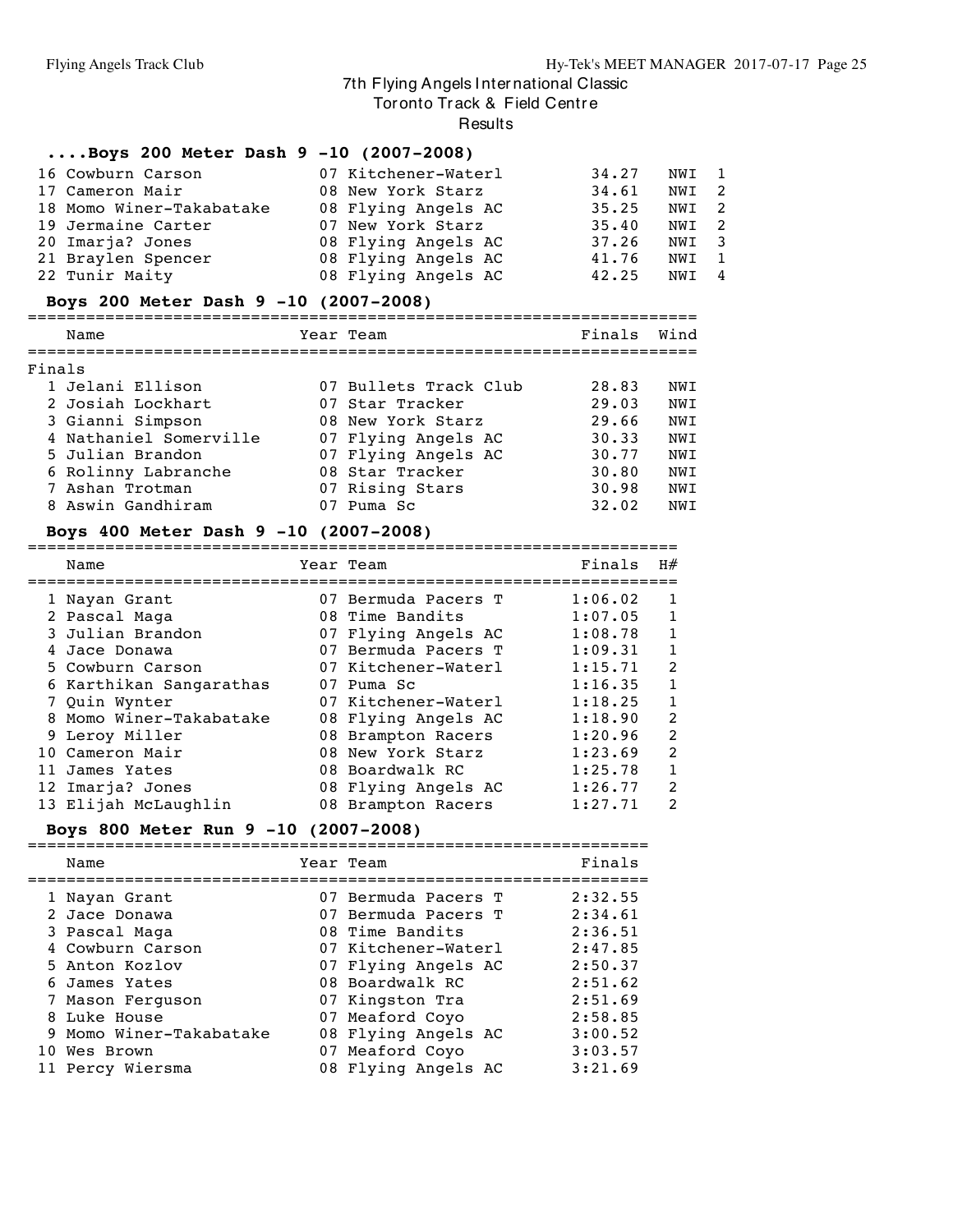# 7th Flying Angels International Classic

Toronto Track & Field Centre

Results

### ....Boys 200 Meter Dash 9 -10 (2007-2008)

| | Name | Year | Team | Finals | Wind | H# |
|---|---|---|---|---|---|---|
| 16 | Cowburn Carson | 07 | Kitchener-Waterl | 34.27 | NWI | 1 |
| 17 | Cameron Mair | 08 | New York Starz | 34.61 | NWI | 2 |
| 18 | Momo Winer-Takabatake | 08 | Flying Angels AC | 35.25 | NWI | 2 |
| 19 | Jermaine Carter | 07 | New York Starz | 35.40 | NWI | 2 |
| 20 | Imarja? Jones | 08 | Flying Angels AC | 37.26 | NWI | 3 |
| 21 | Braylen Spencer | 08 | Flying Angels AC | 41.76 | NWI | 1 |
| 22 | Tunir Maity | 08 | Flying Angels AC | 42.25 | NWI | 4 |

### Boys 200 Meter Dash 9 -10 (2007-2008)

Finals

| | Name | Year | Team | Finals | Wind |
|---|---|---|---|---|---|
| 1 | Jelani Ellison | 07 | Bullets Track Club | 28.83 | NWI |
| 2 | Josiah Lockhart | 07 | Star Tracker | 29.03 | NWI |
| 3 | Gianni Simpson | 08 | New York Starz | 29.66 | NWI |
| 4 | Nathaniel Somerville | 07 | Flying Angels AC | 30.33 | NWI |
| 5 | Julian Brandon | 07 | Flying Angels AC | 30.77 | NWI |
| 6 | Rolinny Labranche | 08 | Star Tracker | 30.80 | NWI |
| 7 | Ashan Trotman | 07 | Rising Stars | 30.98 | NWI |
| 8 | Aswin Gandhiram | 07 | Puma Sc | 32.02 | NWI |

### Boys 400 Meter Dash 9 -10 (2007-2008)

| | Name | Year | Team | Finals | H# |
|---|---|---|---|---|---|
| 1 | Nayan Grant | 07 | Bermuda Pacers T | 1:06.02 | 1 |
| 2 | Pascal Maga | 08 | Time Bandits | 1:07.05 | 1 |
| 3 | Julian Brandon | 07 | Flying Angels AC | 1:08.78 | 1 |
| 4 | Jace Donawa | 07 | Bermuda Pacers T | 1:09.31 | 1 |
| 5 | Cowburn Carson | 07 | Kitchener-Waterl | 1:15.71 | 2 |
| 6 | Karthikan Sangarathas | 07 | Puma Sc | 1:16.35 | 1 |
| 7 | Quin Wynter | 07 | Kitchener-Waterl | 1:18.25 | 1 |
| 8 | Momo Winer-Takabatake | 08 | Flying Angels AC | 1:18.90 | 2 |
| 9 | Leroy Miller | 08 | Brampton Racers | 1:20.96 | 2 |
| 10 | Cameron Mair | 08 | New York Starz | 1:23.69 | 2 |
| 11 | James Yates | 08 | Boardwalk RC | 1:25.78 | 1 |
| 12 | Imarja? Jones | 08 | Flying Angels AC | 1:26.77 | 2 |
| 13 | Elijah McLaughlin | 08 | Brampton Racers | 1:27.71 | 2 |

### Boys 800 Meter Run 9 -10 (2007-2008)

| | Name | Year | Team | Finals |
|---|---|---|---|---|
| 1 | Nayan Grant | 07 | Bermuda Pacers T | 2:32.55 |
| 2 | Jace Donawa | 07 | Bermuda Pacers T | 2:34.61 |
| 3 | Pascal Maga | 08 | Time Bandits | 2:36.51 |
| 4 | Cowburn Carson | 07 | Kitchener-Waterl | 2:47.85 |
| 5 | Anton Kozlov | 07 | Flying Angels AC | 2:50.37 |
| 6 | James Yates | 08 | Boardwalk RC | 2:51.62 |
| 7 | Mason Ferguson | 07 | Kingston Tra | 2:51.69 |
| 8 | Luke House | 07 | Meaford Coyo | 2:58.85 |
| 9 | Momo Winer-Takabatake | 08 | Flying Angels AC | 3:00.52 |
| 10 | Wes Brown | 07 | Meaford Coyo | 3:03.57 |
| 11 | Percy Wiersma | 08 | Flying Angels AC | 3:21.69 |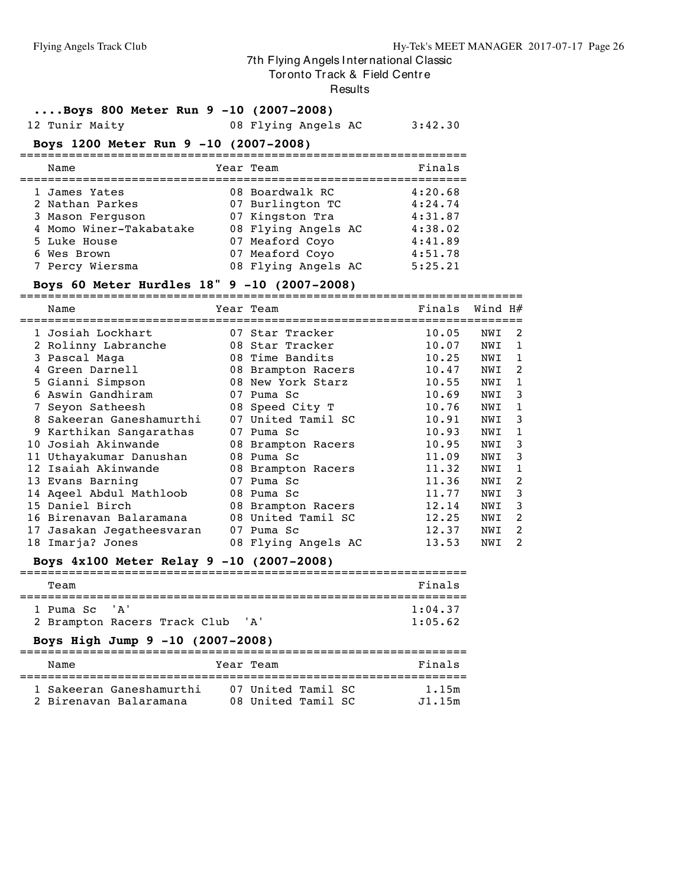# 7th Flying Angels International Classic

## Toronto Track & Field Centre

### Results

#### ....Boys 800 Meter Run 9 -10 (2007-2008)

| Place | Name | Year | Team | Finals |
|---|---|---|---|---|
| 12 | Tunir Maity | 08 | Flying Angels AC | 3:42.30 |

#### Boys 1200 Meter Run 9 -10 (2007-2008)

| Place | Name | Year | Team | Finals |
|---|---|---|---|---|
| 1 | James Yates | 08 | Boardwalk RC | 4:20.68 |
| 2 | Nathan Parkes | 07 | Burlington TC | 4:24.74 |
| 3 | Mason Ferguson | 07 | Kingston Tra | 4:31.87 |
| 4 | Momo Winer-Takabatake | 08 | Flying Angels AC | 4:38.02 |
| 5 | Luke House | 07 | Meaford Coyo | 4:41.89 |
| 6 | Wes Brown | 07 | Meaford Coyo | 4:51.78 |
| 7 | Percy Wiersma | 08 | Flying Angels AC | 5:25.21 |

#### Boys 60 Meter Hurdles 18" 9 -10 (2007-2008)

| Place | Name | Year | Team | Finals | Wind | H# |
|---|---|---|---|---|---|---|
| 1 | Josiah Lockhart | 07 | Star Tracker | 10.05 | NWI | 2 |
| 2 | Rolinny Labranche | 08 | Star Tracker | 10.07 | NWI | 1 |
| 3 | Pascal Maga | 08 | Time Bandits | 10.25 | NWI | 1 |
| 4 | Green Darnell | 08 | Brampton Racers | 10.47 | NWI | 2 |
| 5 | Gianni Simpson | 08 | New York Starz | 10.55 | NWI | 1 |
| 6 | Aswin Gandhiram | 07 | Puma Sc | 10.69 | NWI | 3 |
| 7 | Seyon Satheesh | 08 | Speed City T | 10.76 | NWI | 1 |
| 8 | Sakeeran Ganeshamurthi | 07 | United Tamil SC | 10.91 | NWI | 3 |
| 9 | Karthikan Sangarathas | 07 | Puma Sc | 10.93 | NWI | 1 |
| 10 | Josiah Akinwande | 08 | Brampton Racers | 10.95 | NWI | 3 |
| 11 | Uthayakumar Danushan | 08 | Puma Sc | 11.09 | NWI | 3 |
| 12 | Isaiah Akinwande | 08 | Brampton Racers | 11.32 | NWI | 1 |
| 13 | Evans Barning | 07 | Puma Sc | 11.36 | NWI | 2 |
| 14 | Aqeel Abdul Mathloob | 08 | Puma Sc | 11.77 | NWI | 3 |
| 15 | Daniel Birch | 08 | Brampton Racers | 12.14 | NWI | 3 |
| 16 | Birenavan Balaramana | 08 | United Tamil SC | 12.25 | NWI | 2 |
| 17 | Jasakan Jegatheesvaran | 07 | Puma Sc | 12.37 | NWI | 2 |
| 18 | Imarja? Jones | 08 | Flying Angels AC | 13.53 | NWI | 2 |

#### Boys 4x100 Meter Relay 9 -10 (2007-2008)

| Place | Team | Finals |
|---|---|---|
| 1 | Puma Sc 'A' | 1:04.37 |
| 2 | Brampton Racers Track Club 'A' | 1:05.62 |

#### Boys High Jump 9 -10 (2007-2008)

| Place | Name | Year | Team | Finals |
|---|---|---|---|---|
| 1 | Sakeeran Ganeshamurthi | 07 | United Tamil SC | 1.15m |
| 2 | Birenavan Balaramana | 08 | United Tamil SC | J1.15m |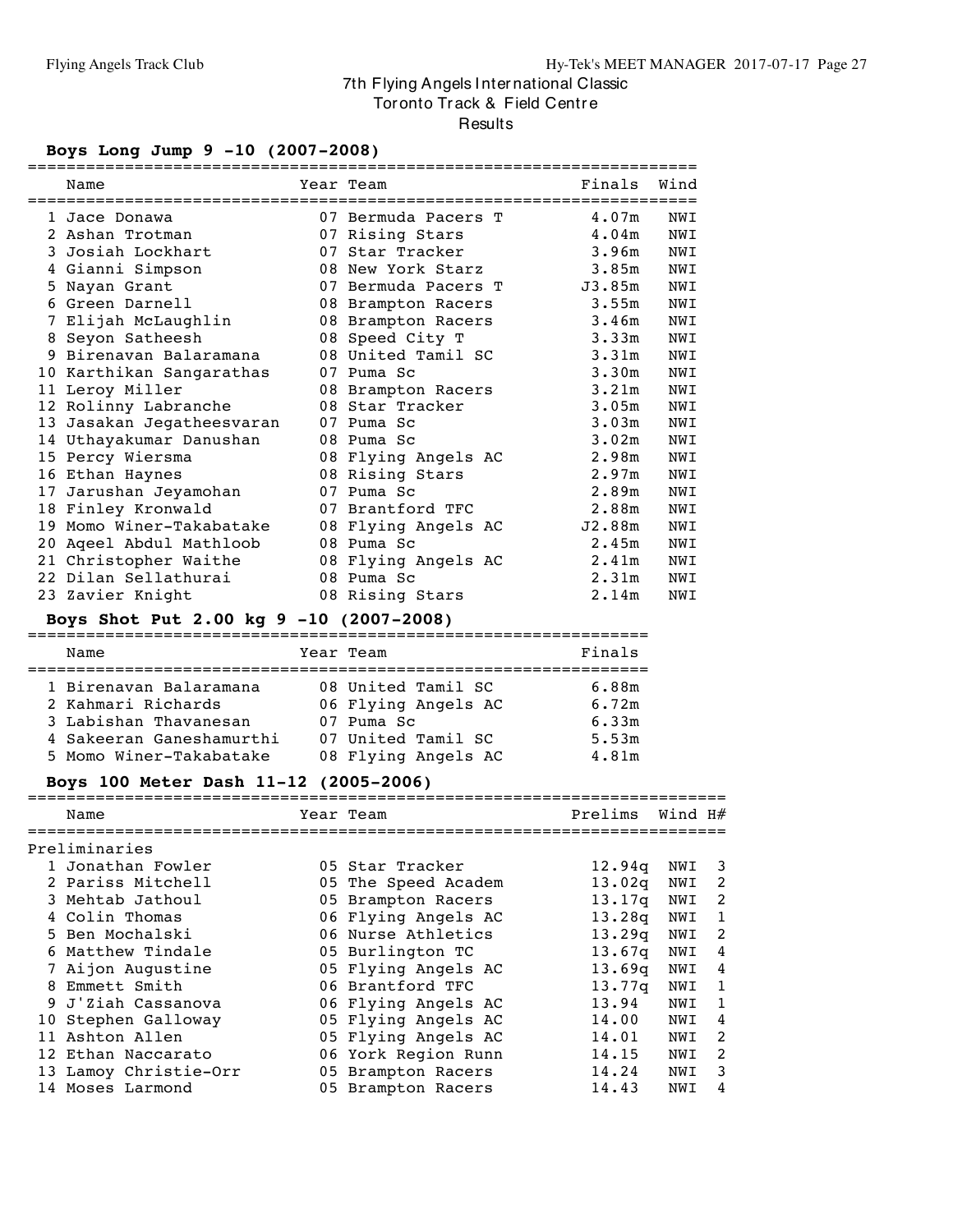Flying Angels Track Club

Hy-Tek's MEET MANAGER 2017-07-17

# 7th Flying Angels International Classic
## Toronto Track & Field Centre
### Results

**Boys Long Jump 9 -10 (2007-2008)**

| | Name | Year | Team | Finals | Wind |
|---|---|---|---|---|---|
| 1 | Jace Donawa | 07 | Bermuda Pacers T | 4.07m | NWI |
| 2 | Ashan Trotman | 07 | Rising Stars | 4.04m | NWI |
| 3 | Josiah Lockhart | 07 | Star Tracker | 3.96m | NWI |
| 4 | Gianni Simpson | 08 | New York Starz | 3.85m | NWI |
| 5 | Nayan Grant | 07 | Bermuda Pacers T | J3.85m | NWI |
| 6 | Green Darnell | 08 | Brampton Racers | 3.55m | NWI |
| 7 | Elijah McLaughlin | 08 | Brampton Racers | 3.46m | NWI |
| 8 | Seyon Satheesh | 08 | Speed City T | 3.33m | NWI |
| 9 | Birenavan Balaramana | 08 | United Tamil SC | 3.31m | NWI |
| 10 | Karthikan Sangarathas | 07 | Puma Sc | 3.30m | NWI |
| 11 | Leroy Miller | 08 | Brampton Racers | 3.21m | NWI |
| 12 | Rolinny Labranche | 08 | Star Tracker | 3.05m | NWI |
| 13 | Jasakan Jegatheesvaran | 07 | Puma Sc | 3.03m | NWI |
| 14 | Uthayakumar Danushan | 08 | Puma Sc | 3.02m | NWI |
| 15 | Percy Wiersma | 08 | Flying Angels AC | 2.98m | NWI |
| 16 | Ethan Haynes | 08 | Rising Stars | 2.97m | NWI |
| 17 | Jarushan Jeyamohan | 07 | Puma Sc | 2.89m | NWI |
| 18 | Finley Kronwald | 07 | Brantford TFC | 2.88m | NWI |
| 19 | Momo Winer-Takabatake | 08 | Flying Angels AC | J2.88m | NWI |
| 20 | Aqeel Abdul Mathloob | 08 | Puma Sc | 2.45m | NWI |
| 21 | Christopher Waithe | 08 | Flying Angels AC | 2.41m | NWI |
| 22 | Dilan Sellathurai | 08 | Puma Sc | 2.31m | NWI |
| 23 | Zavier Knight | 08 | Rising Stars | 2.14m | NWI |

**Boys Shot Put 2.00 kg 9 -10 (2007-2008)**

| | Name | Year | Team | Finals |
|---|---|---|---|---|
| 1 | Birenavan Balaramana | 08 | United Tamil SC | 6.88m |
| 2 | Kahmari Richards | 06 | Flying Angels AC | 6.72m |
| 3 | Labishan Thavanesan | 07 | Puma Sc | 6.33m |
| 4 | Sakeeran Ganeshamurthi | 07 | United Tamil SC | 5.53m |
| 5 | Momo Winer-Takabatake | 08 | Flying Angels AC | 4.81m |

**Boys 100 Meter Dash 11-12 (2005-2006)**

| | Name | Year | Team | Prelims | Wind | H# |
|---|---|---|---|---|---|---|
| **Preliminaries** | | | | | | |
| 1 | Jonathan Fowler | 05 | Star Tracker | 12.94q | NWI | 3 |
| 2 | Pariss Mitchell | 05 | The Speed Academ | 13.02q | NWI | 2 |
| 3 | Mehtab Jathoul | 05 | Brampton Racers | 13.17q | NWI | 2 |
| 4 | Colin Thomas | 06 | Flying Angels AC | 13.28q | NWI | 1 |
| 5 | Ben Mochalski | 06 | Nurse Athletics | 13.29q | NWI | 2 |
| 6 | Matthew Tindale | 05 | Burlington TC | 13.67q | NWI | 4 |
| 7 | Aijon Augustine | 05 | Flying Angels AC | 13.69q | NWI | 4 |
| 8 | Emmett Smith | 06 | Brantford TFC | 13.77q | NWI | 1 |
| 9 | J'Ziah Cassanova | 06 | Flying Angels AC | 13.94 | NWI | 1 |
| 10 | Stephen Galloway | 05 | Flying Angels AC | 14.00 | NWI | 4 |
| 11 | Ashton Allen | 05 | Flying Angels AC | 14.01 | NWI | 2 |
| 12 | Ethan Naccarato | 06 | York Region Runn | 14.15 | NWI | 2 |
| 13 | Lamoy Christie-Orr | 05 | Brampton Racers | 14.24 | NWI | 3 |
| 14 | Moses Larmond | 05 | Brampton Racers | 14.43 | NWI | 4 |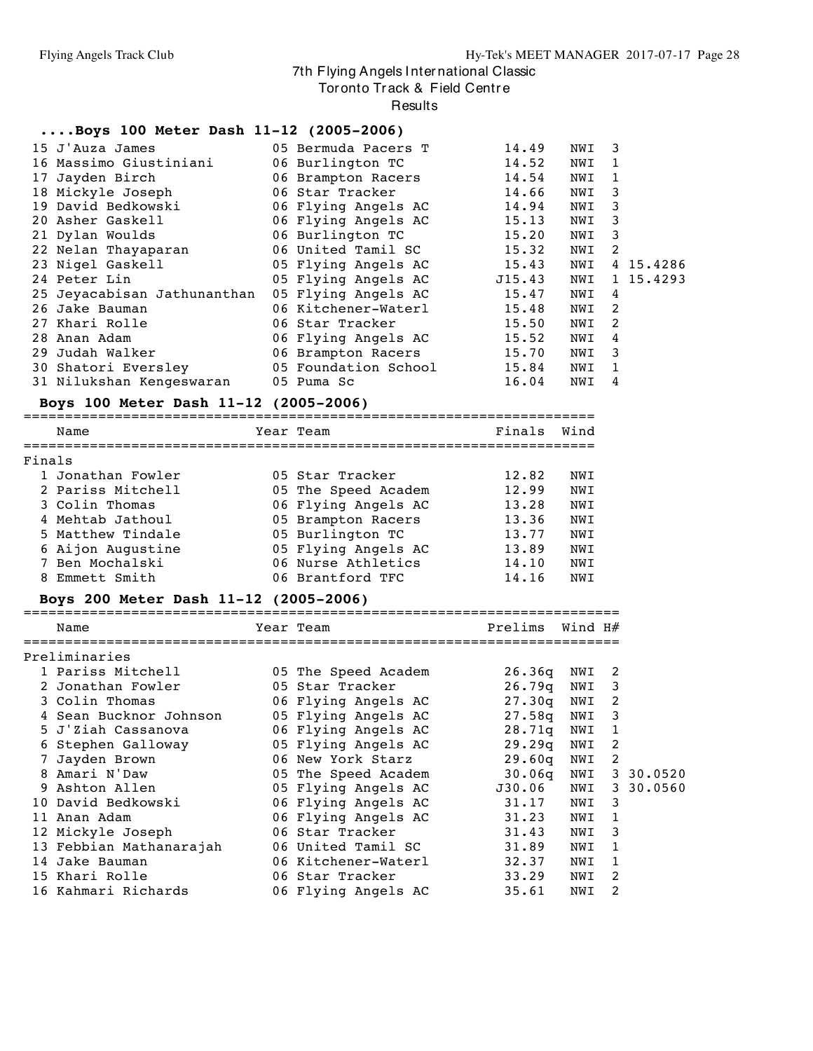# 7th Flying Angels International Classic

Toronto Track & Field Centre

Results

### ....Boys 100 Meter Dash 11-12 (2005-2006)

| Place | Name | Year | Team | Prelims | Wind | H# | |
|---|---|---|---|---|---|---|---|
| 15 | J'Auza James | 05 | Bermuda Pacers T | 14.49 | NWI | 3 | |
| 16 | Massimo Giustiniani | 06 | Burlington TC | 14.52 | NWI | 1 | |
| 17 | Jayden Birch | 06 | Brampton Racers | 14.54 | NWI | 1 | |
| 18 | Mickyle Joseph | 06 | Star Tracker | 14.66 | NWI | 3 | |
| 19 | David Bedkowski | 06 | Flying Angels AC | 14.94 | NWI | 3 | |
| 20 | Asher Gaskell | 06 | Flying Angels AC | 15.13 | NWI | 3 | |
| 21 | Dylan Woulds | 06 | Burlington TC | 15.20 | NWI | 3 | |
| 22 | Nelan Thayaparan | 06 | United Tamil SC | 15.32 | NWI | 2 | |
| 23 | Nigel Gaskell | 05 | Flying Angels AC | 15.43 | NWI | 4 | 15.4286 |
| 24 | Peter Lin | 05 | Flying Angels AC | J15.43 | NWI | 1 | 15.4293 |
| 25 | Jeyacabisan Jathunanthan | 05 | Flying Angels AC | 15.47 | NWI | 4 | |
| 26 | Jake Bauman | 06 | Kitchener-Waterl | 15.48 | NWI | 2 | |
| 27 | Khari Rolle | 06 | Star Tracker | 15.50 | NWI | 2 | |
| 28 | Anan Adam | 06 | Flying Angels AC | 15.52 | NWI | 4 | |
| 29 | Judah Walker | 06 | Brampton Racers | 15.70 | NWI | 3 | |
| 30 | Shatori Eversley | 05 | Foundation School | 15.84 | NWI | 1 | |
| 31 | Nilukshan Kengeswaran | 05 | Puma Sc | 16.04 | NWI | 4 | |

### Boys 100 Meter Dash 11-12 (2005-2006)

Finals

| Place | Name | Year | Team | Finals | Wind |
|---|---|---|---|---|---|
| 1 | Jonathan Fowler | 05 | Star Tracker | 12.82 | NWI |
| 2 | Pariss Mitchell | 05 | The Speed Academ | 12.99 | NWI |
| 3 | Colin Thomas | 06 | Flying Angels AC | 13.28 | NWI |
| 4 | Mehtab Jathoul | 05 | Brampton Racers | 13.36 | NWI |
| 5 | Matthew Tindale | 05 | Burlington TC | 13.77 | NWI |
| 6 | Aijon Augustine | 05 | Flying Angels AC | 13.89 | NWI |
| 7 | Ben Mochalski | 06 | Nurse Athletics | 14.10 | NWI |
| 8 | Emmett Smith | 06 | Brantford TFC | 14.16 | NWI |

### Boys 200 Meter Dash 11-12 (2005-2006)

Preliminaries

| Place | Name | Year | Team | Prelims | Wind | H# | |
|---|---|---|---|---|---|---|---|
| 1 | Pariss Mitchell | 05 | The Speed Academ | 26.36q | NWI | 2 | |
| 2 | Jonathan Fowler | 05 | Star Tracker | 26.79q | NWI | 3 | |
| 3 | Colin Thomas | 06 | Flying Angels AC | 27.30q | NWI | 2 | |
| 4 | Sean Bucknor Johnson | 05 | Flying Angels AC | 27.58q | NWI | 3 | |
| 5 | J'Ziah Cassanova | 06 | Flying Angels AC | 28.71q | NWI | 1 | |
| 6 | Stephen Galloway | 05 | Flying Angels AC | 29.29q | NWI | 2 | |
| 7 | Jayden Brown | 06 | New York Starz | 29.60q | NWI | 2 | |
| 8 | Amari N'Daw | 05 | The Speed Academ | 30.06q | NWI | 3 | 30.0520 |
| 9 | Ashton Allen | 05 | Flying Angels AC | J30.06 | NWI | 3 | 30.0560 |
| 10 | David Bedkowski | 06 | Flying Angels AC | 31.17 | NWI | 3 | |
| 11 | Anan Adam | 06 | Flying Angels AC | 31.23 | NWI | 1 | |
| 12 | Mickyle Joseph | 06 | Star Tracker | 31.43 | NWI | 3 | |
| 13 | Febbian Mathanarajah | 06 | United Tamil SC | 31.89 | NWI | 1 | |
| 14 | Jake Bauman | 06 | Kitchener-Waterl | 32.37 | NWI | 1 | |
| 15 | Khari Rolle | 06 | Star Tracker | 33.29 | NWI | 2 | |
| 16 | Kahmari Richards | 06 | Flying Angels AC | 35.61 | NWI | 2 | |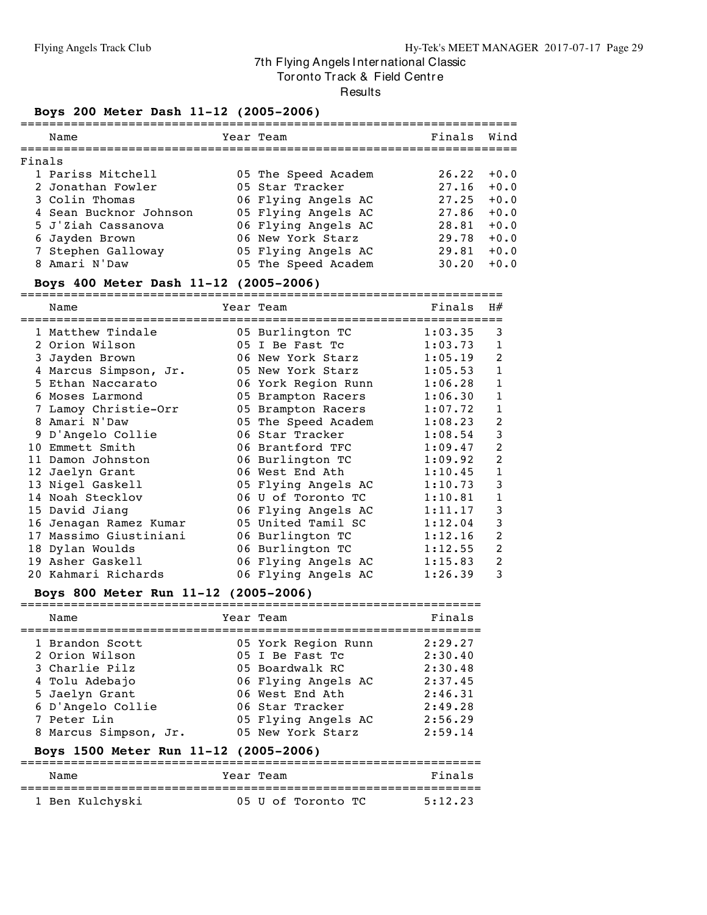# 7th Flying Angels International Classic

## Toronto Track & Field Centre

## Results

### Boys 200 Meter Dash 11-12 (2005-2006)

Finals

| | Name | Year | Team | Finals | Wind |
|---|---|---|---|---|---|
| 1 | Pariss Mitchell | 05 | The Speed Academ | 26.22 | +0.0 |
| 2 | Jonathan Fowler | 05 | Star Tracker | 27.16 | +0.0 |
| 3 | Colin Thomas | 06 | Flying Angels AC | 27.25 | +0.0 |
| 4 | Sean Bucknor Johnson | 05 | Flying Angels AC | 27.86 | +0.0 |
| 5 | J'Ziah Cassanova | 06 | Flying Angels AC | 28.81 | +0.0 |
| 6 | Jayden Brown | 06 | New York Starz | 29.78 | +0.0 |
| 7 | Stephen Galloway | 05 | Flying Angels AC | 29.81 | +0.0 |
| 8 | Amari N'Daw | 05 | The Speed Academ | 30.20 | +0.0 |

### Boys 400 Meter Dash 11-12 (2005-2006)

| | Name | Year | Team | Finals | H# |
|---|---|---|---|---|---|
| 1 | Matthew Tindale | 05 | Burlington TC | 1:03.35 | 3 |
| 2 | Orion Wilson | 05 | I Be Fast Tc | 1:03.73 | 1 |
| 3 | Jayden Brown | 06 | New York Starz | 1:05.19 | 2 |
| 4 | Marcus Simpson, Jr. | 05 | New York Starz | 1:05.53 | 1 |
| 5 | Ethan Naccarato | 06 | York Region Runn | 1:06.28 | 1 |
| 6 | Moses Larmond | 05 | Brampton Racers | 1:06.30 | 1 |
| 7 | Lamoy Christie-Orr | 05 | Brampton Racers | 1:07.72 | 1 |
| 8 | Amari N'Daw | 05 | The Speed Academ | 1:08.23 | 2 |
| 9 | D'Angelo Collie | 06 | Star Tracker | 1:08.54 | 3 |
| 10 | Emmett Smith | 06 | Brantford TFC | 1:09.47 | 2 |
| 11 | Damon Johnston | 06 | Burlington TC | 1:09.92 | 2 |
| 12 | Jaelyn Grant | 06 | West End Ath | 1:10.45 | 1 |
| 13 | Nigel Gaskell | 05 | Flying Angels AC | 1:10.73 | 3 |
| 14 | Noah Stecklov | 06 | U of Toronto TC | 1:10.81 | 1 |
| 15 | David Jiang | 06 | Flying Angels AC | 1:11.17 | 3 |
| 16 | Jenagan Ramez Kumar | 05 | United Tamil SC | 1:12.04 | 3 |
| 17 | Massimo Giustiniani | 06 | Burlington TC | 1:12.16 | 2 |
| 18 | Dylan Woulds | 06 | Burlington TC | 1:12.55 | 2 |
| 19 | Asher Gaskell | 06 | Flying Angels AC | 1:15.83 | 2 |
| 20 | Kahmari Richards | 06 | Flying Angels AC | 1:26.39 | 3 |

### Boys 800 Meter Run 11-12 (2005-2006)

| | Name | Year | Team | Finals |
|---|---|---|---|---|
| 1 | Brandon Scott | 05 | York Region Runn | 2:29.27 |
| 2 | Orion Wilson | 05 | I Be Fast Tc | 2:30.40 |
| 3 | Charlie Pilz | 05 | Boardwalk RC | 2:30.48 |
| 4 | Tolu Adebajo | 06 | Flying Angels AC | 2:37.45 |
| 5 | Jaelyn Grant | 06 | West End Ath | 2:46.31 |
| 6 | D'Angelo Collie | 06 | Star Tracker | 2:49.28 |
| 7 | Peter Lin | 05 | Flying Angels AC | 2:56.29 |
| 8 | Marcus Simpson, Jr. | 05 | New York Starz | 2:59.14 |

### Boys 1500 Meter Run 11-12 (2005-2006)

| | Name | Year | Team | Finals |
|---|---|---|---|---|
| 1 | Ben Kulchyski | 05 | U of Toronto TC | 5:12.23 |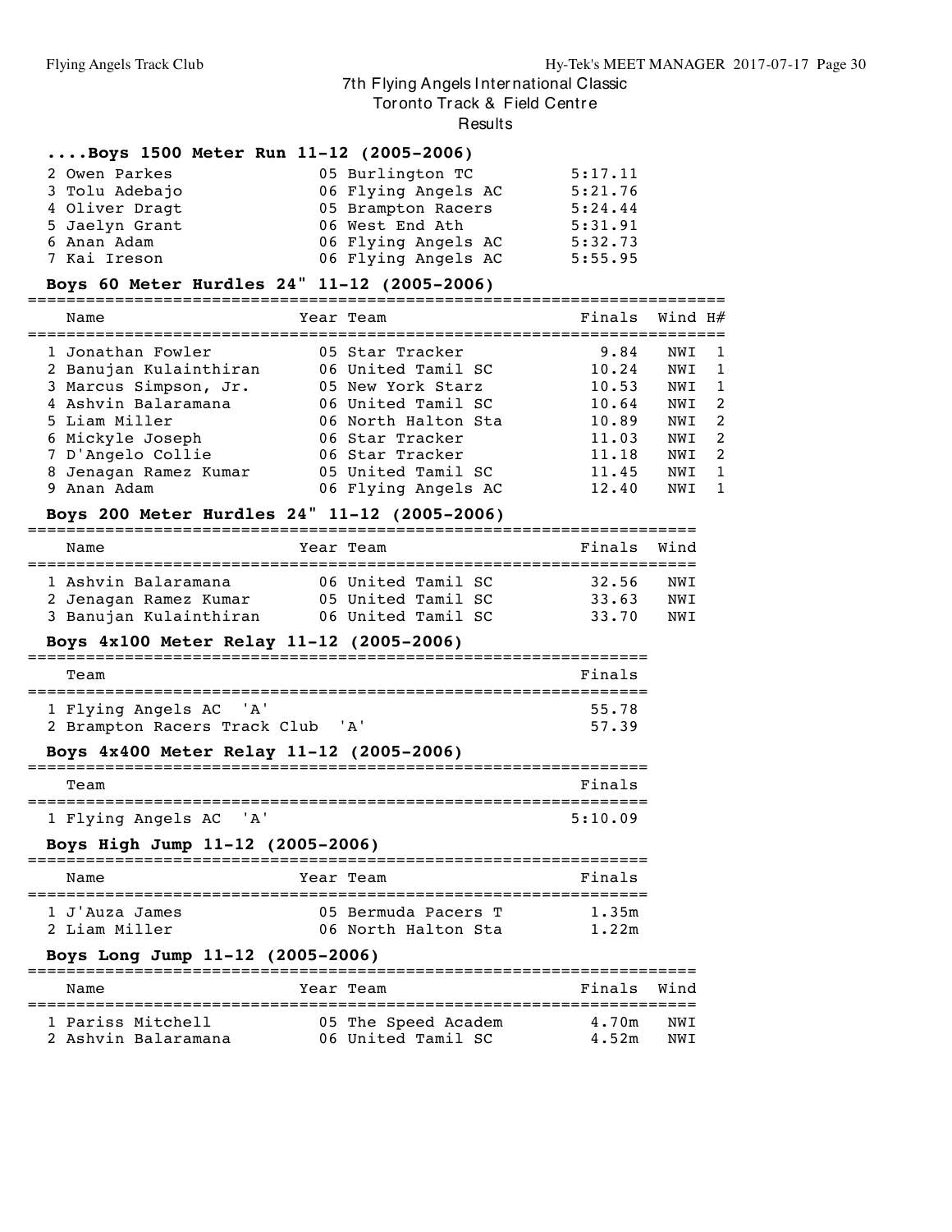# 7th Flying Angels International Classic

Toronto Track & Field Centre

Results

### ....Boys 1500 Meter Run 11-12 (2005-2006)

| Place | Name | Year | Team | Finals |
|---|---|---|---|---|
| 2 | Owen Parkes | 05 | Burlington TC | 5:17.11 |
| 3 | Tolu Adebajo | 06 | Flying Angels AC | 5:21.76 |
| 4 | Oliver Dragt | 05 | Brampton Racers | 5:24.44 |
| 5 | Jaelyn Grant | 06 | West End Ath | 5:31.91 |
| 6 | Anan Adam | 06 | Flying Angels AC | 5:32.73 |
| 7 | Kai Ireson | 06 | Flying Angels AC | 5:55.95 |

### Boys 60 Meter Hurdles 24" 11-12 (2005-2006)

| Place | Name | Year | Team | Finals | Wind | H# |
|---|---|---|---|---|---|---|
| 1 | Jonathan Fowler | 05 | Star Tracker | 9.84 | NWI | 1 |
| 2 | Banujan Kulainthiran | 06 | United Tamil SC | 10.24 | NWI | 1 |
| 3 | Marcus Simpson, Jr. | 05 | New York Starz | 10.53 | NWI | 1 |
| 4 | Ashvin Balaramana | 06 | United Tamil SC | 10.64 | NWI | 2 |
| 5 | Liam Miller | 06 | North Halton Sta | 10.89 | NWI | 2 |
| 6 | Mickyle Joseph | 06 | Star Tracker | 11.03 | NWI | 2 |
| 7 | D'Angelo Collie | 06 | Star Tracker | 11.18 | NWI | 2 |
| 8 | Jenagan Ramez Kumar | 05 | United Tamil SC | 11.45 | NWI | 1 |
| 9 | Anan Adam | 06 | Flying Angels AC | 12.40 | NWI | 1 |

### Boys 200 Meter Hurdles 24" 11-12 (2005-2006)

| Place | Name | Year | Team | Finals | Wind |
|---|---|---|---|---|---|
| 1 | Ashvin Balaramana | 06 | United Tamil SC | 32.56 | NWI |
| 2 | Jenagan Ramez Kumar | 05 | United Tamil SC | 33.63 | NWI |
| 3 | Banujan Kulainthiran | 06 | United Tamil SC | 33.70 | NWI |

### Boys 4x100 Meter Relay 11-12 (2005-2006)

| Place | Team | Finals |
|---|---|---|
| 1 | Flying Angels AC 'A' | 55.78 |
| 2 | Brampton Racers Track Club 'A' | 57.39 |

### Boys 4x400 Meter Relay 11-12 (2005-2006)

| Place | Team | Finals |
|---|---|---|
| 1 | Flying Angels AC 'A' | 5:10.09 |

### Boys High Jump 11-12 (2005-2006)

| Place | Name | Year | Team | Finals |
|---|---|---|---|---|
| 1 | J'Auza James | 05 | Bermuda Pacers T | 1.35m |
| 2 | Liam Miller | 06 | North Halton Sta | 1.22m |

### Boys Long Jump 11-12 (2005-2006)

| Place | Name | Year | Team | Finals | Wind |
|---|---|---|---|---|---|
| 1 | Pariss Mitchell | 05 | The Speed Academ | 4.70m | NWI |
| 2 | Ashvin Balaramana | 06 | United Tamil SC | 4.52m | NWI |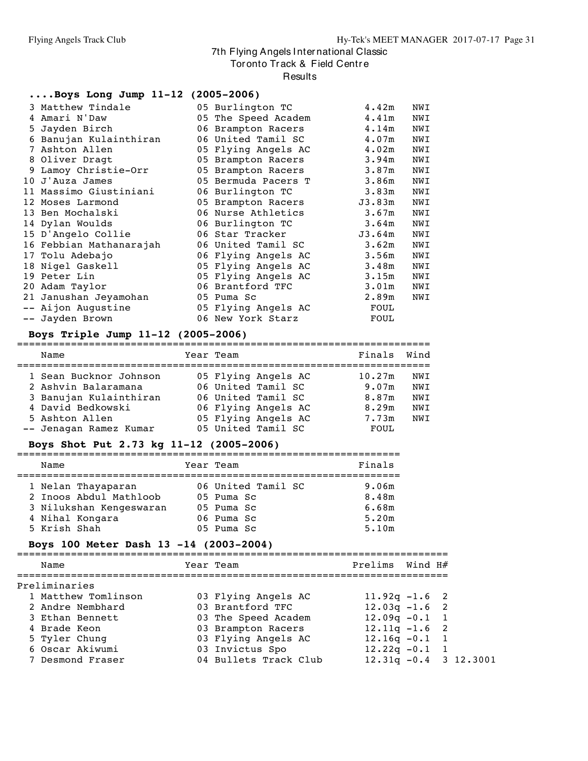# 7th Flying Angels International Classic
## Toronto Track & Field Centre
### Results

#### ....Boys Long Jump 11-12 (2005-2006)

| Place | Name | Year | Team | Finals | Wind |
|---|---|---|---|---|---|
| 3 | Matthew Tindale | 05 | Burlington TC | 4.42m | NWI |
| 4 | Amari N'Daw | 05 | The Speed Academ | 4.41m | NWI |
| 5 | Jayden Birch | 06 | Brampton Racers | 4.14m | NWI |
| 6 | Banujan Kulainthiran | 06 | United Tamil SC | 4.07m | NWI |
| 7 | Ashton Allen | 05 | Flying Angels AC | 4.02m | NWI |
| 8 | Oliver Dragt | 05 | Brampton Racers | 3.94m | NWI |
| 9 | Lamoy Christie-Orr | 05 | Brampton Racers | 3.87m | NWI |
| 10 | J'Auza James | 05 | Bermuda Pacers T | 3.86m | NWI |
| 11 | Massimo Giustiniani | 06 | Burlington TC | 3.83m | NWI |
| 12 | Moses Larmond | 05 | Brampton Racers | J3.83m | NWI |
| 13 | Ben Mochalski | 06 | Nurse Athletics | 3.67m | NWI |
| 14 | Dylan Woulds | 06 | Burlington TC | 3.64m | NWI |
| 15 | D'Angelo Collie | 06 | Star Tracker | J3.64m | NWI |
| 16 | Febbian Mathanarajah | 06 | United Tamil SC | 3.62m | NWI |
| 17 | Tolu Adebajo | 06 | Flying Angels AC | 3.56m | NWI |
| 18 | Nigel Gaskell | 05 | Flying Angels AC | 3.48m | NWI |
| 19 | Peter Lin | 05 | Flying Angels AC | 3.15m | NWI |
| 20 | Adam Taylor | 06 | Brantford TFC | 3.01m | NWI |
| 21 | Janushan Jeyamohan | 05 | Puma Sc | 2.89m | NWI |
| -- | Aijon Augustine | 05 | Flying Angels AC | FOUL | |
| -- | Jayden Brown | 06 | New York Starz | FOUL | |

#### Boys Triple Jump 11-12 (2005-2006)

| Place | Name | Year | Team | Finals | Wind |
|---|---|---|---|---|---|
| 1 | Sean Bucknor Johnson | 05 | Flying Angels AC | 10.27m | NWI |
| 2 | Ashvin Balaramana | 06 | United Tamil SC | 9.07m | NWI |
| 3 | Banujan Kulainthiran | 06 | United Tamil SC | 8.87m | NWI |
| 4 | David Bedkowski | 06 | Flying Angels AC | 8.29m | NWI |
| 5 | Ashton Allen | 05 | Flying Angels AC | 7.73m | NWI |
| -- | Jenagan Ramez Kumar | 05 | United Tamil SC | FOUL | |

#### Boys Shot Put 2.73 kg 11-12 (2005-2006)

| Place | Name | Year | Team | Finals |
|---|---|---|---|---|
| 1 | Nelan Thayaparan | 06 | United Tamil SC | 9.06m |
| 2 | Inoos Abdul Mathloob | 05 | Puma Sc | 8.48m |
| 3 | Nilukshan Kengeswaran | 05 | Puma Sc | 6.68m |
| 4 | Nihal Kongara | 06 | Puma Sc | 5.20m |
| 5 | Krish Shah | 05 | Puma Sc | 5.10m |

#### Boys 100 Meter Dash 13 -14 (2003-2004)

Preliminaries

| Place | Name | Year | Team | Prelims | Wind | H# | |
|---|---|---|---|---|---|---|---|
| 1 | Matthew Tomlinson | 03 | Flying Angels AC | 11.92q | -1.6 | 2 | |
| 2 | Andre Nembhard | 03 | Brantford TFC | 12.03q | -1.6 | 2 | |
| 3 | Ethan Bennett | 03 | The Speed Academ | 12.09q | -0.1 | 1 | |
| 4 | Brade Keon | 03 | Brampton Racers | 12.11q | -1.6 | 2 | |
| 5 | Tyler Chung | 03 | Flying Angels AC | 12.16q | -0.1 | 1 | |
| 6 | Oscar Akiwumi | 03 | Invictus Spo | 12.22q | -0.1 | 1 | |
| 7 | Desmond Fraser | 04 | Bullets Track Club | 12.31q | -0.4 | 3 | 12.3001 |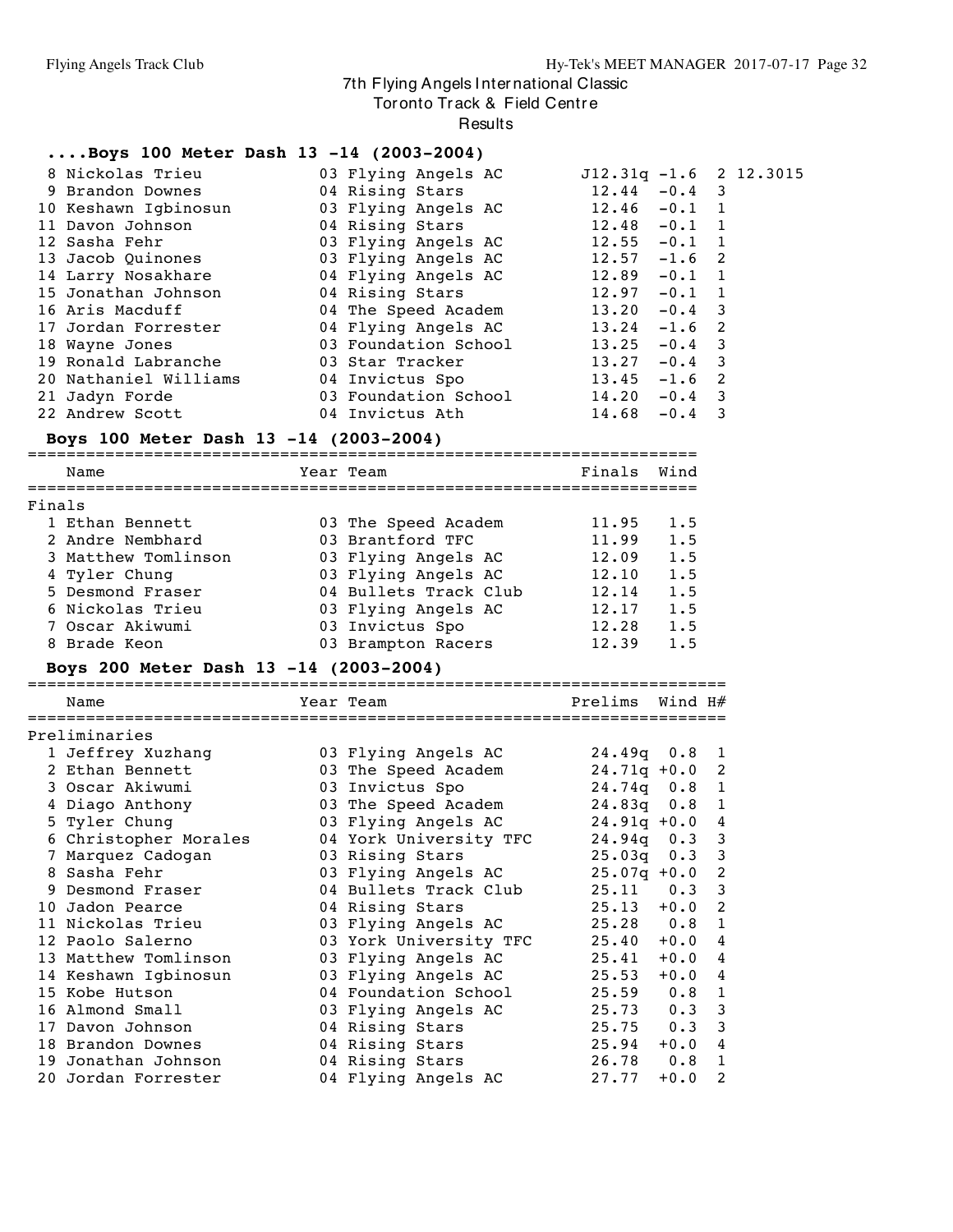# 7th Flying Angels International Classic

Toronto Track & Field Centre

Results

### ....Boys 100 Meter Dash 13 -14 (2003-2004)

| Place | Name | Year | Team | Prelims | Wind | H# | |
|---|---|---|---|---|---|---|---|
| 8 | Nickolas Trieu | 03 | Flying Angels AC | J12.31q | -1.6 | 2 | 12.3015 |
| 9 | Brandon Downes | 04 | Rising Stars | 12.44 | -0.4 | 3 | |
| 10 | Keshawn Igbinosun | 03 | Flying Angels AC | 12.46 | -0.1 | 1 | |
| 11 | Davon Johnson | 04 | Rising Stars | 12.48 | -0.1 | 1 | |
| 12 | Sasha Fehr | 03 | Flying Angels AC | 12.55 | -0.1 | 1 | |
| 13 | Jacob Quinones | 03 | Flying Angels AC | 12.57 | -1.6 | 2 | |
| 14 | Larry Nosakhare | 04 | Flying Angels AC | 12.89 | -0.1 | 1 | |
| 15 | Jonathan Johnson | 04 | Rising Stars | 12.97 | -0.1 | 1 | |
| 16 | Aris Macduff | 04 | The Speed Academ | 13.20 | -0.4 | 3 | |
| 17 | Jordan Forrester | 04 | Flying Angels AC | 13.24 | -1.6 | 2 | |
| 18 | Wayne Jones | 03 | Foundation School | 13.25 | -0.4 | 3 | |
| 19 | Ronald Labranche | 03 | Star Tracker | 13.27 | -0.4 | 3 | |
| 20 | Nathaniel Williams | 04 | Invictus Spo | 13.45 | -1.6 | 2 | |
| 21 | Jadyn Forde | 03 | Foundation School | 14.20 | -0.4 | 3 | |
| 22 | Andrew Scott | 04 | Invictus Ath | 14.68 | -0.4 | 3 | |

### Boys 100 Meter Dash 13 -14 (2003-2004)

Finals

| Place | Name | Year | Team | Finals | Wind |
|---|---|---|---|---|---|
| 1 | Ethan Bennett | 03 | The Speed Academ | 11.95 | 1.5 |
| 2 | Andre Nembhard | 03 | Brantford TFC | 11.99 | 1.5 |
| 3 | Matthew Tomlinson | 03 | Flying Angels AC | 12.09 | 1.5 |
| 4 | Tyler Chung | 03 | Flying Angels AC | 12.10 | 1.5 |
| 5 | Desmond Fraser | 04 | Bullets Track Club | 12.14 | 1.5 |
| 6 | Nickolas Trieu | 03 | Flying Angels AC | 12.17 | 1.5 |
| 7 | Oscar Akiwumi | 03 | Invictus Spo | 12.28 | 1.5 |
| 8 | Brade Keon | 03 | Brampton Racers | 12.39 | 1.5 |

### Boys 200 Meter Dash 13 -14 (2003-2004)

Preliminaries

| Place | Name | Year | Team | Prelims | Wind | H# |
|---|---|---|---|---|---|---|
| 1 | Jeffrey Xuzhang | 03 | Flying Angels AC | 24.49q | 0.8 | 1 |
| 2 | Ethan Bennett | 03 | The Speed Academ | 24.71q | +0.0 | 2 |
| 3 | Oscar Akiwumi | 03 | Invictus Spo | 24.74q | 0.8 | 1 |
| 4 | Diago Anthony | 03 | The Speed Academ | 24.83q | 0.8 | 1 |
| 5 | Tyler Chung | 03 | Flying Angels AC | 24.91q | +0.0 | 4 |
| 6 | Christopher Morales | 04 | York University TFC | 24.94q | 0.3 | 3 |
| 7 | Marquez Cadogan | 03 | Rising Stars | 25.03q | 0.3 | 3 |
| 8 | Sasha Fehr | 03 | Flying Angels AC | 25.07q | +0.0 | 2 |
| 9 | Desmond Fraser | 04 | Bullets Track Club | 25.11 | 0.3 | 3 |
| 10 | Jadon Pearce | 04 | Rising Stars | 25.13 | +0.0 | 2 |
| 11 | Nickolas Trieu | 03 | Flying Angels AC | 25.28 | 0.8 | 1 |
| 12 | Paolo Salerno | 03 | York University TFC | 25.40 | +0.0 | 4 |
| 13 | Matthew Tomlinson | 03 | Flying Angels AC | 25.41 | +0.0 | 4 |
| 14 | Keshawn Igbinosun | 03 | Flying Angels AC | 25.53 | +0.0 | 4 |
| 15 | Kobe Hutson | 04 | Foundation School | 25.59 | 0.8 | 1 |
| 16 | Almond Small | 03 | Flying Angels AC | 25.73 | 0.3 | 3 |
| 17 | Davon Johnson | 04 | Rising Stars | 25.75 | 0.3 | 3 |
| 18 | Brandon Downes | 04 | Rising Stars | 25.94 | +0.0 | 4 |
| 19 | Jonathan Johnson | 04 | Rising Stars | 26.78 | 0.8 | 1 |
| 20 | Jordan Forrester | 04 | Flying Angels AC | 27.77 | +0.0 | 2 |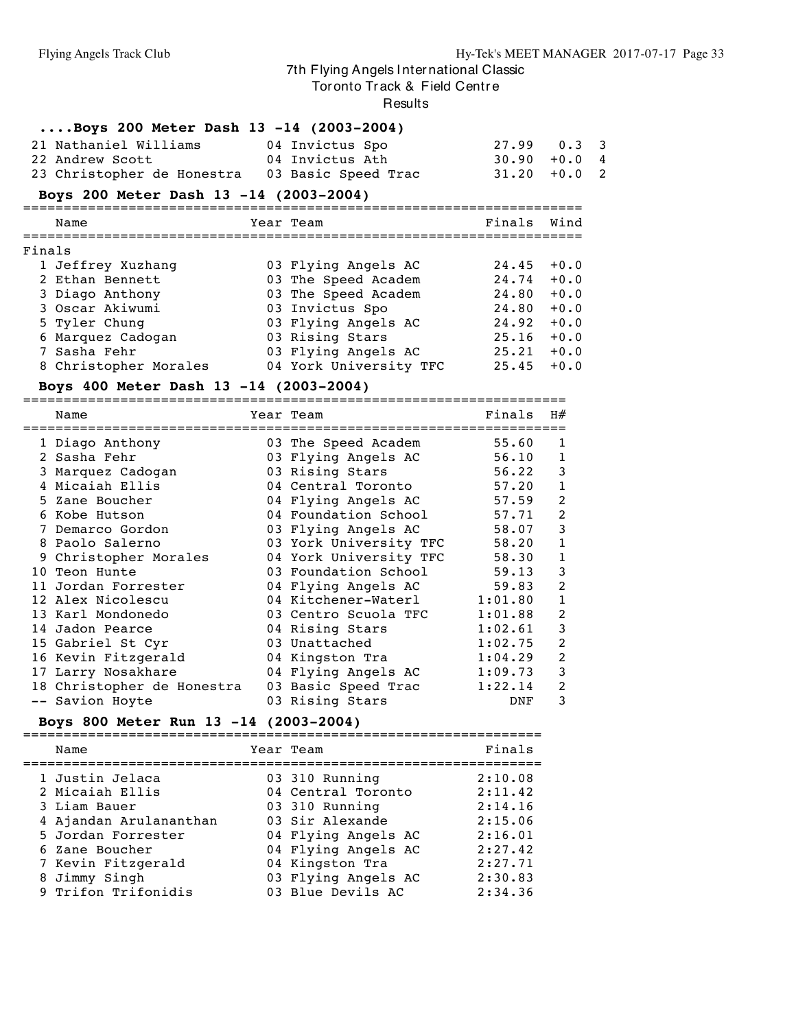7th Flying Angels International Classic
Toronto Track & Field Centre
Results

### ....Boys 200 Meter Dash 13 -14 (2003-2004)

| | Name | Year | Team | Finals | Wind | H# |
|---|---|---|---|---|---|---|
| 21 | Nathaniel Williams | 04 | Invictus Spo | 27.99 | 0.3 | 3 |
| 22 | Andrew Scott | 04 | Invictus Ath | 30.90 | +0.0 | 4 |
| 23 | Christopher de Honestra | 03 | Basic Speed Trac | 31.20 | +0.0 | 2 |

### Boys 200 Meter Dash 13 -14 (2003-2004)

Finals

| | Name | Year | Team | Finals | Wind |
|---|---|---|---|---|---|
| 1 | Jeffrey Xuzhang | 03 | Flying Angels AC | 24.45 | +0.0 |
| 2 | Ethan Bennett | 03 | The Speed Academ | 24.74 | +0.0 |
| 3 | Diago Anthony | 03 | The Speed Academ | 24.80 | +0.0 |
| 3 | Oscar Akiwumi | 03 | Invictus Spo | 24.80 | +0.0 |
| 5 | Tyler Chung | 03 | Flying Angels AC | 24.92 | +0.0 |
| 6 | Marquez Cadogan | 03 | Rising Stars | 25.16 | +0.0 |
| 7 | Sasha Fehr | 03 | Flying Angels AC | 25.21 | +0.0 |
| 8 | Christopher Morales | 04 | York University TFC | 25.45 | +0.0 |

### Boys 400 Meter Dash 13 -14 (2003-2004)

| | Name | Year | Team | Finals | H# |
|---|---|---|---|---|---|
| 1 | Diago Anthony | 03 | The Speed Academ | 55.60 | 1 |
| 2 | Sasha Fehr | 03 | Flying Angels AC | 56.10 | 1 |
| 3 | Marquez Cadogan | 03 | Rising Stars | 56.22 | 3 |
| 4 | Micaiah Ellis | 04 | Central Toronto | 57.20 | 1 |
| 5 | Zane Boucher | 04 | Flying Angels AC | 57.59 | 2 |
| 6 | Kobe Hutson | 04 | Foundation School | 57.71 | 2 |
| 7 | Demarco Gordon | 03 | Flying Angels AC | 58.07 | 3 |
| 8 | Paolo Salerno | 03 | York University TFC | 58.20 | 1 |
| 9 | Christopher Morales | 04 | York University TFC | 58.30 | 1 |
| 10 | Teon Hunte | 03 | Foundation School | 59.13 | 3 |
| 11 | Jordan Forrester | 04 | Flying Angels AC | 59.83 | 2 |
| 12 | Alex Nicolescu | 04 | Kitchener-Waterl | 1:01.80 | 1 |
| 13 | Karl Mondonedo | 03 | Centro Scuola TFC | 1:01.88 | 2 |
| 14 | Jadon Pearce | 04 | Rising Stars | 1:02.61 | 3 |
| 15 | Gabriel St Cyr | 03 | Unattached | 1:02.75 | 2 |
| 16 | Kevin Fitzgerald | 04 | Kingston Tra | 1:04.29 | 2 |
| 17 | Larry Nosakhare | 04 | Flying Angels AC | 1:09.73 | 3 |
| 18 | Christopher de Honestra | 03 | Basic Speed Trac | 1:22.14 | 2 |
| -- | Savion Hoyte | 03 | Rising Stars | DNF | 3 |

### Boys 800 Meter Run 13 -14 (2003-2004)

| | Name | Year | Team | Finals |
|---|---|---|---|---|
| 1 | Justin Jelaca | 03 | 310 Running | 2:10.08 |
| 2 | Micaiah Ellis | 04 | Central Toronto | 2:11.42 |
| 3 | Liam Bauer | 03 | 310 Running | 2:14.16 |
| 4 | Ajandan Arulananthan | 03 | Sir Alexande | 2:15.06 |
| 5 | Jordan Forrester | 04 | Flying Angels AC | 2:16.01 |
| 6 | Zane Boucher | 04 | Flying Angels AC | 2:27.42 |
| 7 | Kevin Fitzgerald | 04 | Kingston Tra | 2:27.71 |
| 8 | Jimmy Singh | 03 | Flying Angels AC | 2:30.83 |
| 9 | Trifon Trifonidis | 03 | Blue Devils AC | 2:34.36 |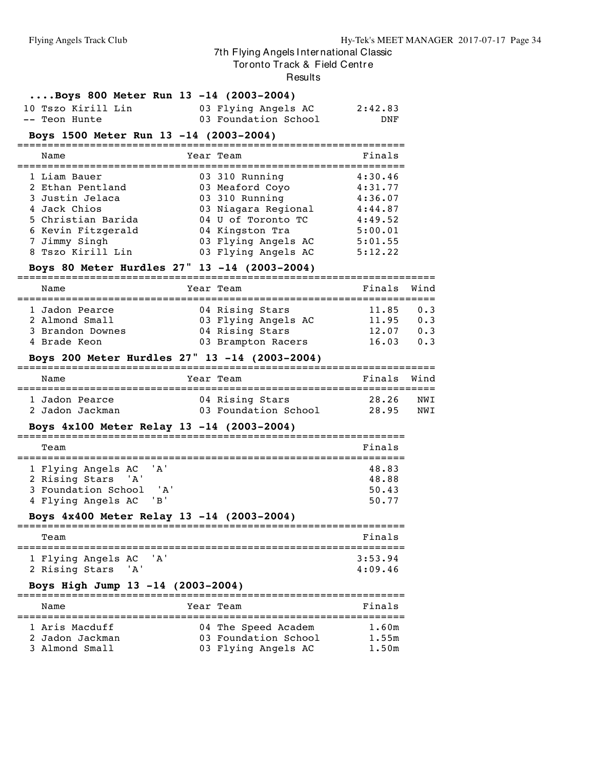# 7th Flying Angels International Classic

Toronto Track & Field Centre

Results

### ....Boys 800 Meter Run 13 -14 (2003-2004)

| Place | Name | Year | Team | Finals |
|---|---|---|---|---|
| 10 | Tszo Kirill Lin | 03 | Flying Angels AC | 2:42.83 |
| -- | Teon Hunte | 03 | Foundation School | DNF |

### Boys 1500 Meter Run 13 -14 (2003-2004)

| Place | Name | Year | Team | Finals |
|---|---|---|---|---|
| 1 | Liam Bauer | 03 | 310 Running | 4:30.46 |
| 2 | Ethan Pentland | 03 | Meaford Coyo | 4:31.77 |
| 3 | Justin Jelaca | 03 | 310 Running | 4:36.07 |
| 4 | Jack Chios | 03 | Niagara Regional | 4:44.87 |
| 5 | Christian Barida | 04 | U of Toronto TC | 4:49.52 |
| 6 | Kevin Fitzgerald | 04 | Kingston Tra | 5:00.01 |
| 7 | Jimmy Singh | 03 | Flying Angels AC | 5:01.55 |
| 8 | Tszo Kirill Lin | 03 | Flying Angels AC | 5:12.22 |

### Boys 80 Meter Hurdles 27" 13 -14 (2003-2004)

| Place | Name | Year | Team | Finals | Wind |
|---|---|---|---|---|---|
| 1 | Jadon Pearce | 04 | Rising Stars | 11.85 | 0.3 |
| 2 | Almond Small | 03 | Flying Angels AC | 11.95 | 0.3 |
| 3 | Brandon Downes | 04 | Rising Stars | 12.07 | 0.3 |
| 4 | Brade Keon | 03 | Brampton Racers | 16.03 | 0.3 |

### Boys 200 Meter Hurdles 27" 13 -14 (2003-2004)

| Place | Name | Year | Team | Finals | Wind |
|---|---|---|---|---|---|
| 1 | Jadon Pearce | 04 | Rising Stars | 28.26 | NWI |
| 2 | Jadon Jackman | 03 | Foundation School | 28.95 | NWI |

### Boys 4x100 Meter Relay 13 -14 (2003-2004)

| Place | Team | Finals |
|---|---|---|
| 1 | Flying Angels AC 'A' | 48.83 |
| 2 | Rising Stars 'A' | 48.88 |
| 3 | Foundation School 'A' | 50.43 |
| 4 | Flying Angels AC 'B' | 50.77 |

### Boys 4x400 Meter Relay 13 -14 (2003-2004)

| Place | Team | Finals |
|---|---|---|
| 1 | Flying Angels AC 'A' | 3:53.94 |
| 2 | Rising Stars 'A' | 4:09.46 |

### Boys High Jump 13 -14 (2003-2004)

| Place | Name | Year | Team | Finals |
|---|---|---|---|---|
| 1 | Aris Macduff | 04 | The Speed Academ | 1.60m |
| 2 | Jadon Jackman | 03 | Foundation School | 1.55m |
| 3 | Almond Small | 03 | Flying Angels AC | 1.50m |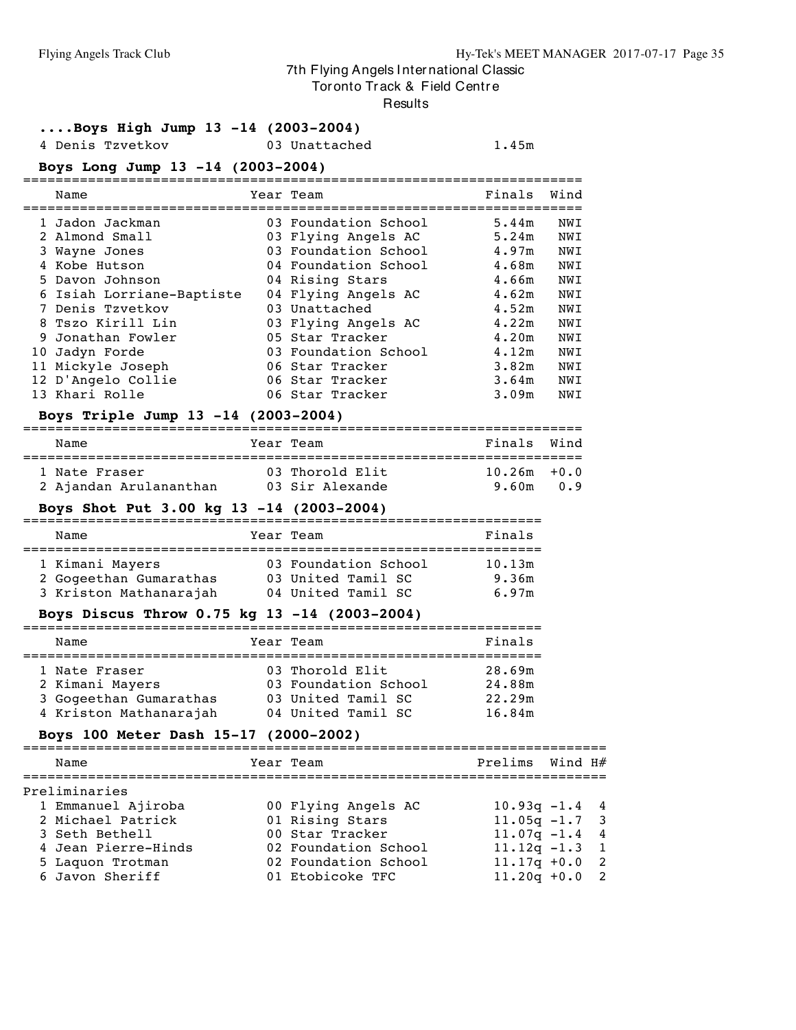7th Flying Angels International Classic
Toronto Track & Field Centre
Results

### ....Boys High Jump 13 -14 (2003-2004)

| | Name | Year | Team | Finals |
|---|---|---|---|---|
| 4 | Denis Tzvetkov | 03 | Unattached | 1.45m |

### Boys Long Jump 13 -14 (2003-2004)

| | Name | Year | Team | Finals | Wind |
|---|---|---|---|---|---|
| 1 | Jadon Jackman | 03 | Foundation School | 5.44m | NWI |
| 2 | Almond Small | 03 | Flying Angels AC | 5.24m | NWI |
| 3 | Wayne Jones | 03 | Foundation School | 4.97m | NWI |
| 4 | Kobe Hutson | 04 | Foundation School | 4.68m | NWI |
| 5 | Davon Johnson | 04 | Rising Stars | 4.66m | NWI |
| 6 | Isiah Lorriane-Baptiste | 04 | Flying Angels AC | 4.62m | NWI |
| 7 | Denis Tzvetkov | 03 | Unattached | 4.52m | NWI |
| 8 | Tszo Kirill Lin | 03 | Flying Angels AC | 4.22m | NWI |
| 9 | Jonathan Fowler | 05 | Star Tracker | 4.20m | NWI |
| 10 | Jadyn Forde | 03 | Foundation School | 4.12m | NWI |
| 11 | Mickyle Joseph | 06 | Star Tracker | 3.82m | NWI |
| 12 | D'Angelo Collie | 06 | Star Tracker | 3.64m | NWI |
| 13 | Khari Rolle | 06 | Star Tracker | 3.09m | NWI |

### Boys Triple Jump 13 -14 (2003-2004)

| | Name | Year | Team | Finals | Wind |
|---|---|---|---|---|---|
| 1 | Nate Fraser | 03 | Thorold Elit | 10.26m | +0.0 |
| 2 | Ajandan Arulananthan | 03 | Sir Alexande | 9.60m | 0.9 |

### Boys Shot Put 3.00 kg 13 -14 (2003-2004)

| | Name | Year | Team | Finals |
|---|---|---|---|---|
| 1 | Kimani Mayers | 03 | Foundation School | 10.13m |
| 2 | Gogeethan Gumarathas | 03 | United Tamil SC | 9.36m |
| 3 | Kriston Mathanarajah | 04 | United Tamil SC | 6.97m |

### Boys Discus Throw 0.75 kg 13 -14 (2003-2004)

| | Name | Year | Team | Finals |
|---|---|---|---|---|
| 1 | Nate Fraser | 03 | Thorold Elit | 28.69m |
| 2 | Kimani Mayers | 03 | Foundation School | 24.88m |
| 3 | Gogeethan Gumarathas | 03 | United Tamil SC | 22.29m |
| 4 | Kriston Mathanarajah | 04 | United Tamil SC | 16.84m |

### Boys 100 Meter Dash 15-17 (2000-2002)

Preliminaries

| | Name | Year | Team | Prelims | Wind | H# |
|---|---|---|---|---|---|---|
| 1 | Emmanuel Ajiroba | 00 | Flying Angels AC | 10.93q | -1.4 | 4 |
| 2 | Michael Patrick | 01 | Rising Stars | 11.05q | -1.7 | 3 |
| 3 | Seth Bethell | 00 | Star Tracker | 11.07q | -1.4 | 4 |
| 4 | Jean Pierre-Hinds | 02 | Foundation School | 11.12q | -1.3 | 1 |
| 5 | Laquon Trotman | 02 | Foundation School | 11.17q | +0.0 | 2 |
| 6 | Javon Sheriff | 01 | Etobicoke TFC | 11.20q | +0.0 | 2 |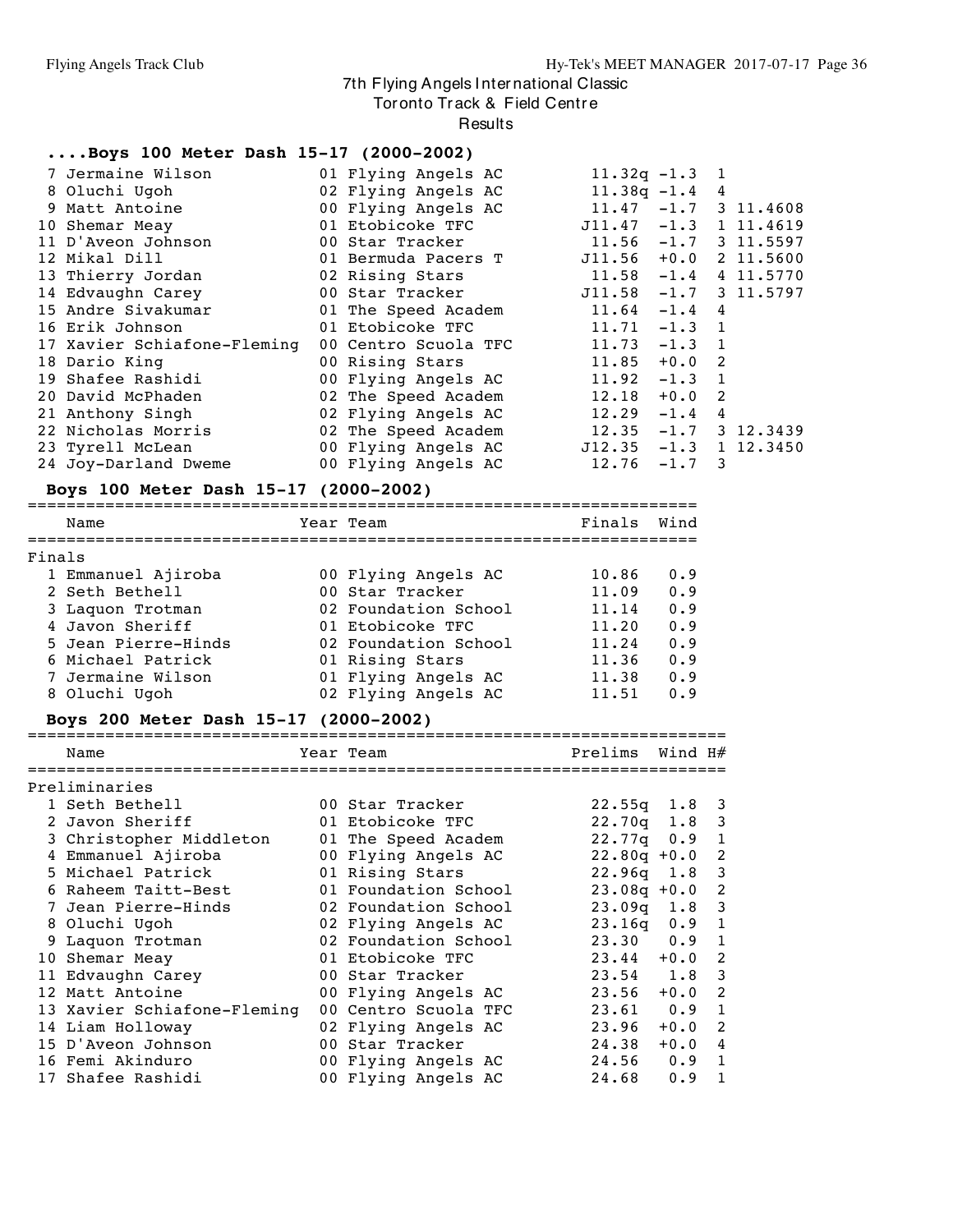# 7th Flying Angels International Classic

Toronto Track & Field Centre

Results

### ....Boys 100 Meter Dash 15-17 (2000-2002)

| Place | Name | Year | Team | Prelims | Wind | H# | |
|---|---|---|---|---|---|---|---|
| 7 | Jermaine Wilson | 01 | Flying Angels AC | 11.32q | -1.3 | 1 | |
| 8 | Oluchi Ugoh | 02 | Flying Angels AC | 11.38q | -1.4 | 4 | |
| 9 | Matt Antoine | 00 | Flying Angels AC | 11.47 | -1.7 | 3 | 11.4608 |
| 10 | Shemar Meay | 01 | Etobicoke TFC | J11.47 | -1.3 | 1 | 11.4619 |
| 11 | D'Aveon Johnson | 00 | Star Tracker | 11.56 | -1.7 | 3 | 11.5597 |
| 12 | Mikal Dill | 01 | Bermuda Pacers T | J11.56 | +0.0 | 2 | 11.5600 |
| 13 | Thierry Jordan | 02 | Rising Stars | 11.58 | -1.4 | 4 | 11.5770 |
| 14 | Edvaughn Carey | 00 | Star Tracker | J11.58 | -1.7 | 3 | 11.5797 |
| 15 | Andre Sivakumar | 01 | The Speed Academ | 11.64 | -1.4 | 4 | |
| 16 | Erik Johnson | 01 | Etobicoke TFC | 11.71 | -1.3 | 1 | |
| 17 | Xavier Schiafone-Fleming | 00 | Centro Scuola TFC | 11.73 | -1.3 | 1 | |
| 18 | Dario King | 00 | Rising Stars | 11.85 | +0.0 | 2 | |
| 19 | Shafee Rashidi | 00 | Flying Angels AC | 11.92 | -1.3 | 1 | |
| 20 | David McPhaden | 02 | The Speed Academ | 12.18 | +0.0 | 2 | |
| 21 | Anthony Singh | 02 | Flying Angels AC | 12.29 | -1.4 | 4 | |
| 22 | Nicholas Morris | 02 | The Speed Academ | 12.35 | -1.7 | 3 | 12.3439 |
| 23 | Tyrell McLean | 00 | Flying Angels AC | J12.35 | -1.3 | 1 | 12.3450 |
| 24 | Joy-Darland Dweme | 00 | Flying Angels AC | 12.76 | -1.7 | 3 | |

### Boys 100 Meter Dash 15-17 (2000-2002)

Finals

| Place | Name | Year | Team | Finals | Wind |
|---|---|---|---|---|---|
| 1 | Emmanuel Ajiroba | 00 | Flying Angels AC | 10.86 | 0.9 |
| 2 | Seth Bethell | 00 | Star Tracker | 11.09 | 0.9 |
| 3 | Laquon Trotman | 02 | Foundation School | 11.14 | 0.9 |
| 4 | Javon Sheriff | 01 | Etobicoke TFC | 11.20 | 0.9 |
| 5 | Jean Pierre-Hinds | 02 | Foundation School | 11.24 | 0.9 |
| 6 | Michael Patrick | 01 | Rising Stars | 11.36 | 0.9 |
| 7 | Jermaine Wilson | 01 | Flying Angels AC | 11.38 | 0.9 |
| 8 | Oluchi Ugoh | 02 | Flying Angels AC | 11.51 | 0.9 |

### Boys 200 Meter Dash 15-17 (2000-2002)

Preliminaries

| Place | Name | Year | Team | Prelims | Wind | H# |
|---|---|---|---|---|---|---|
| 1 | Seth Bethell | 00 | Star Tracker | 22.55q | 1.8 | 3 |
| 2 | Javon Sheriff | 01 | Etobicoke TFC | 22.70q | 1.8 | 3 |
| 3 | Christopher Middleton | 01 | The Speed Academ | 22.77q | 0.9 | 1 |
| 4 | Emmanuel Ajiroba | 00 | Flying Angels AC | 22.80q | +0.0 | 2 |
| 5 | Michael Patrick | 01 | Rising Stars | 22.96q | 1.8 | 3 |
| 6 | Raheem Taitt-Best | 01 | Foundation School | 23.08q | +0.0 | 2 |
| 7 | Jean Pierre-Hinds | 02 | Foundation School | 23.09q | 1.8 | 3 |
| 8 | Oluchi Ugoh | 02 | Flying Angels AC | 23.16q | 0.9 | 1 |
| 9 | Laquon Trotman | 02 | Foundation School | 23.30 | 0.9 | 1 |
| 10 | Shemar Meay | 01 | Etobicoke TFC | 23.44 | +0.0 | 2 |
| 11 | Edvaughn Carey | 00 | Star Tracker | 23.54 | 1.8 | 3 |
| 12 | Matt Antoine | 00 | Flying Angels AC | 23.56 | +0.0 | 2 |
| 13 | Xavier Schiafone-Fleming | 00 | Centro Scuola TFC | 23.61 | 0.9 | 1 |
| 14 | Liam Holloway | 02 | Flying Angels AC | 23.96 | +0.0 | 2 |
| 15 | D'Aveon Johnson | 00 | Star Tracker | 24.38 | +0.0 | 4 |
| 16 | Femi Akinduro | 00 | Flying Angels AC | 24.56 | 0.9 | 1 |
| 17 | Shafee Rashidi | 00 | Flying Angels AC | 24.68 | 0.9 | 1 |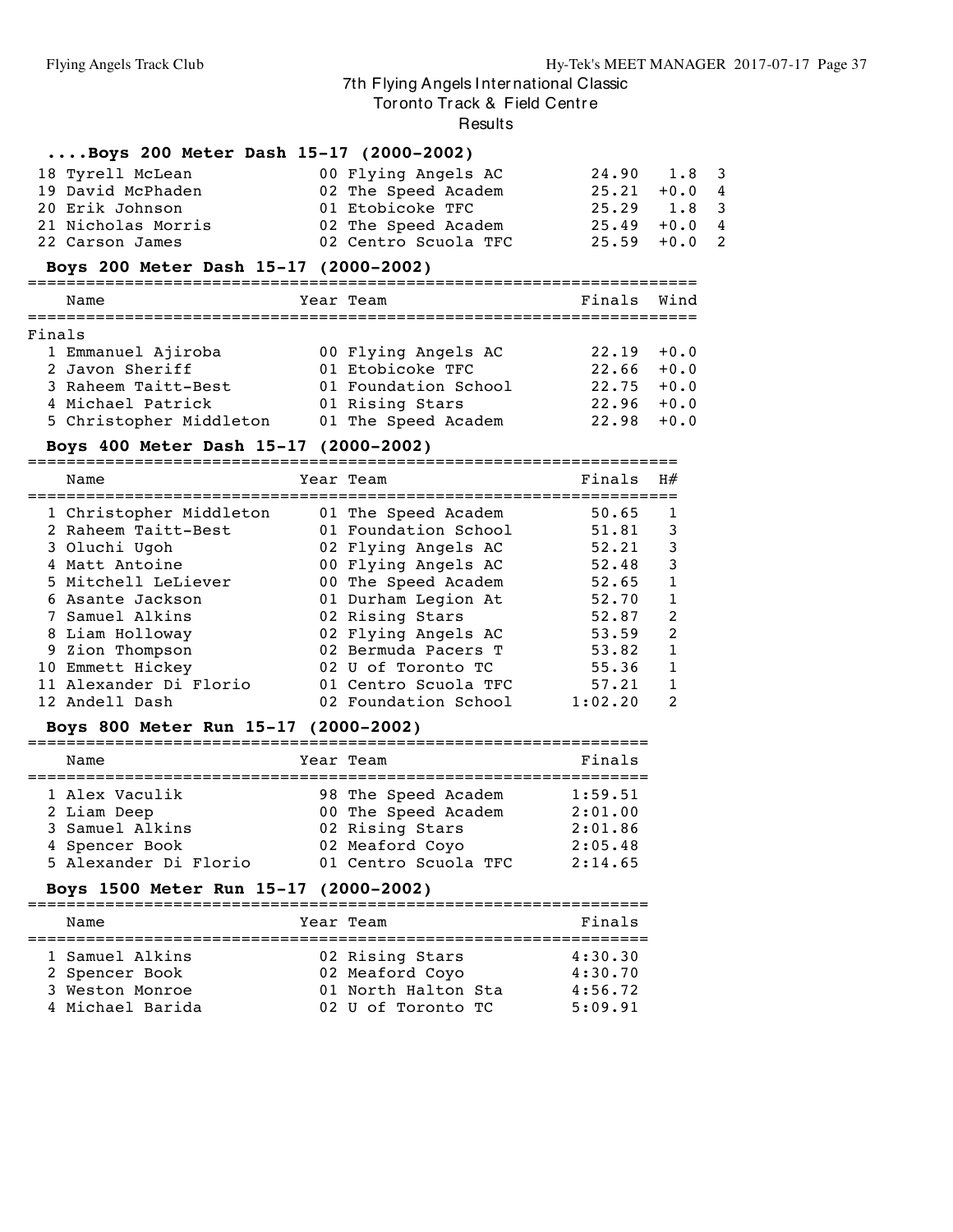# 7th Flying Angels International Classic

Toronto Track & Field Centre

Results

### ....Boys 200 Meter Dash 15-17 (2000-2002)

| Place | Name | Year | Team | Finals | Wind | H# |
|---|---|---|---|---|---|---|
| 18 | Tyrell McLean | 00 | Flying Angels AC | 24.90 | 1.8 | 3 |
| 19 | David McPhaden | 02 | The Speed Academ | 25.21 | +0.0 | 4 |
| 20 | Erik Johnson | 01 | Etobicoke TFC | 25.29 | 1.8 | 3 |
| 21 | Nicholas Morris | 02 | The Speed Academ | 25.49 | +0.0 | 4 |
| 22 | Carson James | 02 | Centro Scuola TFC | 25.59 | +0.0 | 2 |

### Boys 200 Meter Dash 15-17 (2000-2002)

Finals

| Place | Name | Year | Team | Finals | Wind |
|---|---|---|---|---|---|
| 1 | Emmanuel Ajiroba | 00 | Flying Angels AC | 22.19 | +0.0 |
| 2 | Javon Sheriff | 01 | Etobicoke TFC | 22.66 | +0.0 |
| 3 | Raheem Taitt-Best | 01 | Foundation School | 22.75 | +0.0 |
| 4 | Michael Patrick | 01 | Rising Stars | 22.96 | +0.0 |
| 5 | Christopher Middleton | 01 | The Speed Academ | 22.98 | +0.0 |

### Boys 400 Meter Dash 15-17 (2000-2002)

| Place | Name | Year | Team | Finals | H# |
|---|---|---|---|---|---|
| 1 | Christopher Middleton | 01 | The Speed Academ | 50.65 | 1 |
| 2 | Raheem Taitt-Best | 01 | Foundation School | 51.81 | 3 |
| 3 | Oluchi Ugoh | 02 | Flying Angels AC | 52.21 | 3 |
| 4 | Matt Antoine | 00 | Flying Angels AC | 52.48 | 3 |
| 5 | Mitchell LeLiever | 00 | The Speed Academ | 52.65 | 1 |
| 6 | Asante Jackson | 01 | Durham Legion At | 52.70 | 1 |
| 7 | Samuel Alkins | 02 | Rising Stars | 52.87 | 2 |
| 8 | Liam Holloway | 02 | Flying Angels AC | 53.59 | 2 |
| 9 | Zion Thompson | 02 | Bermuda Pacers T | 53.82 | 1 |
| 10 | Emmett Hickey | 02 | U of Toronto TC | 55.36 | 1 |
| 11 | Alexander Di Florio | 01 | Centro Scuola TFC | 57.21 | 1 |
| 12 | Andell Dash | 02 | Foundation School | 1:02.20 | 2 |

### Boys 800 Meter Run 15-17 (2000-2002)

| Place | Name | Year | Team | Finals |
|---|---|---|---|---|
| 1 | Alex Vaculik | 98 | The Speed Academ | 1:59.51 |
| 2 | Liam Deep | 00 | The Speed Academ | 2:01.00 |
| 3 | Samuel Alkins | 02 | Rising Stars | 2:01.86 |
| 4 | Spencer Book | 02 | Meaford Coyo | 2:05.48 |
| 5 | Alexander Di Florio | 01 | Centro Scuola TFC | 2:14.65 |

### Boys 1500 Meter Run 15-17 (2000-2002)

| Place | Name | Year | Team | Finals |
|---|---|---|---|---|
| 1 | Samuel Alkins | 02 | Rising Stars | 4:30.30 |
| 2 | Spencer Book | 02 | Meaford Coyo | 4:30.70 |
| 3 | Weston Monroe | 01 | North Halton Sta | 4:56.72 |
| 4 | Michael Barida | 02 | U of Toronto TC | 5:09.91 |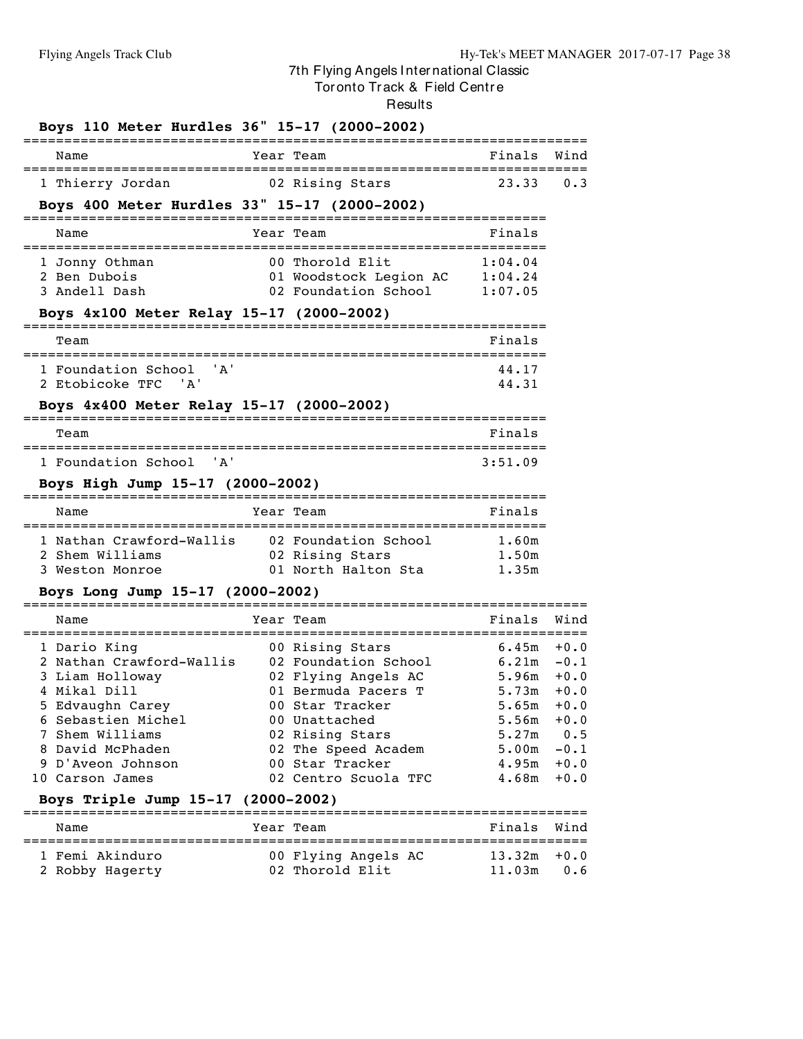# 7th Flying Angels International Classic

Toronto Track & Field Centre

Results

## Boys 110 Meter Hurdles 36" 15-17 (2000-2002)

| | Name | Year | Team | Finals | Wind |
|---|---|---|---|---|---|
| 1 | Thierry Jordan | 02 | Rising Stars | 23.33 | 0.3 |

## Boys 400 Meter Hurdles 33" 15-17 (2000-2002)

| | Name | Year | Team | Finals |
|---|---|---|---|---|
| 1 | Jonny Othman | 00 | Thorold Elit | 1:04.04 |
| 2 | Ben Dubois | 01 | Woodstock Legion AC | 1:04.24 |
| 3 | Andell Dash | 02 | Foundation School | 1:07.05 |

## Boys 4x100 Meter Relay 15-17 (2000-2002)

| | Team | Finals |
|---|---|---|
| 1 | Foundation School 'A' | 44.17 |
| 2 | Etobicoke TFC 'A' | 44.31 |

## Boys 4x400 Meter Relay 15-17 (2000-2002)

| | Team | Finals |
|---|---|---|
| 1 | Foundation School 'A' | 3:51.09 |

## Boys High Jump 15-17 (2000-2002)

| | Name | Year | Team | Finals |
|---|---|---|---|---|
| 1 | Nathan Crawford-Wallis | 02 | Foundation School | 1.60m |
| 2 | Shem Williams | 02 | Rising Stars | 1.50m |
| 3 | Weston Monroe | 01 | North Halton Sta | 1.35m |

## Boys Long Jump 15-17 (2000-2002)

| | Name | Year | Team | Finals | Wind |
|---|---|---|---|---|---|
| 1 | Dario King | 00 | Rising Stars | 6.45m | +0.0 |
| 2 | Nathan Crawford-Wallis | 02 | Foundation School | 6.21m | -0.1 |
| 3 | Liam Holloway | 02 | Flying Angels AC | 5.96m | +0.0 |
| 4 | Mikal Dill | 01 | Bermuda Pacers T | 5.73m | +0.0 |
| 5 | Edvaughn Carey | 00 | Star Tracker | 5.65m | +0.0 |
| 6 | Sebastien Michel | 00 | Unattached | 5.56m | +0.0 |
| 7 | Shem Williams | 02 | Rising Stars | 5.27m | 0.5 |
| 8 | David McPhaden | 02 | The Speed Academ | 5.00m | -0.1 |
| 9 | D'Aveon Johnson | 00 | Star Tracker | 4.95m | +0.0 |
| 10 | Carson James | 02 | Centro Scuola TFC | 4.68m | +0.0 |

## Boys Triple Jump 15-17 (2000-2002)

| | Name | Year | Team | Finals | Wind |
|---|---|---|---|---|---|
| 1 | Femi Akinduro | 00 | Flying Angels AC | 13.32m | +0.0 |
| 2 | Robby Hagerty | 02 | Thorold Elit | 11.03m | 0.6 |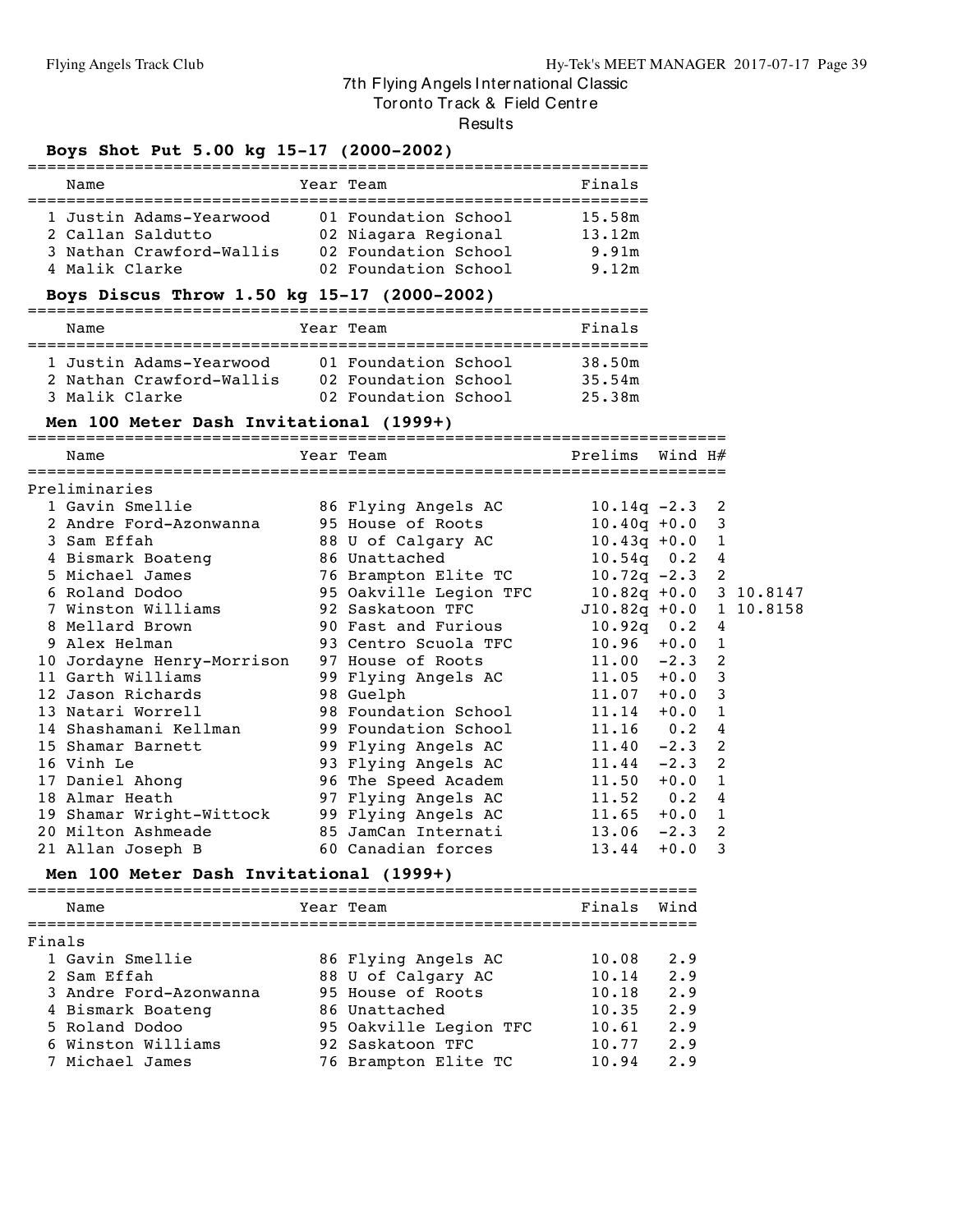# 7th Flying Angels International Classic

Toronto Track & Field Centre

Results

## Boys Shot Put 5.00 kg 15-17 (2000-2002)

| | Name | Year | Team | Finals |
|---|---|---|---|---|
| 1 | Justin Adams-Yearwood | 01 | Foundation School | 15.58m |
| 2 | Callan Saldutto | 02 | Niagara Regional | 13.12m |
| 3 | Nathan Crawford-Wallis | 02 | Foundation School | 9.91m |
| 4 | Malik Clarke | 02 | Foundation School | 9.12m |

## Boys Discus Throw 1.50 kg 15-17 (2000-2002)

| | Name | Year | Team | Finals |
|---|---|---|---|---|
| 1 | Justin Adams-Yearwood | 01 | Foundation School | 38.50m |
| 2 | Nathan Crawford-Wallis | 02 | Foundation School | 35.54m |
| 3 | Malik Clarke | 02 | Foundation School | 25.38m |

## Men 100 Meter Dash Invitational (1999+)

Preliminaries

| | Name | Year | Team | Prelims | Wind | H# | |
|---|---|---|---|---|---|---|---|
| 1 | Gavin Smellie | 86 | Flying Angels AC | 10.14q | -2.3 | 2 | |
| 2 | Andre Ford-Azonwanna | 95 | House of Roots | 10.40q | +0.0 | 3 | |
| 3 | Sam Effah | 88 | U of Calgary AC | 10.43q | +0.0 | 1 | |
| 4 | Bismark Boateng | 86 | Unattached | 10.54q | 0.2 | 4 | |
| 5 | Michael James | 76 | Brampton Elite TC | 10.72q | -2.3 | 2 | |
| 6 | Roland Dodoo | 95 | Oakville Legion TFC | 10.82q | +0.0 | 3 | 10.8147 |
| 7 | Winston Williams | 92 | Saskatoon TFC | J10.82q | +0.0 | 1 | 10.8158 |
| 8 | Mellard Brown | 90 | Fast and Furious | 10.92q | 0.2 | 4 | |
| 9 | Alex Helman | 93 | Centro Scuola TFC | 10.96 | +0.0 | 1 | |
| 10 | Jordayne Henry-Morrison | 97 | House of Roots | 11.00 | -2.3 | 2 | |
| 11 | Garth Williams | 99 | Flying Angels AC | 11.05 | +0.0 | 3 | |
| 12 | Jason Richards | 98 | Guelph | 11.07 | +0.0 | 3 | |
| 13 | Natari Worrell | 98 | Foundation School | 11.14 | +0.0 | 1 | |
| 14 | Shashamani Kellman | 99 | Foundation School | 11.16 | 0.2 | 4 | |
| 15 | Shamar Barnett | 99 | Flying Angels AC | 11.40 | -2.3 | 2 | |
| 16 | Vinh Le | 93 | Flying Angels AC | 11.44 | -2.3 | 2 | |
| 17 | Daniel Ahong | 96 | The Speed Academ | 11.50 | +0.0 | 1 | |
| 18 | Almar Heath | 97 | Flying Angels AC | 11.52 | 0.2 | 4 | |
| 19 | Shamar Wright-Wittock | 99 | Flying Angels AC | 11.65 | +0.0 | 1 | |
| 20 | Milton Ashmeade | 85 | JamCan Internati | 13.06 | -2.3 | 2 | |
| 21 | Allan Joseph B | 60 | Canadian forces | 13.44 | +0.0 | 3 | |

## Men 100 Meter Dash Invitational (1999+)

Finals

| | Name | Year | Team | Finals | Wind |
|---|---|---|---|---|---|
| 1 | Gavin Smellie | 86 | Flying Angels AC | 10.08 | 2.9 |
| 2 | Sam Effah | 88 | U of Calgary AC | 10.14 | 2.9 |
| 3 | Andre Ford-Azonwanna | 95 | House of Roots | 10.18 | 2.9 |
| 4 | Bismark Boateng | 86 | Unattached | 10.35 | 2.9 |
| 5 | Roland Dodoo | 95 | Oakville Legion TFC | 10.61 | 2.9 |
| 6 | Winston Williams | 92 | Saskatoon TFC | 10.77 | 2.9 |
| 7 | Michael James | 76 | Brampton Elite TC | 10.94 | 2.9 |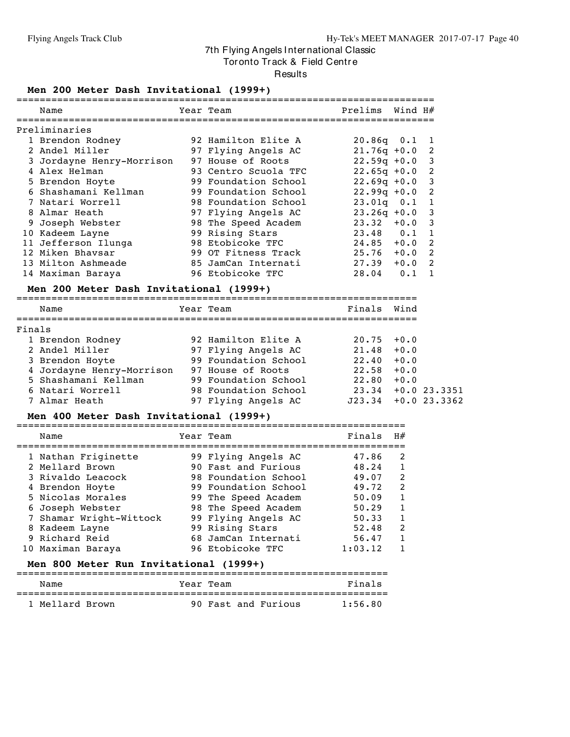# 7th Flying Angels International Classic
## Toronto Track & Field Centre
### Results

### Men 200 Meter Dash Invitational (1999+)

Preliminaries

| Place | Name | Year | Team | Prelims | Wind | H# |
|---|---|---|---|---|---|---|
| 1 | Brendon Rodney | 92 | Hamilton Elite A | 20.86q | 0.1 | 1 |
| 2 | Andel Miller | 97 | Flying Angels AC | 21.76q | +0.0 | 2 |
| 3 | Jordayne Henry-Morrison | 97 | House of Roots | 22.59q | +0.0 | 3 |
| 4 | Alex Helman | 93 | Centro Scuola TFC | 22.65q | +0.0 | 2 |
| 5 | Brendon Hoyte | 99 | Foundation School | 22.69q | +0.0 | 3 |
| 6 | Shashamani Kellman | 99 | Foundation School | 22.99q | +0.0 | 2 |
| 7 | Natari Worrell | 98 | Foundation School | 23.01q | 0.1 | 1 |
| 8 | Almar Heath | 97 | Flying Angels AC | 23.26q | +0.0 | 3 |
| 9 | Joseph Webster | 98 | The Speed Academ | 23.32 | +0.0 | 3 |
| 10 | Kadeem Layne | 99 | Rising Stars | 23.48 | 0.1 | 1 |
| 11 | Jefferson Ilunga | 98 | Etobicoke TFC | 24.85 | +0.0 | 2 |
| 12 | Miken Bhavsar | 99 | OT Fitness Track | 25.76 | +0.0 | 2 |
| 13 | Milton Ashmeade | 85 | JamCan Internati | 27.39 | +0.0 | 2 |
| 14 | Maximan Baraya | 96 | Etobicoke TFC | 28.04 | 0.1 | 1 |

### Men 200 Meter Dash Invitational (1999+)

Finals

| Place | Name | Year | Team | Finals | Wind | |
|---|---|---|---|---|---|---|
| 1 | Brendon Rodney | 92 | Hamilton Elite A | 20.75 | +0.0 | |
| 2 | Andel Miller | 97 | Flying Angels AC | 21.48 | +0.0 | |
| 3 | Brendon Hoyte | 99 | Foundation School | 22.40 | +0.0 | |
| 4 | Jordayne Henry-Morrison | 97 | House of Roots | 22.58 | +0.0 | |
| 5 | Shashamani Kellman | 99 | Foundation School | 22.80 | +0.0 | |
| 6 | Natari Worrell | 98 | Foundation School | 23.34 | +0.0 | 23.3351 |
| 7 | Almar Heath | 97 | Flying Angels AC | J23.34 | +0.0 | 23.3362 |

### Men 400 Meter Dash Invitational (1999+)

| Place | Name | Year | Team | Finals | H# |
|---|---|---|---|---|---|
| 1 | Nathan Friginette | 99 | Flying Angels AC | 47.86 | 2 |
| 2 | Mellard Brown | 90 | Fast and Furious | 48.24 | 1 |
| 3 | Rivaldo Leacock | 98 | Foundation School | 49.07 | 2 |
| 4 | Brendon Hoyte | 99 | Foundation School | 49.72 | 2 |
| 5 | Nicolas Morales | 99 | The Speed Academ | 50.09 | 1 |
| 6 | Joseph Webster | 98 | The Speed Academ | 50.29 | 1 |
| 7 | Shamar Wright-Wittock | 99 | Flying Angels AC | 50.33 | 1 |
| 8 | Kadeem Layne | 99 | Rising Stars | 52.48 | 2 |
| 9 | Richard Reid | 68 | JamCan Internati | 56.47 | 1 |
| 10 | Maximan Baraya | 96 | Etobicoke TFC | 1:03.12 | 1 |

### Men 800 Meter Run Invitational (1999+)

| Place | Name | Year | Team | Finals |
|---|---|---|---|---|
| 1 | Mellard Brown | 90 | Fast and Furious | 1:56.80 |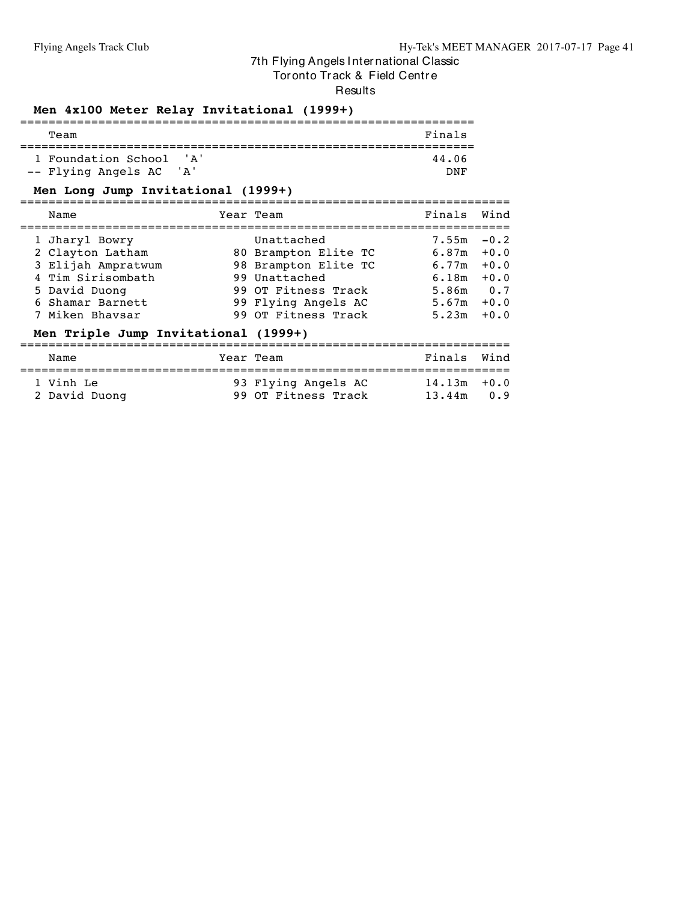# 7th Flying Angels International Classic

Toronto Track & Field Centre

Results

## Men 4x100 Meter Relay Invitational (1999+)

| | Team | Finals |
|---|---|---|
| 1 | Foundation School 'A' | 44.06 |
| -- | Flying Angels AC 'A' | DNF |

## Men Long Jump Invitational (1999+)

| | Name | Year | Team | Finals | Wind |
|---|---|---|---|---|---|
| 1 | Jharyl Bowry | | Unattached | 7.55m | -0.2 |
| 2 | Clayton Latham | 80 | Brampton Elite TC | 6.87m | +0.0 |
| 3 | Elijah Ampratwum | 98 | Brampton Elite TC | 6.77m | +0.0 |
| 4 | Tim Sirisombath | 99 | Unattached | 6.18m | +0.0 |
| 5 | David Duong | 99 | OT Fitness Track | 5.86m | 0.7 |
| 6 | Shamar Barnett | 99 | Flying Angels AC | 5.67m | +0.0 |
| 7 | Miken Bhavsar | 99 | OT Fitness Track | 5.23m | +0.0 |

## Men Triple Jump Invitational (1999+)

| | Name | Year | Team | Finals | Wind |
|---|---|---|---|---|---|
| 1 | Vinh Le | 93 | Flying Angels AC | 14.13m | +0.0 |
| 2 | David Duong | 99 | OT Fitness Track | 13.44m | 0.9 |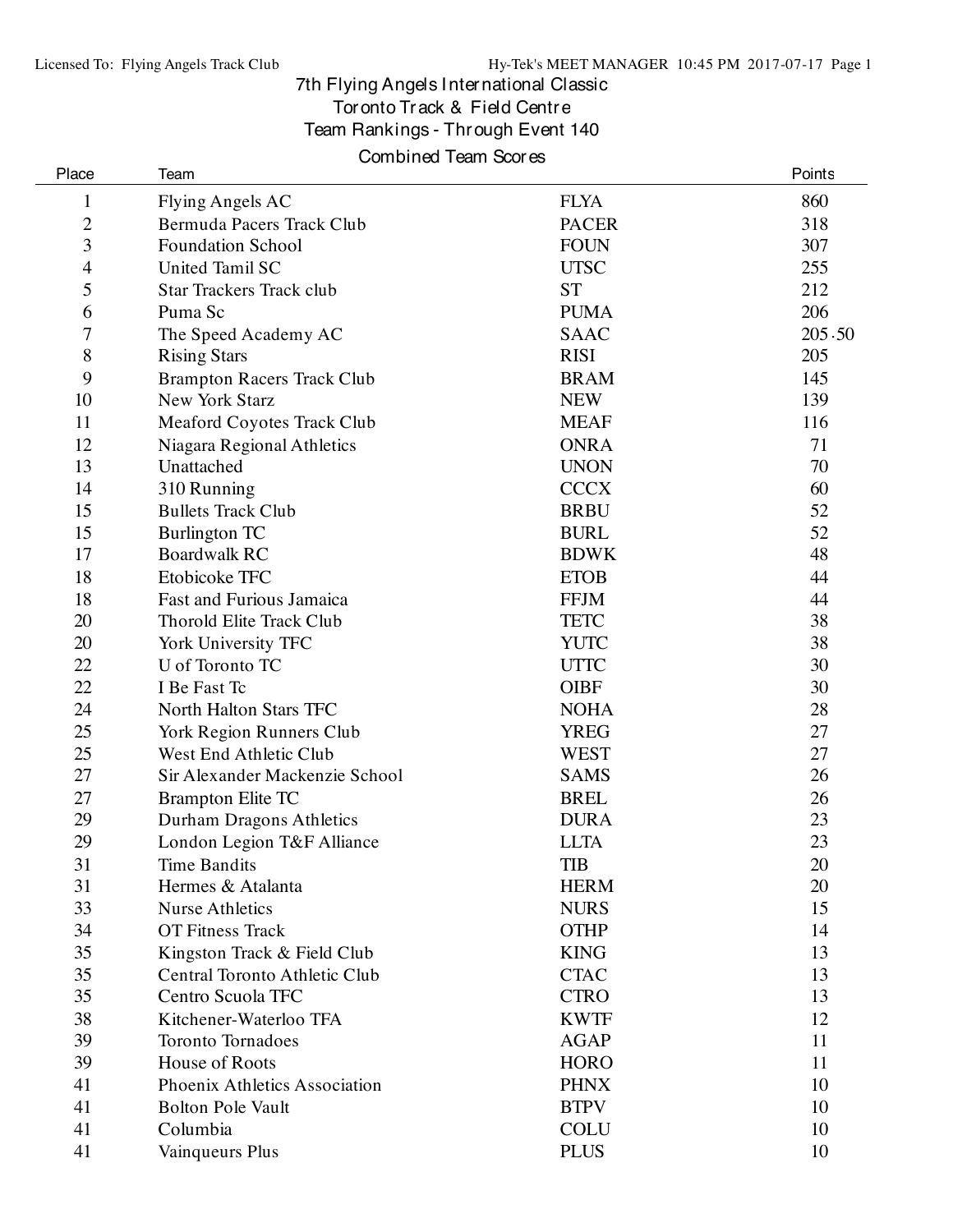# 7th Flying Angels International Classic

## Toronto Track & Field Centre

### Team Rankings - Through Event 140

### Combined Team Scores

| Place | Team | | Points |
|---|---|---|---|
| 1 | Flying Angels AC | FLYA | 860 |
| 2 | Bermuda Pacers Track Club | PACER | 318 |
| 3 | Foundation School | FOUN | 307 |
| 4 | United Tamil SC | UTSC | 255 |
| 5 | Star Trackers Track club | ST | 212 |
| 6 | Puma Sc | PUMA | 206 |
| 7 | The Speed Academy AC | SAAC | 205.50 |
| 8 | Rising Stars | RISI | 205 |
| 9 | Brampton Racers Track Club | BRAM | 145 |
| 10 | New York Starz | NEW | 139 |
| 11 | Meaford Coyotes Track Club | MEAF | 116 |
| 12 | Niagara Regional Athletics | ONRA | 71 |
| 13 | Unattached | UNON | 70 |
| 14 | 310 Running | CCCX | 60 |
| 15 | Bullets Track Club | BRBU | 52 |
| 15 | Burlington TC | BURL | 52 |
| 17 | Boardwalk RC | BDWK | 48 |
| 18 | Etobicoke TFC | ETOB | 44 |
| 18 | Fast and Furious Jamaica | FFJM | 44 |
| 20 | Thorold Elite Track Club | TETC | 38 |
| 20 | York University TFC | YUTC | 38 |
| 22 | U of Toronto TC | UTTC | 30 |
| 22 | I Be Fast Tc | OIBF | 30 |
| 24 | North Halton Stars TFC | NOHA | 28 |
| 25 | York Region Runners Club | YREG | 27 |
| 25 | West End Athletic Club | WEST | 27 |
| 27 | Sir Alexander Mackenzie School | SAMS | 26 |
| 27 | Brampton Elite TC | BREL | 26 |
| 29 | Durham Dragons Athletics | DURA | 23 |
| 29 | London Legion T&F Alliance | LLTA | 23 |
| 31 | Time Bandits | TIB | 20 |
| 31 | Hermes & Atalanta | HERM | 20 |
| 33 | Nurse Athletics | NURS | 15 |
| 34 | OT Fitness Track | OTHP | 14 |
| 35 | Kingston Track & Field Club | KING | 13 |
| 35 | Central Toronto Athletic Club | CTAC | 13 |
| 35 | Centro Scuola TFC | CTRO | 13 |
| 38 | Kitchener-Waterloo TFA | KWTF | 12 |
| 39 | Toronto Tornadoes | AGAP | 11 |
| 39 | House of Roots | HORO | 11 |
| 41 | Phoenix Athletics Association | PHNX | 10 |
| 41 | Bolton Pole Vault | BTPV | 10 |
| 41 | Columbia | COLU | 10 |
| 41 | Vainqueurs Plus | PLUS | 10 |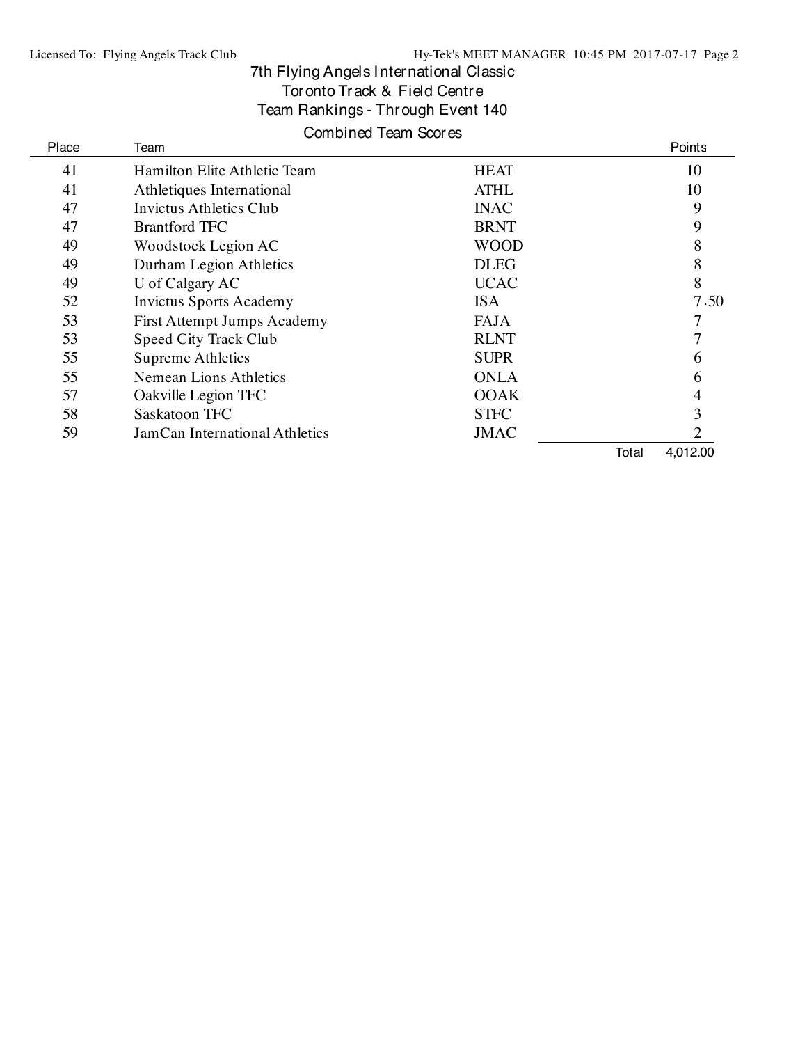# 7th Flying Angels International Classic

## Toronto Track & Field Centre

## Team Rankings - Through Event 140

### Combined Team Scores

| Place | Team | | Points |
|---|---|---|---|
| 41 | Hamilton Elite Athletic Team | HEAT | 10 |
| 41 | Athletiques International | ATHL | 10 |
| 47 | Invictus Athletics Club | INAC | 9 |
| 47 | Brantford TFC | BRNT | 9 |
| 49 | Woodstock Legion AC | WOOD | 8 |
| 49 | Durham Legion Athletics | DLEG | 8 |
| 49 | U of Calgary AC | UCAC | 8 |
| 52 | Invictus Sports Academy | ISA | 7.50 |
| 53 | First Attempt Jumps Academy | FAJA | 7 |
| 53 | Speed City Track Club | RLNT | 7 |
| 55 | Supreme Athletics | SUPR | 6 |
| 55 | Nemean Lions Athletics | ONLA | 6 |
| 57 | Oakville Legion TFC | OOAK | 4 |
| 58 | Saskatoon TFC | STFC | 3 |
| 59 | JamCan International Athletics | JMAC | 2 |
| | | Total | 4,012.00 |